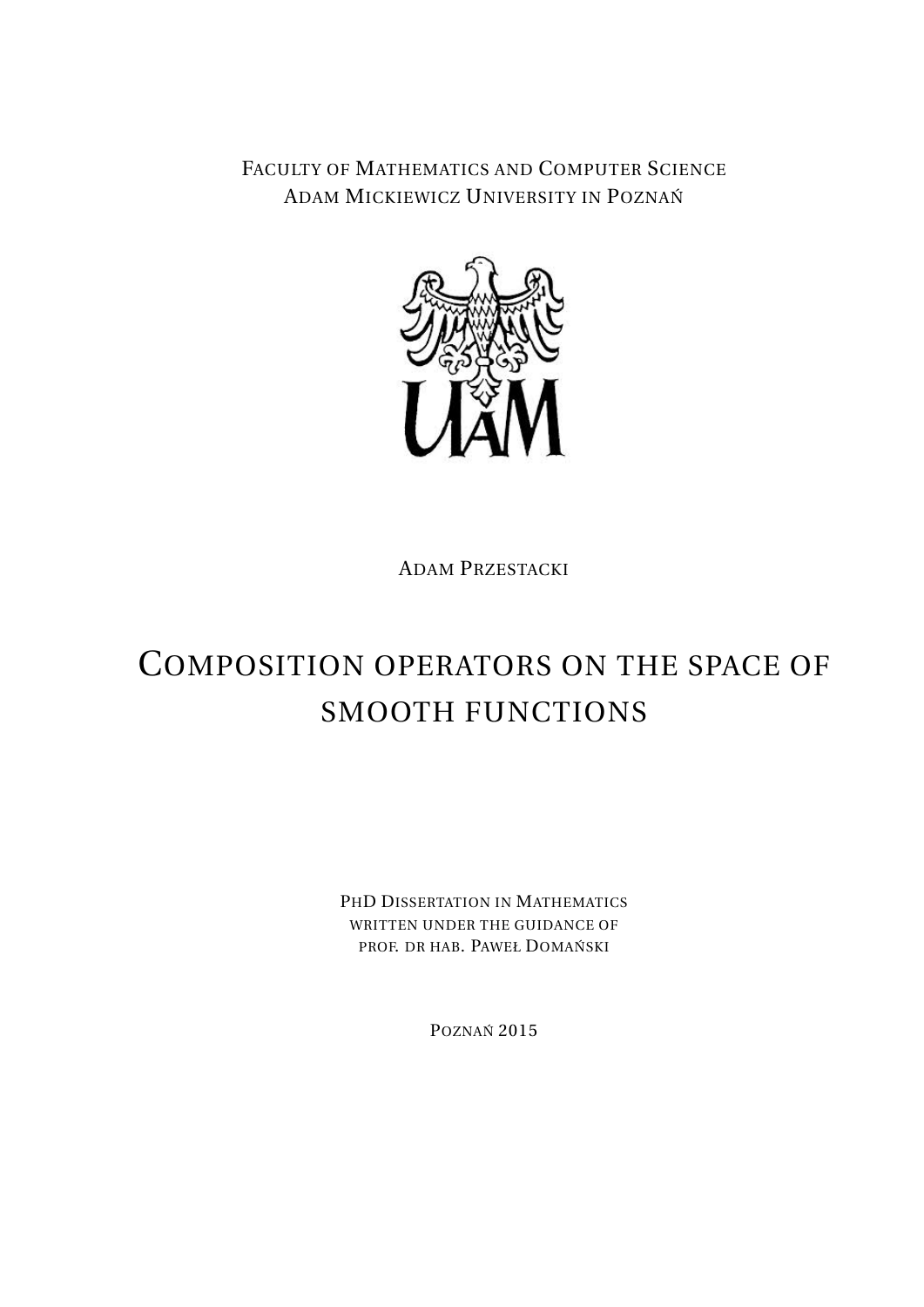Faculty of Mathematics and Computer Science
Adam Mickiewicz University in Poznań

UAM

Adam Przestacki

# Composition operators on the space of smooth functions

PhD Dissertation in Mathematics
written under the guidance of
prof. dr hab. Paweł Domański

Poznań 2015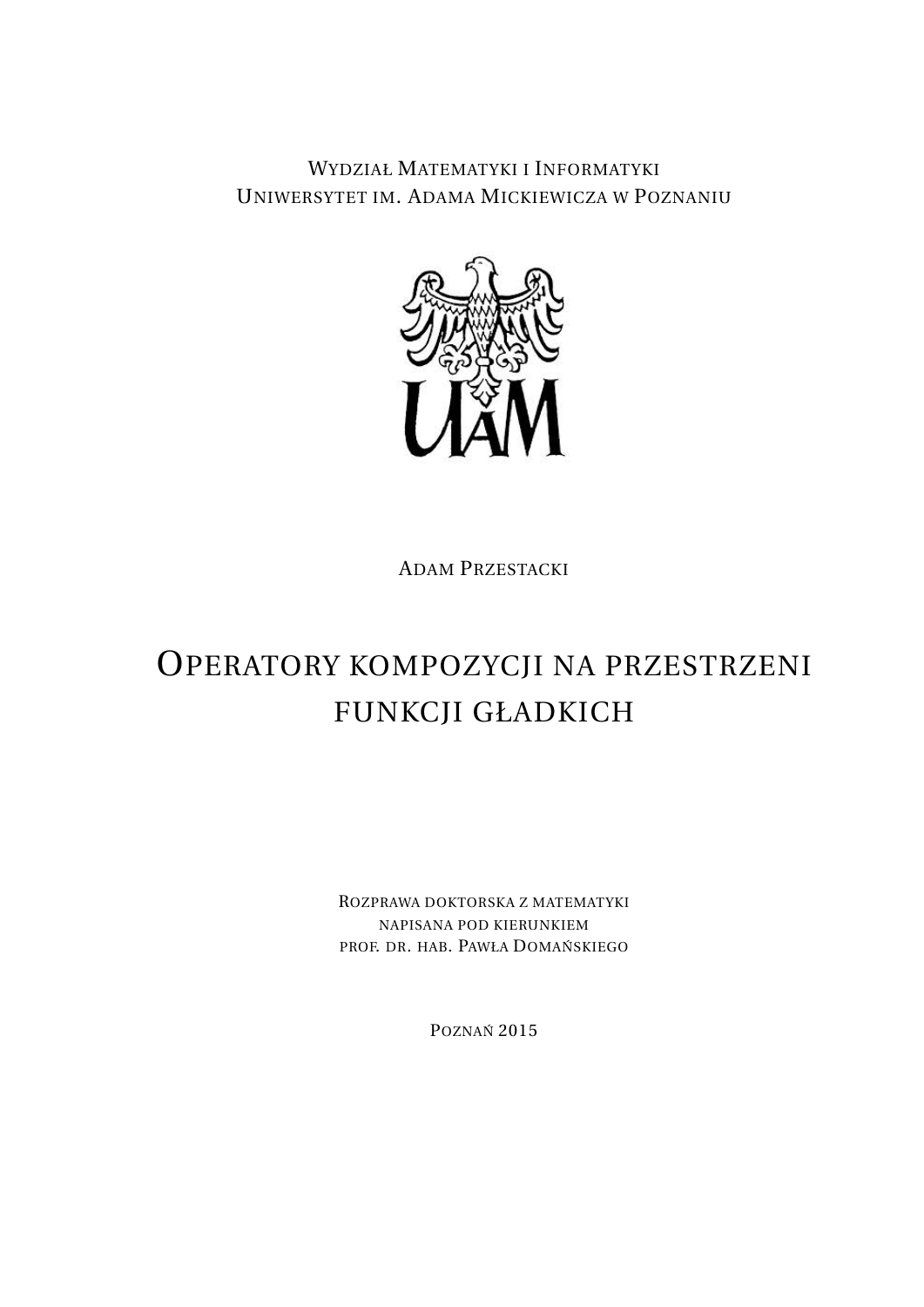Wydział Matematyki i Informatyki
Uniwersytet im. Adama Mickiewicza w Poznaniu

Adam Przestacki

# Operatory kompozycji na przestrzeni funkcji gładkich

Rozprawa doktorska z matematyki
napisana pod kierunkiem
prof. dr. hab. Pawła Domańskiego

Poznań 2015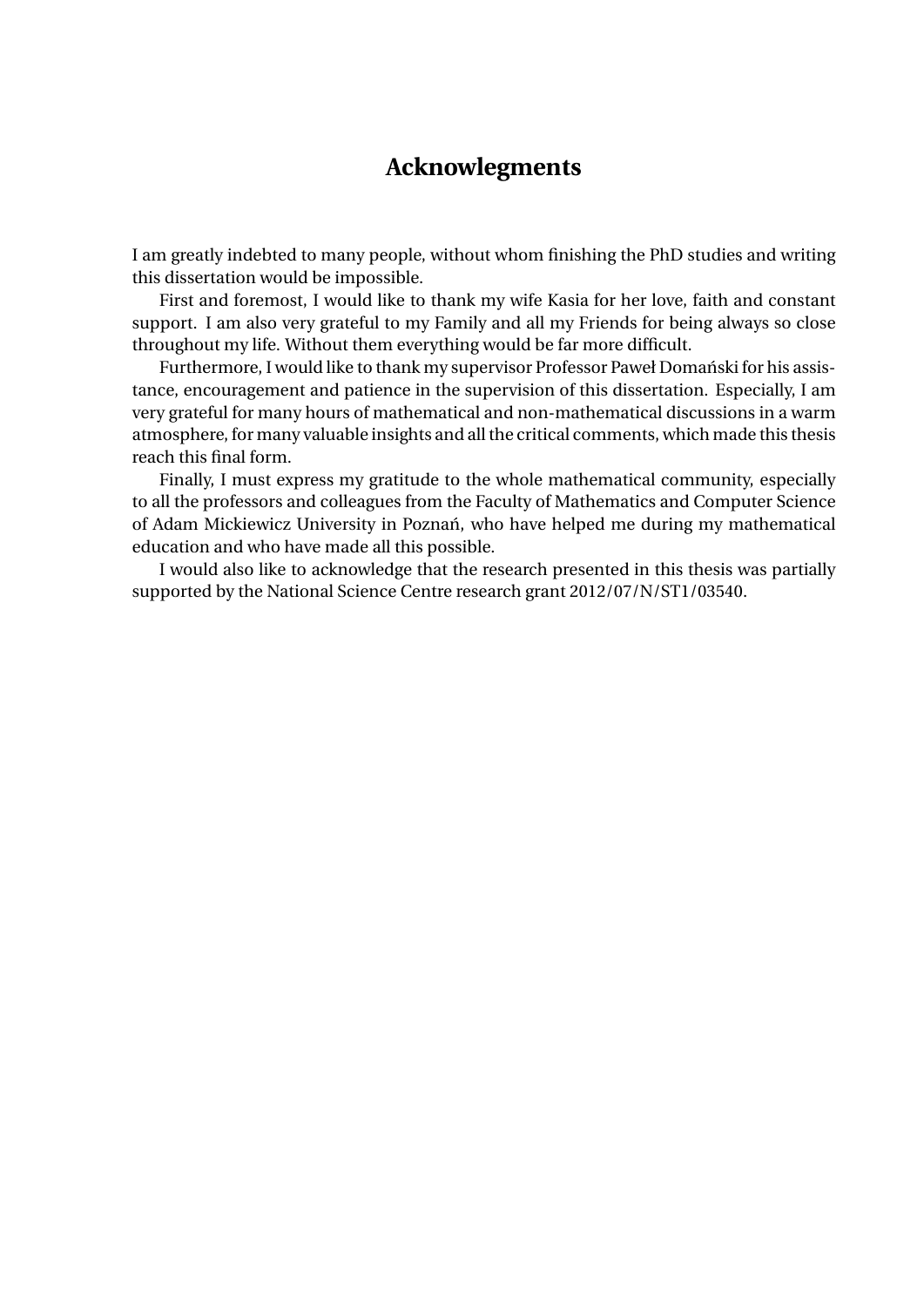# Acknowlegments

I am greatly indebted to many people, without whom finishing the PhD studies and writing this dissertation would be impossible.

First and foremost, I would like to thank my wife Kasia for her love, faith and constant support. I am also very grateful to my Family and all my Friends for being always so close throughout my life. Without them everything would be far more difficult.

Furthermore, I would like to thank my supervisor Professor Paweł Domański for his assistance, encouragement and patience in the supervision of this dissertation. Especially, I am very grateful for many hours of mathematical and non-mathematical discussions in a warm atmosphere, for many valuable insights and all the critical comments, which made this thesis reach this final form.

Finally, I must express my gratitude to the whole mathematical community, especially to all the professors and colleagues from the Faculty of Mathematics and Computer Science of Adam Mickiewicz University in Poznań, who have helped me during my mathematical education and who have made all this possible.

I would also like to acknowledge that the research presented in this thesis was partially supported by the National Science Centre research grant 2012/07/N/ST1/03540.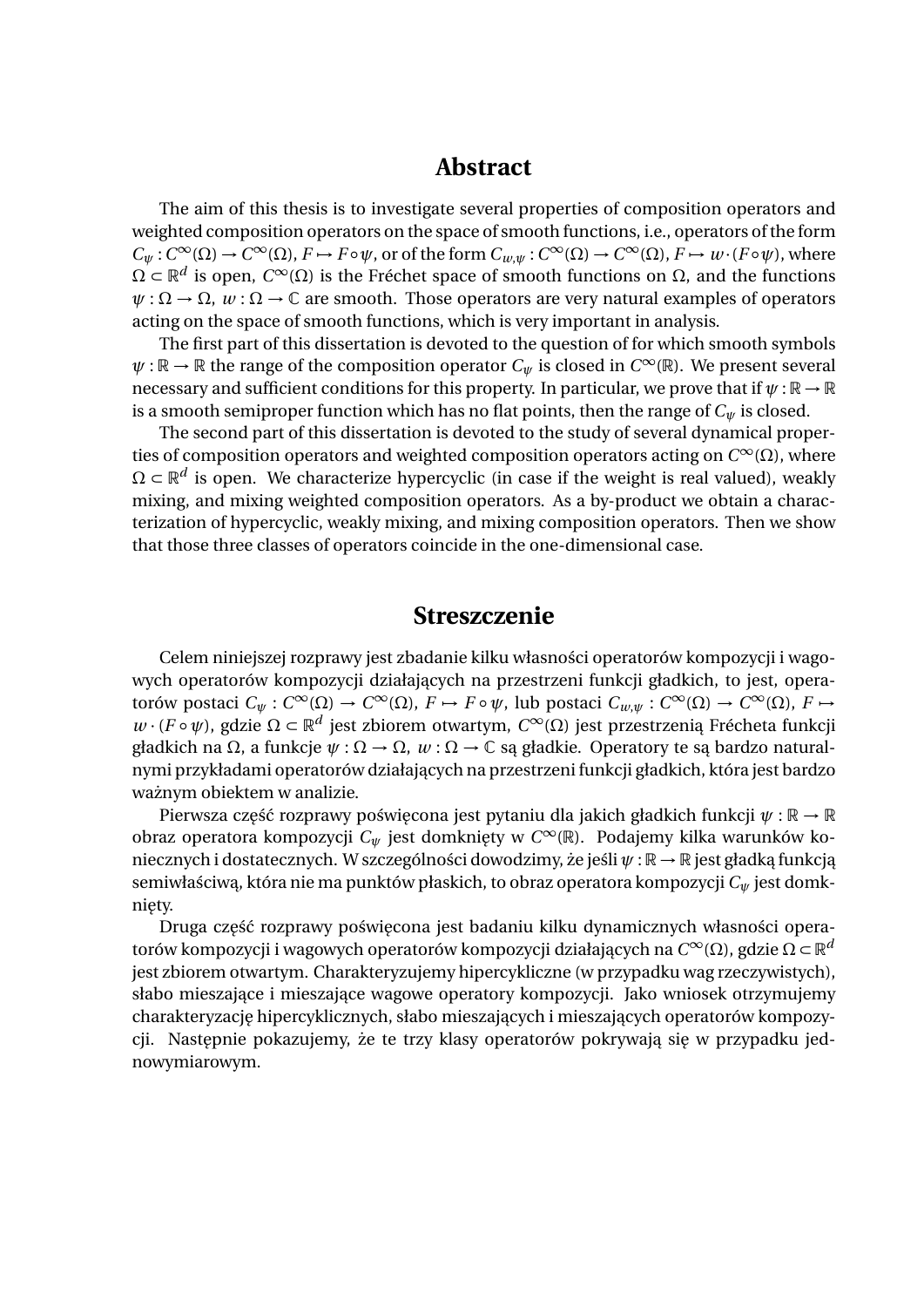## Abstract

The aim of this thesis is to investigate several properties of composition operators and weighted composition operators on the space of smooth functions, i.e., operators of the form $C_\psi : C^\infty(\Omega) \to C^\infty(\Omega)$, $F \mapsto F \circ \psi$, or of the form $C_{w,\psi} : C^\infty(\Omega) \to C^\infty(\Omega)$, $F \mapsto w \cdot (F \circ \psi)$, where $\Omega \subset \mathbb{R}^d$ is open, $C^\infty(\Omega)$ is the Fréchet space of smooth functions on $\Omega$, and the functions $\psi : \Omega \to \Omega$, $w : \Omega \to \mathbb{C}$ are smooth. Those operators are very natural examples of operators acting on the space of smooth functions, which is very important in analysis.

The first part of this dissertation is devoted to the question of for which smooth symbols $\psi : \mathbb{R} \to \mathbb{R}$ the range of the composition operator $C_\psi$ is closed in $C^\infty(\mathbb{R})$. We present several necessary and sufficient conditions for this property. In particular, we prove that if $\psi : \mathbb{R} \to \mathbb{R}$ is a smooth semiproper function which has no flat points, then the range of $C_\psi$ is closed.

The second part of this dissertation is devoted to the study of several dynamical properties of composition operators and weighted composition operators acting on $C^\infty(\Omega)$, where $\Omega \subset \mathbb{R}^d$ is open. We characterize hypercyclic (in case if the weight is real valued), weakly mixing, and mixing weighted composition operators. As a by-product we obtain a characterization of hypercyclic, weakly mixing, and mixing composition operators. Then we show that those three classes of operators coincide in the one-dimensional case.

## Streszczenie

Celem niniejszej rozprawy jest zbadanie kilku własności operatorów kompozycji i wagowych operatorów kompozycji działających na przestrzeni funkcji gładkich, to jest, operatorów postaci $C_\psi : C^\infty(\Omega) \to C^\infty(\Omega)$, $F \mapsto F \circ \psi$, lub postaci $C_{w,\psi} : C^\infty(\Omega) \to C^\infty(\Omega)$, $F \mapsto w \cdot (F \circ \psi)$, gdzie $\Omega \subset \mathbb{R}^d$ jest zbiorem otwartym, $C^\infty(\Omega)$ jest przestrzenią Frécheta funkcji gładkich na $\Omega$, a funkcje $\psi : \Omega \to \Omega$, $w : \Omega \to \mathbb{C}$ są gładkie. Operatory te są bardzo naturalnymi przykładami operatorów działających na przestrzeni funkcji gładkich, która jest bardzo ważnym obiektem w analizie.

Pierwsza część rozprawy poświęcona jest pytaniu dla jakich gładkich funkcji $\psi : \mathbb{R} \to \mathbb{R}$ obraz operatora kompozycji $C_\psi$ jest domknięty w $C^\infty(\mathbb{R})$. Podajemy kilka warunków koniecznych i dostatecznych. W szczególności dowodzimy, że jeśli $\psi : \mathbb{R} \to \mathbb{R}$ jest gładką funkcją semiwłaściwą, która nie ma punktów płaskich, to obraz operatora kompozycji $C_\psi$ jest domknięty.

Druga część rozprawy poświęcona jest badaniu kilku dynamicznych własności operatorów kompozycji i wagowych operatorów kompozycji działających na $C^\infty(\Omega)$, gdzie $\Omega \subset \mathbb{R}^d$ jest zbiorem otwartym. Charakteryzujemy hipercykliczne (w przypadku wag rzeczywistych), słabo mieszające i mieszające wagowe operatory kompozycji. Jako wniosek otrzymujemy charakteryzację hipercyklicznych, słabo mieszających i mieszających operatorów kompozycji. Następnie pokazujemy, że te trzy klasy operatorów pokrywają się w przypadku jednowymiarowym.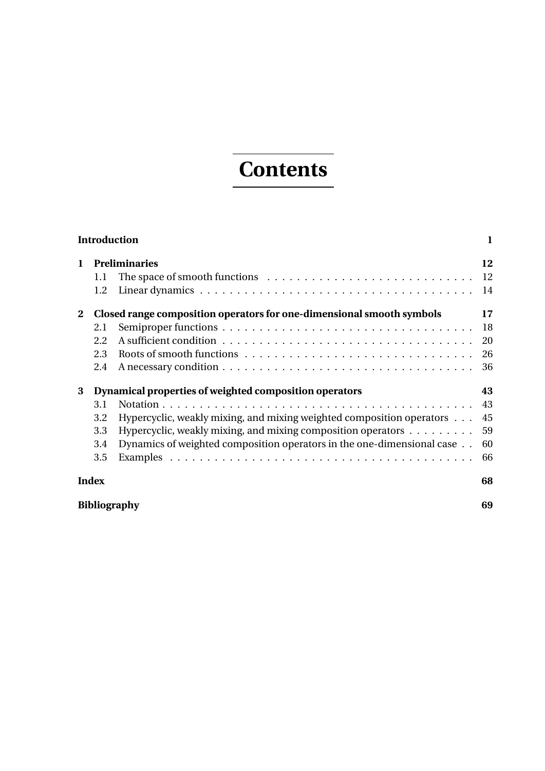# Contents

**Introduction** **1**

**1 Preliminaries** **12**
- 1.1 The space of smooth functions . . . . . . . . . . . . . . . . . . . . . . . . . . . 12
- 1.2 Linear dynamics . . . . . . . . . . . . . . . . . . . . . . . . . . . . . . . . . . . . 14

**2 Closed range composition operators for one-dimensional smooth symbols** **17**
- 2.1 Semiproper functions . . . . . . . . . . . . . . . . . . . . . . . . . . . . . . . . . 18
- 2.2 A sufficient condition . . . . . . . . . . . . . . . . . . . . . . . . . . . . . . . . . 20
- 2.3 Roots of smooth functions . . . . . . . . . . . . . . . . . . . . . . . . . . . . . . 26
- 2.4 A necessary condition . . . . . . . . . . . . . . . . . . . . . . . . . . . . . . . . . 36

**3 Dynamical properties of weighted composition operators** **43**
- 3.1 Notation . . . . . . . . . . . . . . . . . . . . . . . . . . . . . . . . . . . . . . . . . 43
- 3.2 Hypercyclic, weakly mixing, and mixing weighted composition operators . . . 45
- 3.3 Hypercyclic, weakly mixing, and mixing composition operators . . . . . . . . . 59
- 3.4 Dynamics of weighted composition operators in the one-dimensional case . . 60
- 3.5 Examples . . . . . . . . . . . . . . . . . . . . . . . . . . . . . . . . . . . . . . . . . 66

**Index** **68**

**Bibliography** **69**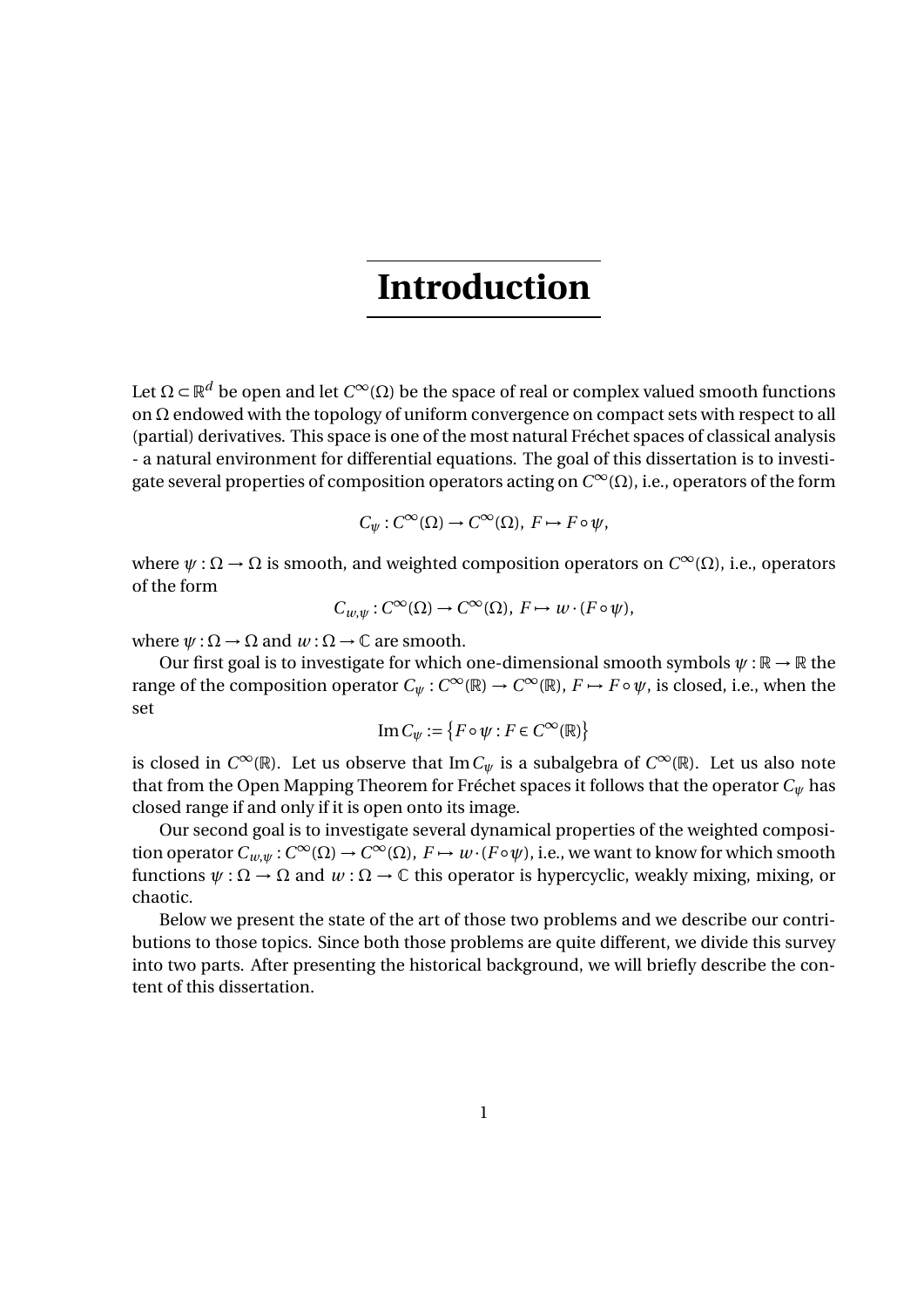# Introduction

Let $\Omega \subset \mathbb{R}^d$ be open and let $C^\infty(\Omega)$ be the space of real or complex valued smooth functions on $\Omega$ endowed with the topology of uniform convergence on compact sets with respect to all (partial) derivatives. This space is one of the most natural Fréchet spaces of classical analysis - a natural environment for differential equations. The goal of this dissertation is to investigate several properties of composition operators acting on $C^\infty(\Omega)$, i.e., operators of the form

$$C_\psi : C^\infty(\Omega) \to C^\infty(\Omega),\ F \mapsto F \circ \psi,$$

where $\psi : \Omega \to \Omega$ is smooth, and weighted composition operators on $C^\infty(\Omega)$, i.e., operators of the form

$$C_{w,\psi} : C^\infty(\Omega) \to C^\infty(\Omega),\ F \mapsto w \cdot (F \circ \psi),$$

where $\psi : \Omega \to \Omega$ and $w : \Omega \to \mathbb{C}$ are smooth.

Our first goal is to investigate for which one-dimensional smooth symbols $\psi : \mathbb{R} \to \mathbb{R}$ the range of the composition operator $C_\psi : C^\infty(\mathbb{R}) \to C^\infty(\mathbb{R})$, $F \mapsto F \circ \psi$, is closed, i.e., when the set

$$\operatorname{Im} C_\psi := \left\{F \circ \psi : F \in C^\infty(\mathbb{R})\right\}$$

is closed in $C^\infty(\mathbb{R})$. Let us observe that $\operatorname{Im} C_\psi$ is a subalgebra of $C^\infty(\mathbb{R})$. Let us also note that from the Open Mapping Theorem for Fréchet spaces it follows that the operator $C_\psi$ has closed range if and only if it is open onto its image.

Our second goal is to investigate several dynamical properties of the weighted composition operator $C_{w,\psi} : C^\infty(\Omega) \to C^\infty(\Omega)$, $F \mapsto w \cdot (F \circ \psi)$, i.e., we want to know for which smooth functions $\psi : \Omega \to \Omega$ and $w : \Omega \to \mathbb{C}$ this operator is hypercyclic, weakly mixing, mixing, or chaotic.

Below we present the state of the art of those two problems and we describe our contributions to those topics. Since both those problems are quite different, we divide this survey into two parts. After presenting the historical background, we will briefly describe the content of this dissertation.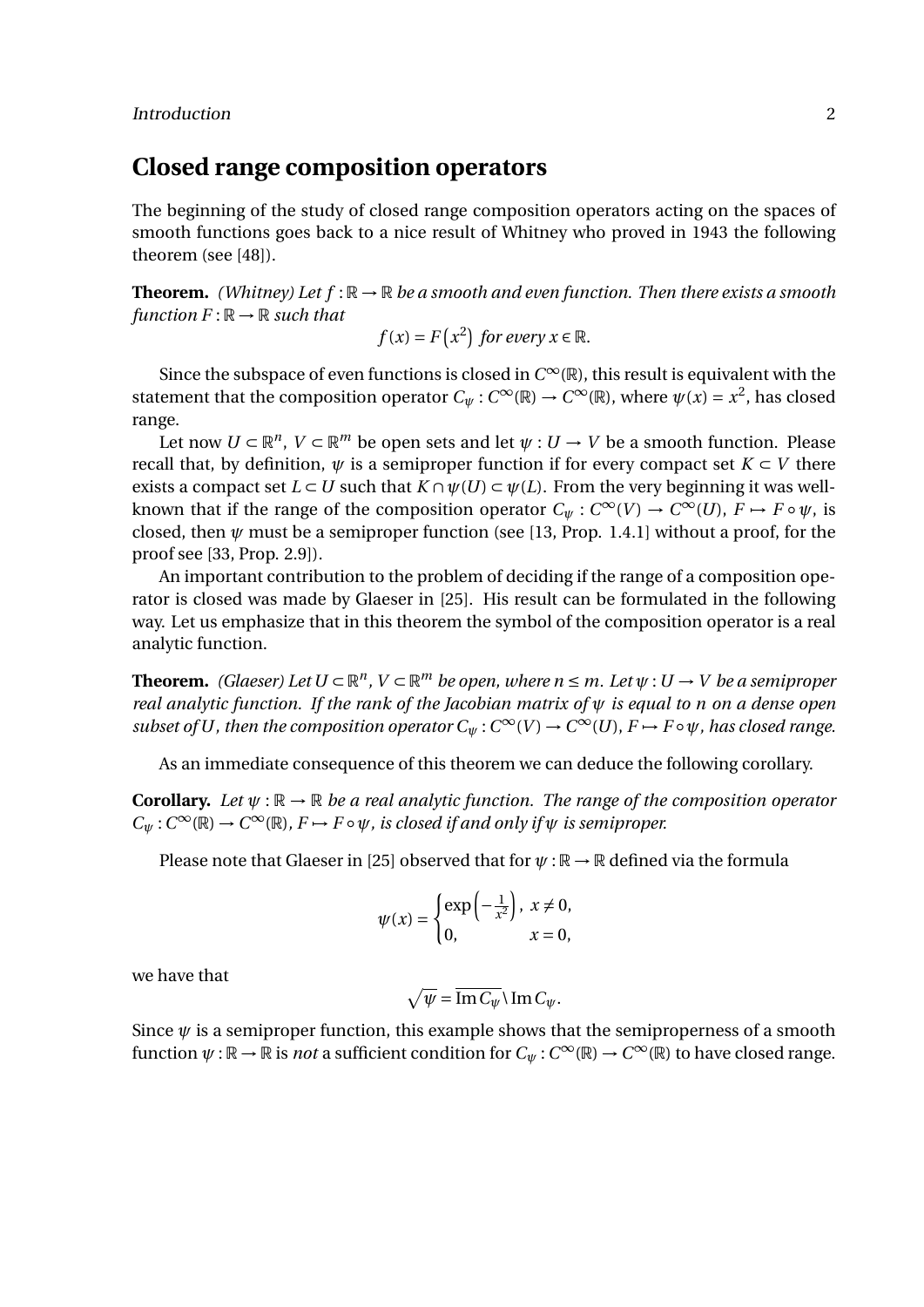## Closed range composition operators

The beginning of the study of closed range composition operators acting on the spaces of smooth functions goes back to a nice result of Whitney who proved in 1943 the following theorem (see [48]).

**Theorem.** *(Whitney) Let $f : \mathbb{R} \to \mathbb{R}$ be a smooth and even function. Then there exists a smooth function $F : \mathbb{R} \to \mathbb{R}$ such that*

$$f(x) = F\left(x^2\right) \text{ for every } x \in \mathbb{R}.$$

Since the subspace of even functions is closed in $C^\infty(\mathbb{R})$, this result is equivalent with the statement that the composition operator $C_\psi : C^\infty(\mathbb{R}) \to C^\infty(\mathbb{R})$, where $\psi(x) = x^2$, has closed range.

Let now $U \subset \mathbb{R}^n$, $V \subset \mathbb{R}^m$ be open sets and let $\psi : U \to V$ be a smooth function. Please recall that, by definition, $\psi$ is a semiproper function if for every compact set $K \subset V$ there exists a compact set $L \subset U$ such that $K \cap \psi(U) \subset \psi(L)$. From the very beginning it was well-known that if the range of the composition operator $C_\psi : C^\infty(V) \to C^\infty(U)$, $F \mapsto F \circ \psi$, is closed, then $\psi$ must be a semiproper function (see [13, Prop. 1.4.1] without a proof, for the proof see [33, Prop. 2.9]).

An important contribution to the problem of deciding if the range of a composition operator is closed was made by Glaeser in [25]. His result can be formulated in the following way. Let us emphasize that in this theorem the symbol of the composition operator is a real analytic function.

**Theorem.** *(Glaeser) Let $U \subset \mathbb{R}^n$, $V \subset \mathbb{R}^m$ be open, where $n \leq m$. Let $\psi : U \to V$ be a semiproper real analytic function. If the rank of the Jacobian matrix of $\psi$ is equal to $n$ on a dense open subset of $U$, then the composition operator $C_\psi : C^\infty(V) \to C^\infty(U)$, $F \mapsto F \circ \psi$, has closed range.*

As an immediate consequence of this theorem we can deduce the following corollary.

**Corollary.** *Let $\psi : \mathbb{R} \to \mathbb{R}$ be a real analytic function. The range of the composition operator $C_\psi : C^\infty(\mathbb{R}) \to C^\infty(\mathbb{R})$, $F \mapsto F \circ \psi$, is closed if and only if $\psi$ is semiproper.*

Please note that Glaeser in [25] observed that for $\psi : \mathbb{R} \to \mathbb{R}$ defined via the formula

$$\psi(x) = \begin{cases} \exp\left(-\frac{1}{x^2}\right), & x \neq 0, \\ 0, & x = 0, \end{cases}$$

we have that

$$\sqrt{\psi} = \overline{\operatorname{Im} C_\psi} \setminus \operatorname{Im} C_\psi.$$

Since $\psi$ is a semiproper function, this example shows that the semiproperness of a smooth function $\psi : \mathbb{R} \to \mathbb{R}$ is *not* a sufficient condition for $C_\psi : C^\infty(\mathbb{R}) \to C^\infty(\mathbb{R})$ to have closed range.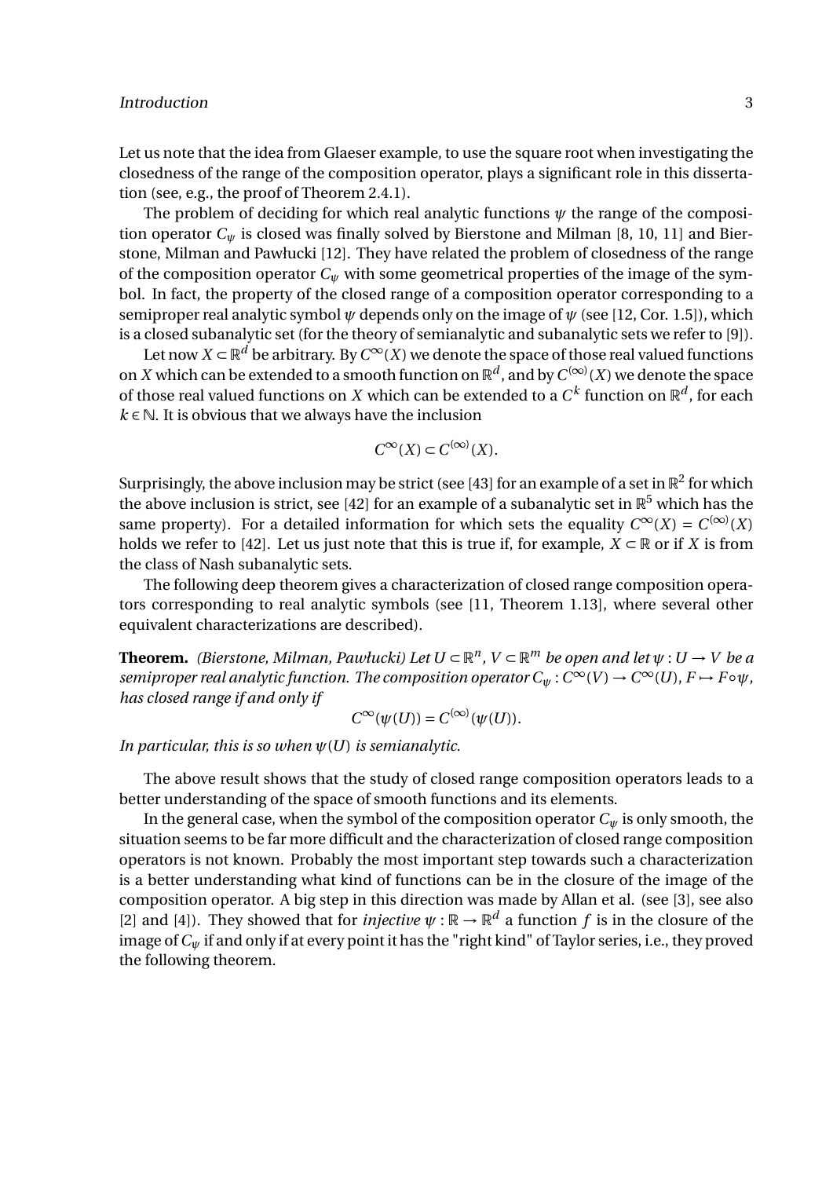Let us note that the idea from Glaeser example, to use the square root when investigating the closedness of the range of the composition operator, plays a significant role in this dissertation (see, e.g., the proof of Theorem 2.4.1).

The problem of deciding for which real analytic functions $\psi$ the range of the composition operator $C_\psi$ is closed was finally solved by Bierstone and Milman [8, 10, 11] and Bierstone, Milman and Pawłucki [12]. They have related the problem of closedness of the range of the composition operator $C_\psi$ with some geometrical properties of the image of the symbol. In fact, the property of the closed range of a composition operator corresponding to a semiproper real analytic symbol $\psi$ depends only on the image of $\psi$ (see [12, Cor. 1.5]), which is a closed subanalytic set (for the theory of semianalytic and subanalytic sets we refer to [9]).

Let now $X \subset \mathbb{R}^d$ be arbitrary. By $C^\infty(X)$ we denote the space of those real valued functions on $X$ which can be extended to a smooth function on $\mathbb{R}^d$, and by $C^{(\infty)}(X)$ we denote the space of those real valued functions on $X$ which can be extended to a $C^k$ function on $\mathbb{R}^d$, for each $k \in \mathbb{N}$. It is obvious that we always have the inclusion

$$C^\infty(X) \subset C^{(\infty)}(X).$$

Surprisingly, the above inclusion may be strict (see [43] for an example of a set in $\mathbb{R}^2$ for which the above inclusion is strict, see [42] for an example of a subanalytic set in $\mathbb{R}^5$ which has the same property). For a detailed information for which sets the equality $C^\infty(X) = C^{(\infty)}(X)$ holds we refer to [42]. Let us just note that this is true if, for example, $X \subset \mathbb{R}$ or if $X$ is from the class of Nash subanalytic sets.

The following deep theorem gives a characterization of closed range composition operators corresponding to real analytic symbols (see [11, Theorem 1.13], where several other equivalent characterizations are described).

**Theorem.** *(Bierstone, Milman, Pawłucki) Let $U \subset \mathbb{R}^n$, $V \subset \mathbb{R}^m$ be open and let $\psi : U \to V$ be a semiproper real analytic function. The composition operator $C_\psi : C^\infty(V) \to C^\infty(U)$, $F \mapsto F \circ \psi$, has closed range if and only if*

$$C^\infty(\psi(U)) = C^{(\infty)}(\psi(U)).$$

*In particular, this is so when $\psi(U)$ is semianalytic.*

The above result shows that the study of closed range composition operators leads to a better understanding of the space of smooth functions and its elements.

In the general case, when the symbol of the composition operator $C_\psi$ is only smooth, the situation seems to be far more difficult and the characterization of closed range composition operators is not known. Probably the most important step towards such a characterization is a better understanding what kind of functions can be in the closure of the image of the composition operator. A big step in this direction was made by Allan et al. (see [3], see also [2] and [4]). They showed that for *injective* $\psi : \mathbb{R} \to \mathbb{R}^d$ a function $f$ is in the closure of the image of $C_\psi$ if and only if at every point it has the "right kind" of Taylor series, i.e., they proved the following theorem.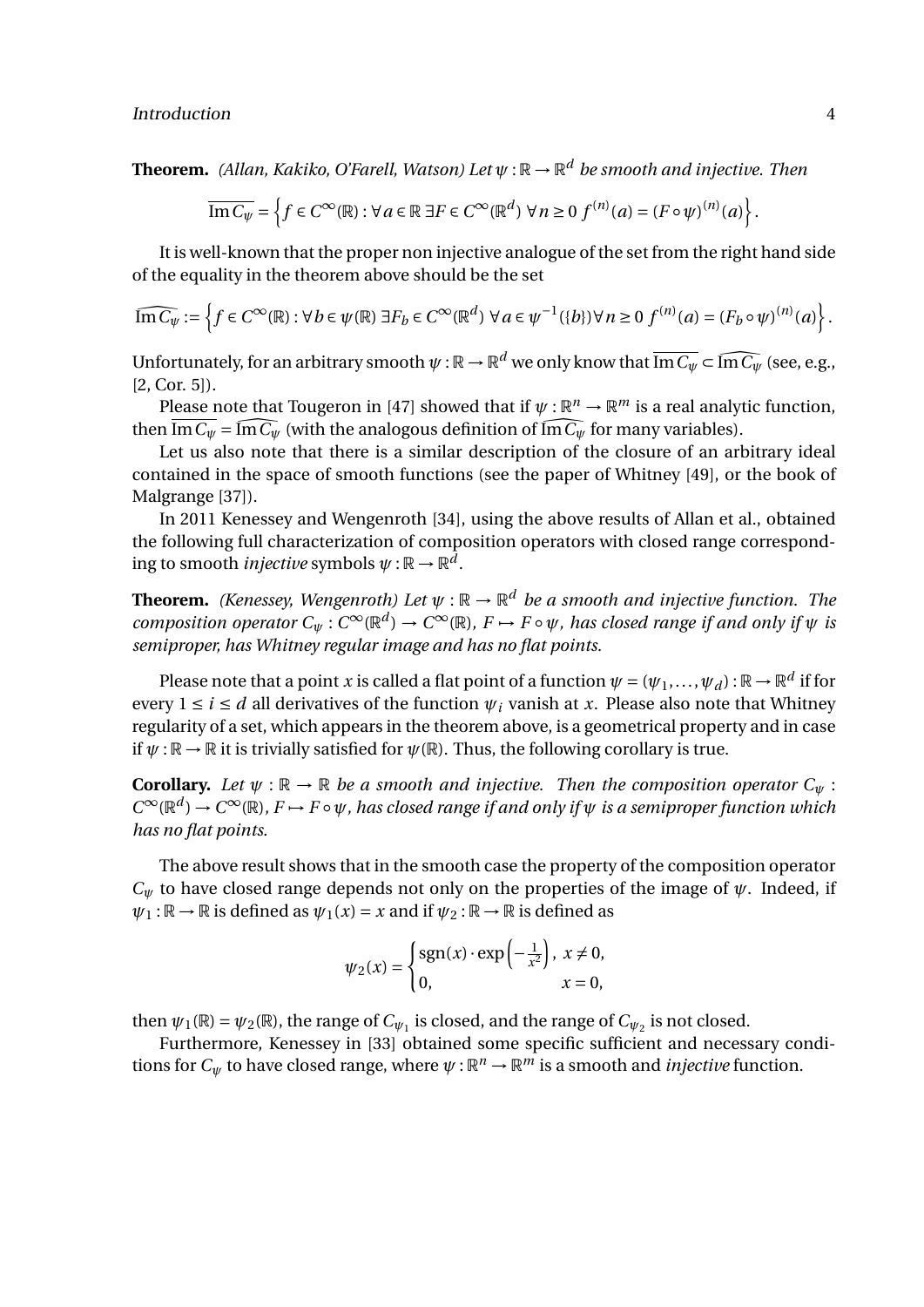**Theorem.** *(Allan, Kakiko, O'Farell, Watson) Let $\psi : \mathbb{R} \to \mathbb{R}^d$ be smooth and injective. Then*

$$\overline{\operatorname{Im} C_\psi} = \left\{ f \in C^\infty(\mathbb{R}) : \forall a \in \mathbb{R}\ \exists F \in C^\infty(\mathbb{R}^d)\ \forall n \geq 0\ f^{(n)}(a) = (F \circ \psi)^{(n)}(a) \right\}.$$

It is well-known that the proper non injective analogue of the set from the right hand side of the equality in the theorem above should be the set

$$\widehat{\operatorname{Im} C_\psi} := \left\{ f \in C^\infty(\mathbb{R}) : \forall b \in \psi(\mathbb{R})\ \exists F_b \in C^\infty(\mathbb{R}^d)\ \forall a \in \psi^{-1}(\{b\}) \forall n \geq 0\ f^{(n)}(a) = (F_b \circ \psi)^{(n)}(a) \right\}.$$

Unfortunately, for an arbitrary smooth $\psi : \mathbb{R} \to \mathbb{R}^d$ we only know that $\overline{\operatorname{Im} C_\psi} \subset \widehat{\operatorname{Im} C_\psi}$ (see, e.g., [2, Cor. 5]).

Please note that Tougeron in [47] showed that if $\psi : \mathbb{R}^n \to \mathbb{R}^m$ is a real analytic function, then $\overline{\operatorname{Im} C_\psi} = \widehat{\operatorname{Im} C_\psi}$ (with the analogous definition of $\widehat{\operatorname{Im} C_\psi}$ for many variables).

Let us also note that there is a similar description of the closure of an arbitrary ideal contained in the space of smooth functions (see the paper of Whitney [49], or the book of Malgrange [37]).

In 2011 Kenessey and Wengenroth [34], using the above results of Allan et al., obtained the following full characterization of composition operators with closed range corresponding to smooth *injective* symbols $\psi : \mathbb{R} \to \mathbb{R}^d$.

**Theorem.** *(Kenessey, Wengenroth) Let $\psi : \mathbb{R} \to \mathbb{R}^d$ be a smooth and injective function. The composition operator $C_\psi : C^\infty(\mathbb{R}^d) \to C^\infty(\mathbb{R})$, $F \mapsto F \circ \psi$, has closed range if and only if $\psi$ is semiproper, has Whitney regular image and has no flat points.*

Please note that a point $x$ is called a flat point of a function $\psi = (\psi_1, \ldots, \psi_d) : \mathbb{R} \to \mathbb{R}^d$ if for every $1 \leq i \leq d$ all derivatives of the function $\psi_i$ vanish at $x$. Please also note that Whitney regularity of a set, which appears in the theorem above, is a geometrical property and in case if $\psi : \mathbb{R} \to \mathbb{R}$ it is trivially satisfied for $\psi(\mathbb{R})$. Thus, the following corollary is true.

**Corollary.** *Let $\psi : \mathbb{R} \to \mathbb{R}$ be a smooth and injective. Then the composition operator $C_\psi : C^\infty(\mathbb{R}^d) \to C^\infty(\mathbb{R})$, $F \mapsto F \circ \psi$, has closed range if and only if $\psi$ is a semiproper function which has no flat points.*

The above result shows that in the smooth case the property of the composition operator $C_\psi$ to have closed range depends not only on the properties of the image of $\psi$. Indeed, if $\psi_1 : \mathbb{R} \to \mathbb{R}$ is defined as $\psi_1(x) = x$ and if $\psi_2 : \mathbb{R} \to \mathbb{R}$ is defined as

$$\psi_2(x) = \begin{cases} \operatorname{sgn}(x) \cdot \exp\left(-\frac{1}{x^2}\right), & x \neq 0, \\ 0, & x = 0, \end{cases}$$

then $\psi_1(\mathbb{R}) = \psi_2(\mathbb{R})$, the range of $C_{\psi_1}$ is closed, and the range of $C_{\psi_2}$ is not closed.

Furthermore, Kenessey in [33] obtained some specific sufficient and necessary conditions for $C_\psi$ to have closed range, where $\psi : \mathbb{R}^n \to \mathbb{R}^m$ is a smooth and *injective* function.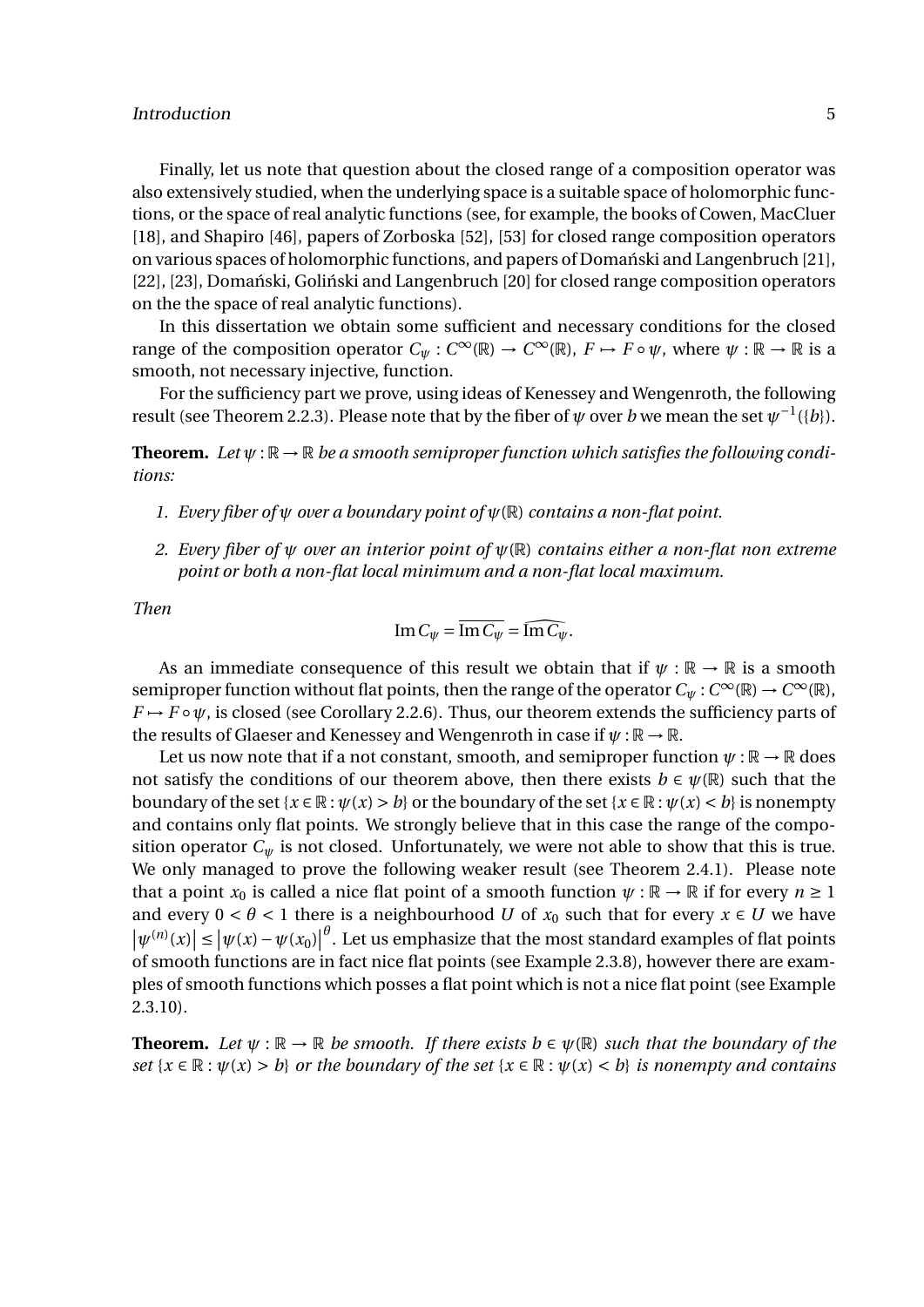Finally, let us note that question about the closed range of a composition operator was also extensively studied, when the underlying space is a suitable space of holomorphic functions, or the space of real analytic functions (see, for example, the books of Cowen, MacCluer [18], and Shapiro [46], papers of Zorboska [52], [53] for closed range composition operators on various spaces of holomorphic functions, and papers of Domański and Langenbruch [21], [22], [23], Domański, Goliński and Langenbruch [20] for closed range composition operators on the the space of real analytic functions).

In this dissertation we obtain some sufficient and necessary conditions for the closed range of the composition operator $C_\psi : C^\infty(\mathbb{R}) \to C^\infty(\mathbb{R})$, $F \mapsto F \circ \psi$, where $\psi : \mathbb{R} \to \mathbb{R}$ is a smooth, not necessary injective, function.

For the sufficiency part we prove, using ideas of Kenessey and Wengenroth, the following result (see Theorem 2.2.3). Please note that by the fiber of $\psi$ over $b$ we mean the set $\psi^{-1}(\{b\})$.

**Theorem.** *Let $\psi : \mathbb{R} \to \mathbb{R}$ be a smooth semiproper function which satisfies the following conditions:*

1. *Every fiber of $\psi$ over a boundary point of $\psi(\mathbb{R})$ contains a non-flat point.*
2. *Every fiber of $\psi$ over an interior point of $\psi(\mathbb{R})$ contains either a non-flat non extreme point or both a non-flat local minimum and a non-flat local maximum.*

*Then*

$$\operatorname{Im} C_\psi = \overline{\operatorname{Im} C_\psi} = \widehat{\operatorname{Im} C_\psi}.$$

As an immediate consequence of this result we obtain that if $\psi : \mathbb{R} \to \mathbb{R}$ is a smooth semiproper function without flat points, then the range of the operator $C_\psi : C^\infty(\mathbb{R}) \to C^\infty(\mathbb{R})$, $F \mapsto F \circ \psi$, is closed (see Corollary 2.2.6). Thus, our theorem extends the sufficiency parts of the results of Glaeser and Kenessey and Wengenroth in case if $\psi : \mathbb{R} \to \mathbb{R}$.

Let us now note that if a not constant, smooth, and semiproper function $\psi : \mathbb{R} \to \mathbb{R}$ does not satisfy the conditions of our theorem above, then there exists $b \in \psi(\mathbb{R})$ such that the boundary of the set $\{x \in \mathbb{R} : \psi(x) > b\}$ or the boundary of the set $\{x \in \mathbb{R} : \psi(x) < b\}$ is nonempty and contains only flat points. We strongly believe that in this case the range of the composition operator $C_\psi$ is not closed. Unfortunately, we were not able to show that this is true. We only managed to prove the following weaker result (see Theorem 2.4.1). Please note that a point $x_0$ is called a nice flat point of a smooth function $\psi : \mathbb{R} \to \mathbb{R}$ if for every $n \geq 1$ and every $0 < \theta < 1$ there is a neighbourhood $U$ of $x_0$ such that for every $x \in U$ we have $\left|\psi^{(n)}(x)\right| \leq \left|\psi(x) - \psi(x_0)\right|^\theta$. Let us emphasize that the most standard examples of flat points of smooth functions are in fact nice flat points (see Example 2.3.8), however there are examples of smooth functions which posses a flat point which is not a nice flat point (see Example 2.3.10).

**Theorem.** *Let $\psi : \mathbb{R} \to \mathbb{R}$ be smooth. If there exists $b \in \psi(\mathbb{R})$ such that the boundary of the set $\{x \in \mathbb{R} : \psi(x) > b\}$ or the boundary of the set $\{x \in \mathbb{R} : \psi(x) < b\}$ is nonempty and contains*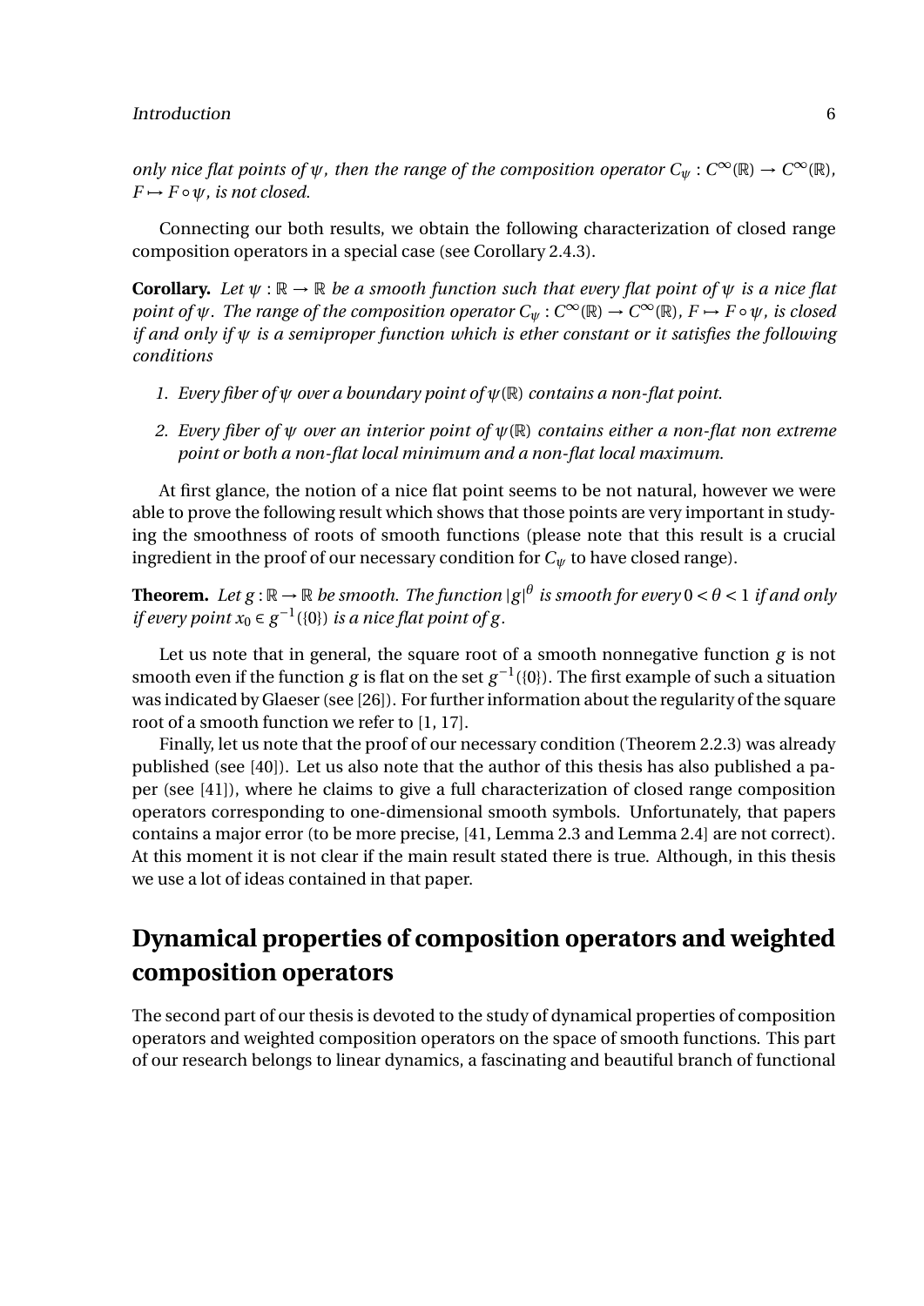*only nice flat points of $\psi$, then the range of the composition operator $C_\psi : C^\infty(\mathbb{R}) \to C^\infty(\mathbb{R})$, $F \mapsto F \circ \psi$, is not closed.*

Connecting our both results, we obtain the following characterization of closed range composition operators in a special case (see Corollary 2.4.3).

**Corollary.** *Let $\psi : \mathbb{R} \to \mathbb{R}$ be a smooth function such that every flat point of $\psi$ is a nice flat point of $\psi$. The range of the composition operator $C_\psi : C^\infty(\mathbb{R}) \to C^\infty(\mathbb{R})$, $F \mapsto F \circ \psi$, is closed if and only if $\psi$ is a semiproper function which is ether constant or it satisfies the following conditions*

1. *Every fiber of $\psi$ over a boundary point of $\psi(\mathbb{R})$ contains a non-flat point.*
2. *Every fiber of $\psi$ over an interior point of $\psi(\mathbb{R})$ contains either a non-flat non extreme point or both a non-flat local minimum and a non-flat local maximum.*

At first glance, the notion of a nice flat point seems to be not natural, however we were able to prove the following result which shows that those points are very important in studying the smoothness of roots of smooth functions (please note that this result is a crucial ingredient in the proof of our necessary condition for $C_\psi$ to have closed range).

**Theorem.** *Let $g : \mathbb{R} \to \mathbb{R}$ be smooth. The function $|g|^\theta$ is smooth for every $0 < \theta < 1$ if and only if every point $x_0 \in g^{-1}(\{0\})$ is a nice flat point of $g$.*

Let us note that in general, the square root of a smooth nonnegative function $g$ is not smooth even if the function $g$ is flat on the set $g^{-1}(\{0\})$. The first example of such a situation was indicated by Glaeser (see [26]). For further information about the regularity of the square root of a smooth function we refer to [1, 17].

Finally, let us note that the proof of our necessary condition (Theorem 2.2.3) was already published (see [40]). Let us also note that the author of this thesis has also published a paper (see [41]), where he claims to give a full characterization of closed range composition operators corresponding to one-dimensional smooth symbols. Unfortunately, that papers contains a major error (to be more precise, [41, Lemma 2.3 and Lemma 2.4] are not correct). At this moment it is not clear if the main result stated there is true. Although, in this thesis we use a lot of ideas contained in that paper.

## Dynamical properties of composition operators and weighted composition operators

The second part of our thesis is devoted to the study of dynamical properties of composition operators and weighted composition operators on the space of smooth functions. This part of our research belongs to linear dynamics, a fascinating and beautiful branch of functional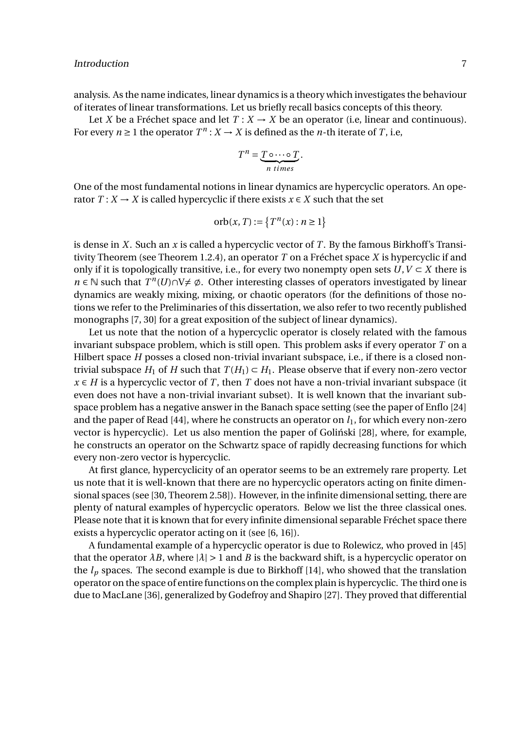analysis. As the name indicates, linear dynamics is a theory which investigates the behaviour of iterates of linear transformations. Let us briefly recall basics concepts of this theory.

Let $X$ be a Fréchet space and let $T : X \to X$ be an operator (i.e, linear and continuous). For every $n \geq 1$ the operator $T^n : X \to X$ is defined as the $n$-th iterate of $T$, i.e,

$$T^n = \underbrace{T \circ \cdots \circ T}_{n\ times}.$$

One of the most fundamental notions in linear dynamics are hypercyclic operators. An operator $T : X \to X$ is called hypercyclic if there exists $x \in X$ such that the set

$$\operatorname{orb}(x, T) := \left\{T^n(x) : n \geq 1\right\}$$

is dense in $X$. Such an $x$ is called a hypercyclic vector of $T$. By the famous Birkhoff's Transitivity Theorem (see Theorem 1.2.4), an operator $T$ on a Fréchet space $X$ is hypercyclic if and only if it is topologically transitive, i.e., for every two nonempty open sets $U, V \subset X$ there is $n \in \mathbb{N}$ such that $T^n(U) \cap V \neq \emptyset$. Other interesting classes of operators investigated by linear dynamics are weakly mixing, mixing, or chaotic operators (for the definitions of those notions we refer to the Preliminaries of this dissertation, we also refer to two recently published monographs [7, 30] for a great exposition of the subject of linear dynamics).

Let us note that the notion of a hypercyclic operator is closely related with the famous invariant subspace problem, which is still open. This problem asks if every operator $T$ on a Hilbert space $H$ posses a closed non-trivial invariant subspace, i.e., if there is a closed non-trivial subspace $H_1$ of $H$ such that $T(H_1) \subset H_1$. Please observe that if every non-zero vector $x \in H$ is a hypercyclic vector of $T$, then $T$ does not have a non-trivial invariant subspace (it even does not have a non-trivial invariant subset). It is well known that the invariant subspace problem has a negative answer in the Banach space setting (see the paper of Enflo [24] and the paper of Read [44], where he constructs an operator on $l_1$, for which every non-zero vector is hypercyclic). Let us also mention the paper of Goliński [28], where, for example, he constructs an operator on the Schwartz space of rapidly decreasing functions for which every non-zero vector is hypercyclic.

At first glance, hypercyclicity of an operator seems to be an extremely rare property. Let us note that it is well-known that there are no hypercyclic operators acting on finite dimensional spaces (see [30, Theorem 2.58]). However, in the infinite dimensional setting, there are plenty of natural examples of hypercyclic operators. Below we list the three classical ones. Please note that it is known that for every infinite dimensional separable Fréchet space there exists a hypercyclic operator acting on it (see [6, 16]).

A fundamental example of a hypercyclic operator is due to Rolewicz, who proved in [45] that the operator $\lambda B$, where $|\lambda| > 1$ and $B$ is the backward shift, is a hypercyclic operator on the $l_p$ spaces. The second example is due to Birkhoff [14], who showed that the translation operator on the space of entire functions on the complex plain is hypercyclic. The third one is due to MacLane [36], generalized by Godefroy and Shapiro [27]. They proved that differential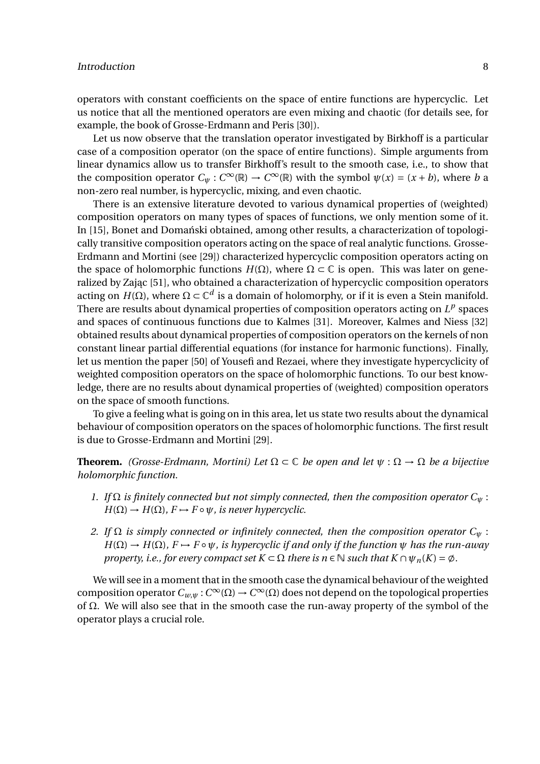operators with constant coefficients on the space of entire functions are hypercyclic. Let us notice that all the mentioned operators are even mixing and chaotic (for details see, for example, the book of Grosse-Erdmann and Peris [30]).

Let us now observe that the translation operator investigated by Birkhoff is a particular case of a composition operator (on the space of entire functions). Simple arguments from linear dynamics allow us to transfer Birkhoff's result to the smooth case, i.e., to show that the composition operator $C_\psi : C^\infty(\mathbb{R}) \to C^\infty(\mathbb{R})$ with the symbol $\psi(x) = (x+b)$, where $b$ a non-zero real number, is hypercyclic, mixing, and even chaotic.

There is an extensive literature devoted to various dynamical properties of (weighted) composition operators on many types of spaces of functions, we only mention some of it. In [15], Bonet and Domański obtained, among other results, a characterization of topologically transitive composition operators acting on the space of real analytic functions. Grosse-Erdmann and Mortini (see [29]) characterized hypercyclic composition operators acting on the space of holomorphic functions $H(\Omega)$, where $\Omega \subset \mathbb{C}$ is open. This was later on generalized by Zając [51], who obtained a characterization of hypercyclic composition operators acting on $H(\Omega)$, where $\Omega \subset \mathbb{C}^d$ is a domain of holomorphy, or if it is even a Stein manifold. There are results about dynamical properties of composition operators acting on $L^p$ spaces and spaces of continuous functions due to Kalmes [31]. Moreover, Kalmes and Niess [32] obtained results about dynamical properties of composition operators on the kernels of non constant linear partial differential equations (for instance for harmonic functions). Finally, let us mention the paper [50] of Yousefi and Rezaei, where they investigate hypercyclicity of weighted composition operators on the space of holomorphic functions. To our best knowledge, there are no results about dynamical properties of (weighted) composition operators on the space of smooth functions.

To give a feeling what is going on in this area, let us state two results about the dynamical behaviour of composition operators on the spaces of holomorphic functions. The first result is due to Grosse-Erdmann and Mortini [29].

**Theorem.** *(Grosse-Erdmann, Mortini) Let $\Omega \subset \mathbb{C}$ be open and let $\psi : \Omega \to \Omega$ be a bijective holomorphic function.*

1. *If $\Omega$ is finitely connected but not simply connected, then the composition operator $C_\psi : H(\Omega) \to H(\Omega)$, $F \mapsto F \circ \psi$, is never hypercyclic.*
2. *If $\Omega$ is simply connected or infinitely connected, then the composition operator $C_\psi : H(\Omega) \to H(\Omega)$, $F \mapsto F \circ \psi$, is hypercyclic if and only if the function $\psi$ has the run-away property, i.e., for every compact set $K \subset \Omega$ there is $n \in \mathbb{N}$ such that $K \cap \psi_n(K) = \emptyset$.*

We will see in a moment that in the smooth case the dynamical behaviour of the weighted composition operator $C_{w,\psi} : C^\infty(\Omega) \to C^\infty(\Omega)$ does not depend on the topological properties of $\Omega$. We will also see that in the smooth case the run-away property of the symbol of the operator plays a crucial role.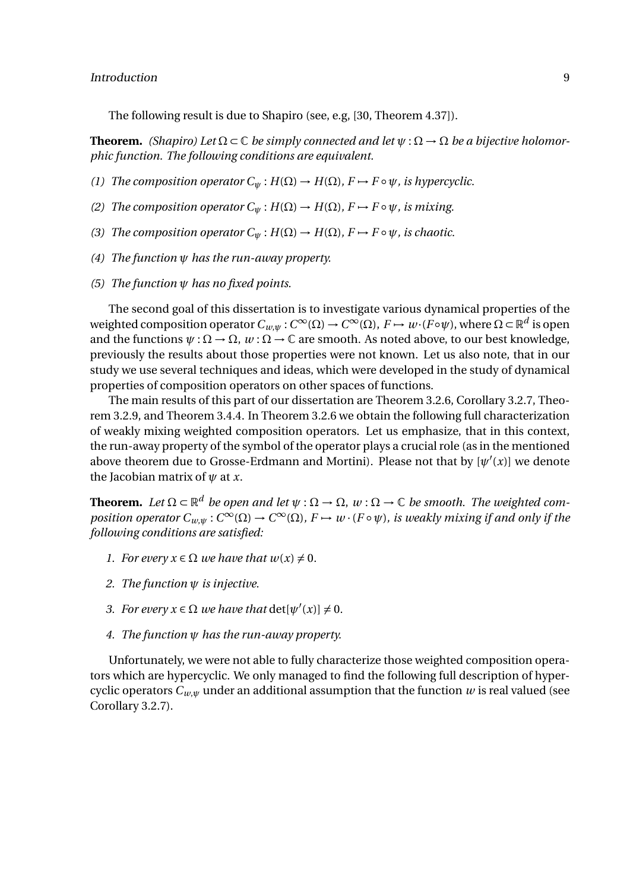The following result is due to Shapiro (see, e.g, [30, Theorem 4.37]).

**Theorem.** *(Shapiro) Let $\Omega \subset \mathbb{C}$ be simply connected and let $\psi : \Omega \to \Omega$ be a bijective holomorphic function. The following conditions are equivalent.*

*(1) The composition operator $C_\psi : H(\Omega) \to H(\Omega)$, $F \mapsto F \circ \psi$, is hypercyclic.*

*(2) The composition operator $C_\psi : H(\Omega) \to H(\Omega)$, $F \mapsto F \circ \psi$, is mixing.*

*(3) The composition operator $C_\psi : H(\Omega) \to H(\Omega)$, $F \mapsto F \circ \psi$, is chaotic.*

*(4) The function $\psi$ has the run-away property.*

*(5) The function $\psi$ has no fixed points.*

The second goal of this dissertation is to investigate various dynamical properties of the weighted composition operator $C_{w,\psi} : C^\infty(\Omega) \to C^\infty(\Omega)$, $F \mapsto w \cdot (F \circ \psi)$, where $\Omega \subset \mathbb{R}^d$ is open and the functions $\psi : \Omega \to \Omega$, $w : \Omega \to \mathbb{C}$ are smooth. As noted above, to our best knowledge, previously the results about those properties were not known. Let us also note, that in our study we use several techniques and ideas, which were developed in the study of dynamical properties of composition operators on other spaces of functions.

The main results of this part of our dissertation are Theorem 3.2.6, Corollary 3.2.7, Theorem 3.2.9, and Theorem 3.4.4. In Theorem 3.2.6 we obtain the following full characterization of weakly mixing weighted composition operators. Let us emphasize, that in this context, the run-away property of the symbol of the operator plays a crucial role (as in the mentioned above theorem due to Grosse-Erdmann and Mortini). Please not that by $[\psi'(x)]$ we denote the Jacobian matrix of $\psi$ at $x$.

**Theorem.** *Let $\Omega \subset \mathbb{R}^d$ be open and let $\psi : \Omega \to \Omega$, $w : \Omega \to \mathbb{C}$ be smooth. The weighted composition operator $C_{w,\psi} : C^\infty(\Omega) \to C^\infty(\Omega)$, $F \mapsto w \cdot (F \circ \psi)$, is weakly mixing if and only if the following conditions are satisfied:*

1. *For every $x \in \Omega$ we have that $w(x) \neq 0$.*
2. *The function $\psi$ is injective.*
3. *For every $x \in \Omega$ we have that $\det[\psi'(x)] \neq 0$.*
4. *The function $\psi$ has the run-away property.*

Unfortunately, we were not able to fully characterize those weighted composition operators which are hypercyclic. We only managed to find the following full description of hypercyclic operators $C_{w,\psi}$ under an additional assumption that the function $w$ is real valued (see Corollary 3.2.7).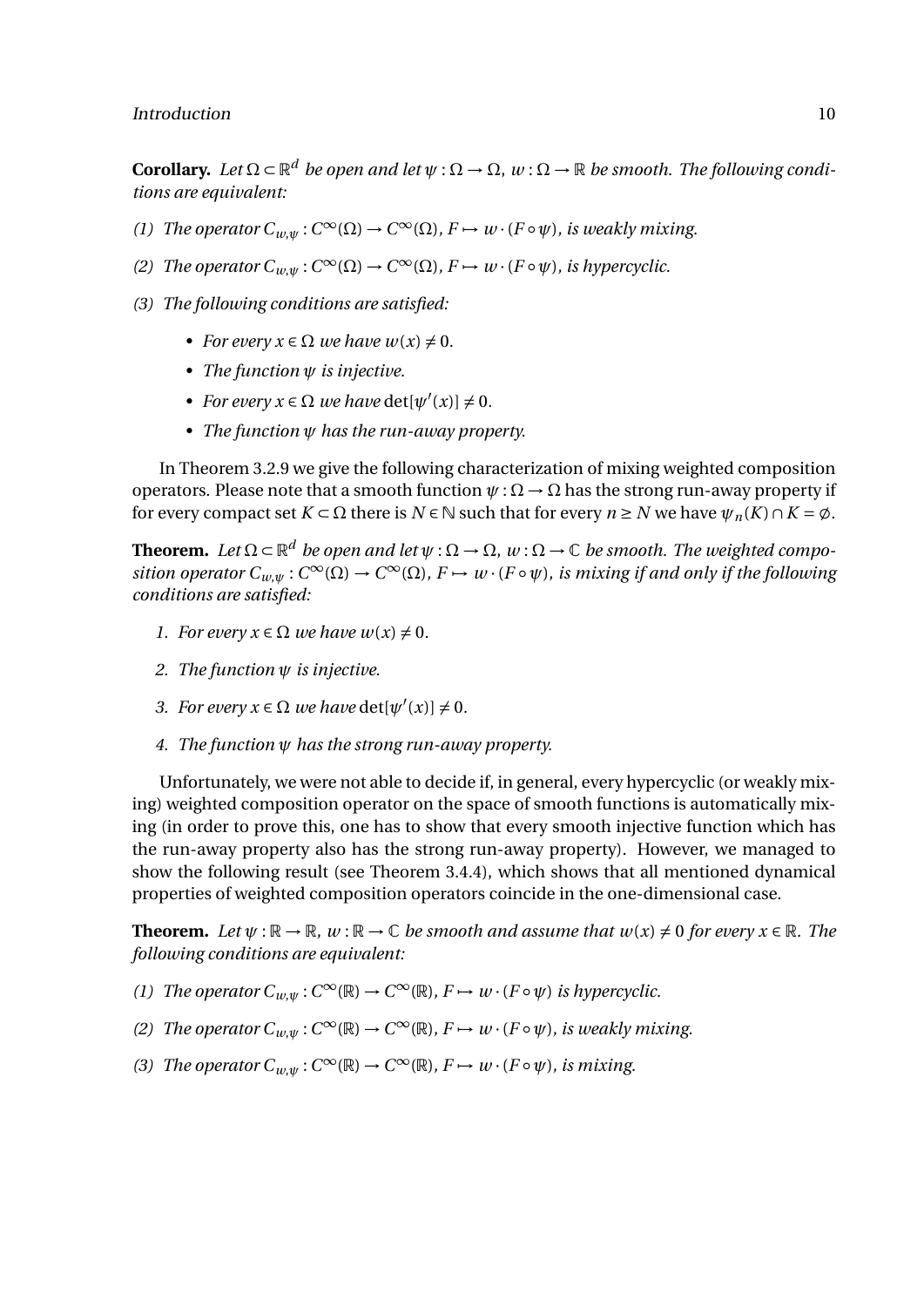**Corollary.** *Let $\Omega \subset \mathbb{R}^d$ be open and let $\psi : \Omega \to \Omega$, $w : \Omega \to \mathbb{R}$ be smooth. The following conditions are equivalent:*

*(1) The operator $C_{w,\psi} : C^\infty(\Omega) \to C^\infty(\Omega)$, $F \mapsto w \cdot (F \circ \psi)$, is weakly mixing.*

*(2) The operator $C_{w,\psi} : C^\infty(\Omega) \to C^\infty(\Omega)$, $F \mapsto w \cdot (F \circ \psi)$, is hypercyclic.*

*(3) The following conditions are satisfied:*

- *For every $x \in \Omega$ we have $w(x) \neq 0$.*
- *The function $\psi$ is injective.*
- *For every $x \in \Omega$ we have $\det[\psi'(x)] \neq 0$.*
- *The function $\psi$ has the run-away property.*

In Theorem 3.2.9 we give the following characterization of mixing weighted composition operators. Please note that a smooth function $\psi : \Omega \to \Omega$ has the strong run-away property if for every compact set $K \subset \Omega$ there is $N \in \mathbb{N}$ such that for every $n \geq N$ we have $\psi_n(K) \cap K = \emptyset$.

**Theorem.** *Let $\Omega \subset \mathbb{R}^d$ be open and let $\psi : \Omega \to \Omega$, $w : \Omega \to \mathbb{C}$ be smooth. The weighted composition operator $C_{w,\psi} : C^\infty(\Omega) \to C^\infty(\Omega)$, $F \mapsto w \cdot (F \circ \psi)$, is mixing if and only if the following conditions are satisfied:*

1. *For every $x \in \Omega$ we have $w(x) \neq 0$.*
2. *The function $\psi$ is injective.*
3. *For every $x \in \Omega$ we have $\det[\psi'(x)] \neq 0$.*
4. *The function $\psi$ has the strong run-away property.*

Unfortunately, we were not able to decide if, in general, every hypercyclic (or weakly mixing) weighted composition operator on the space of smooth functions is automatically mixing (in order to prove this, one has to show that every smooth injective function which has the run-away property also has the strong run-away property). However, we managed to show the following result (see Theorem 3.4.4), which shows that all mentioned dynamical properties of weighted composition operators coincide in the one-dimensional case.

**Theorem.** *Let $\psi : \mathbb{R} \to \mathbb{R}$, $w : \mathbb{R} \to \mathbb{C}$ be smooth and assume that $w(x) \neq 0$ for every $x \in \mathbb{R}$. The following conditions are equivalent:*

*(1) The operator $C_{w,\psi} : C^\infty(\mathbb{R}) \to C^\infty(\mathbb{R})$, $F \mapsto w \cdot (F \circ \psi)$ is hypercyclic.*

*(2) The operator $C_{w,\psi} : C^\infty(\mathbb{R}) \to C^\infty(\mathbb{R})$, $F \mapsto w \cdot (F \circ \psi)$, is weakly mixing.*

*(3) The operator $C_{w,\psi} : C^\infty(\mathbb{R}) \to C^\infty(\mathbb{R})$, $F \mapsto w \cdot (F \circ \psi)$, is mixing.*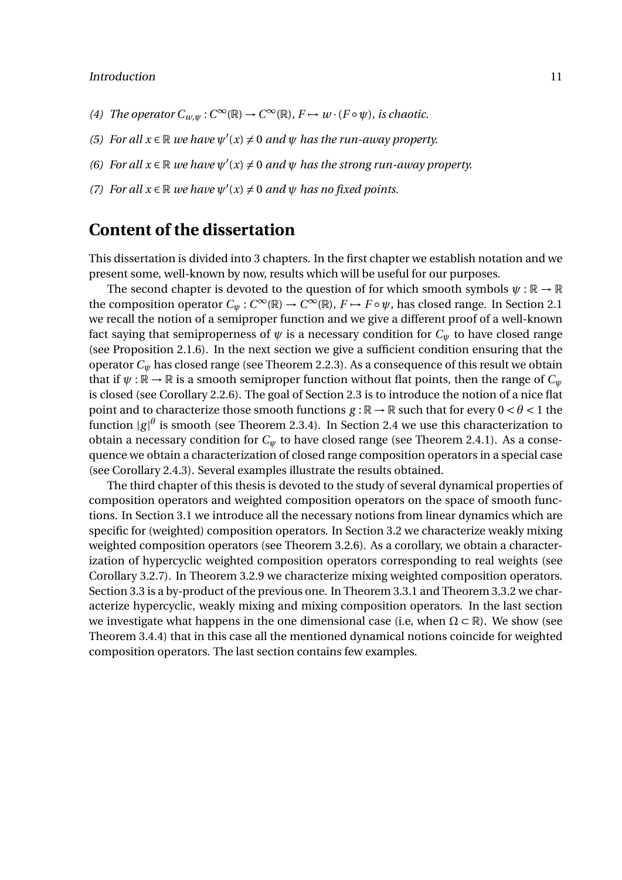*(4) The operator $C_{w,\psi}: C^\infty(\mathbb{R}) \to C^\infty(\mathbb{R})$, $F \mapsto w \cdot (F \circ \psi)$, is chaotic.*

*(5) For all $x \in \mathbb{R}$ we have $\psi'(x) \neq 0$ and $\psi$ has the run-away property.*

*(6) For all $x \in \mathbb{R}$ we have $\psi'(x) \neq 0$ and $\psi$ has the strong run-away property.*

*(7) For all $x \in \mathbb{R}$ we have $\psi'(x) \neq 0$ and $\psi$ has no fixed points.*

## Content of the dissertation

This dissertation is divided into 3 chapters. In the first chapter we establish notation and we present some, well-known by now, results which will be useful for our purposes.

The second chapter is devoted to the question of for which smooth symbols $\psi: \mathbb{R} \to \mathbb{R}$ the composition operator $C_\psi: C^\infty(\mathbb{R}) \to C^\infty(\mathbb{R})$, $F \mapsto F \circ \psi$, has closed range. In Section 2.1 we recall the notion of a semiproper function and we give a different proof of a well-known fact saying that semiproperness of $\psi$ is a necessary condition for $C_\psi$ to have closed range (see Proposition 2.1.6). In the next section we give a sufficient condition ensuring that the operator $C_\psi$ has closed range (see Theorem 2.2.3). As a consequence of this result we obtain that if $\psi: \mathbb{R} \to \mathbb{R}$ is a smooth semiproper function without flat points, then the range of $C_\psi$ is closed (see Corollary 2.2.6). The goal of Section 2.3 is to introduce the notion of a nice flat point and to characterize those smooth functions $g: \mathbb{R} \to \mathbb{R}$ such that for every $0 < \theta < 1$ the function $|g|^\theta$ is smooth (see Theorem 2.3.4). In Section 2.4 we use this characterization to obtain a necessary condition for $C_\psi$ to have closed range (see Theorem 2.4.1). As a consequence we obtain a characterization of closed range composition operators in a special case (see Corollary 2.4.3). Several examples illustrate the results obtained.

The third chapter of this thesis is devoted to the study of several dynamical properties of composition operators and weighted composition operators on the space of smooth functions. In Section 3.1 we introduce all the necessary notions from linear dynamics which are specific for (weighted) composition operators. In Section 3.2 we characterize weakly mixing weighted composition operators (see Theorem 3.2.6). As a corollary, we obtain a characterization of hypercyclic weighted composition operators corresponding to real weights (see Corollary 3.2.7). In Theorem 3.2.9 we characterize mixing weighted composition operators. Section 3.3 is a by-product of the previous one. In Theorem 3.3.1 and Theorem 3.3.2 we characterize hypercyclic, weakly mixing and mixing composition operators. In the last section we investigate what happens in the one dimensional case (i.e, when $\Omega \subset \mathbb{R}$). We show (see Theorem 3.4.4) that in this case all the mentioned dynamical notions coincide for weighted composition operators. The last section contains few examples.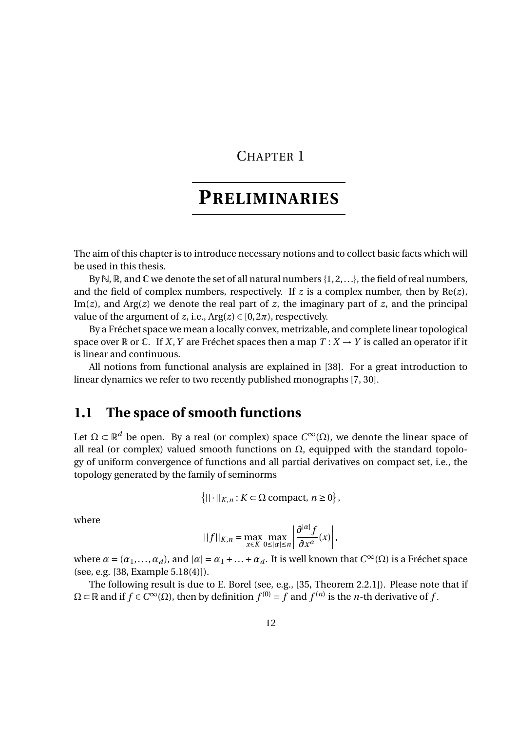# CHAPTER 1

# PRELIMINARIES

The aim of this chapter is to introduce necessary notions and to collect basic facts which will be used in this thesis.

By $\mathbb{N}$, $\mathbb{R}$, and $\mathbb{C}$ we denote the set of all natural numbers $\{1,2,\ldots\}$, the field of real numbers, and the field of complex numbers, respectively. If $z$ is a complex number, then by $\mathrm{Re}(z)$, $\mathrm{Im}(z)$, and $\mathrm{Arg}(z)$ we denote the real part of $z$, the imaginary part of $z$, and the principal value of the argument of $z$, i.e., $\mathrm{Arg}(z) \in [0, 2\pi)$, respectively.

By a Fréchet space we mean a locally convex, metrizable, and complete linear topological space over $\mathbb{R}$ or $\mathbb{C}$. If $X, Y$ are Fréchet spaces then a map $T : X \to Y$ is called an operator if it is linear and continuous.

All notions from functional analysis are explained in [38]. For a great introduction to linear dynamics we refer to two recently published monographs [7, 30].

## 1.1 The space of smooth functions

Let $\Omega \subset \mathbb{R}^d$ be open. By a real (or complex) space $C^\infty(\Omega)$, we denote the linear space of all real (or complex) valued smooth functions on $\Omega$, equipped with the standard topology of uniform convergence of functions and all partial derivatives on compact set, i.e., the topology generated by the family of seminorms

$$\left\{ ||\cdot||_{K,n} : K \subset \Omega \text{ compact}, \, n \geq 0 \right\},$$

where

$$||f||_{K,n} = \max_{x \in K} \max_{0 \leq |\alpha| \leq n} \left| \frac{\partial^{|\alpha|} f}{\partial x^\alpha}(x) \right|,$$

where $\alpha = (\alpha_1, \ldots, \alpha_d)$, and $|\alpha| = \alpha_1 + \ldots + \alpha_d$. It is well known that $C^\infty(\Omega)$ is a Fréchet space (see, e.g. [38, Example 5.18(4)]).

The following result is due to E. Borel (see, e.g., [35, Theorem 2.2.1]). Please note that if $\Omega \subset \mathbb{R}$ and if $f \in C^\infty(\Omega)$, then by definition $f^{(0)} = f$ and $f^{(n)}$ is the $n$-th derivative of $f$.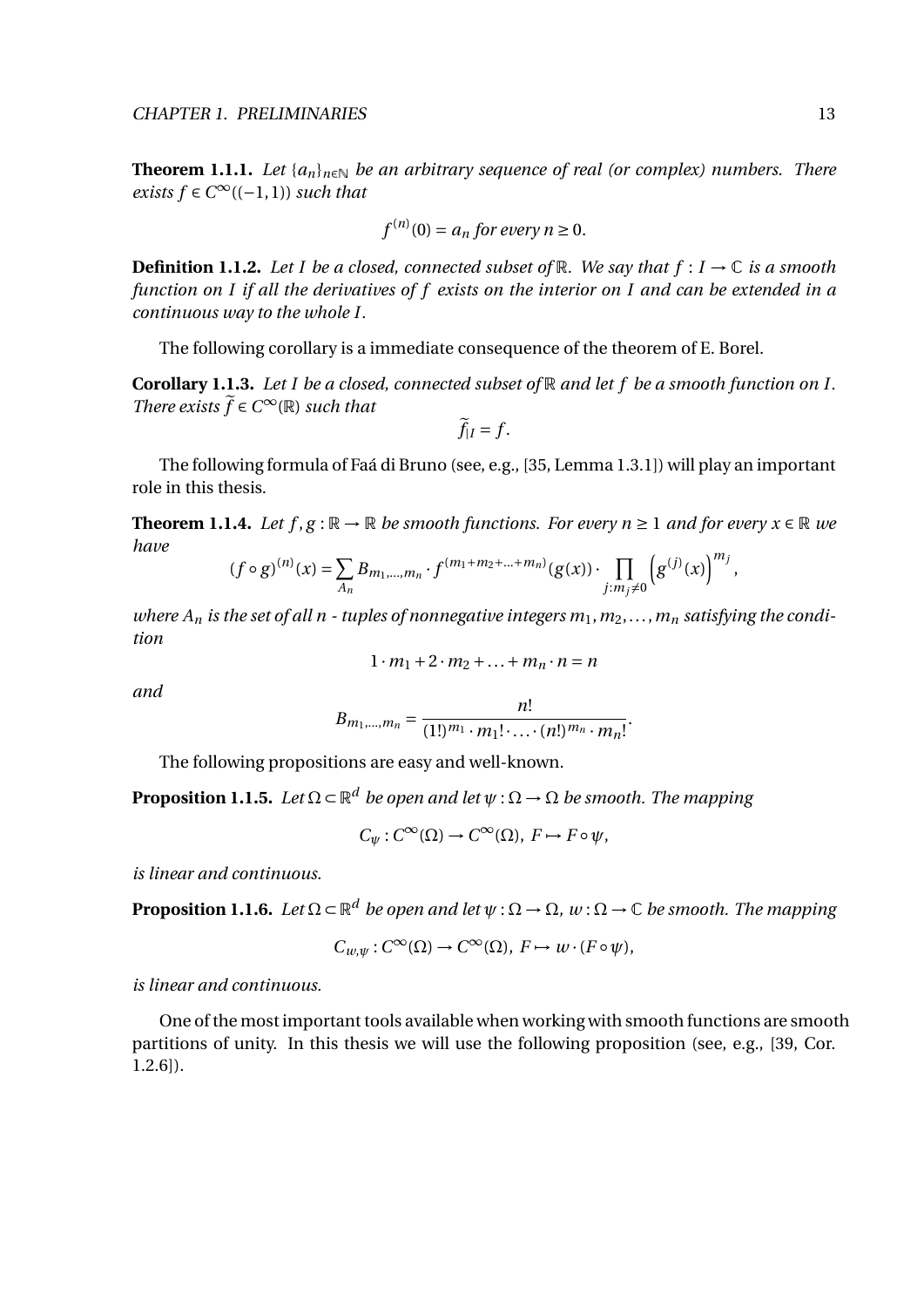**Theorem 1.1.1.** *Let $\{a_n\}_{n\in\mathbb{N}}$ be an arbitrary sequence of real (or complex) numbers. There exists $f \in C^\infty((-1,1))$ such that*

$$f^{(n)}(0) = a_n \text{ for every } n \geq 0.$$

**Definition 1.1.2.** *Let $I$ be a closed, connected subset of $\mathbb{R}$. We say that $f : I \to \mathbb{C}$ is a smooth function on $I$ if all the derivatives of $f$ exists on the interior on $I$ and can be extended in a continuous way to the whole $I$.*

The following corollary is a immediate consequence of the theorem of E. Borel.

**Corollary 1.1.3.** *Let $I$ be a closed, connected subset of $\mathbb{R}$ and let $f$ be a smooth function on $I$. There exists $\widetilde{f} \in C^\infty(\mathbb{R})$ such that*

$$\widetilde{f}_{|I} = f.$$

The following formula of Faá di Bruno (see, e.g., [35, Lemma 1.3.1]) will play an important role in this thesis.

**Theorem 1.1.4.** *Let $f, g : \mathbb{R} \to \mathbb{R}$ be smooth functions. For every $n \geq 1$ and for every $x \in \mathbb{R}$ we have*

$$(f \circ g)^{(n)}(x) = \sum_{A_n} B_{m_1,\ldots,m_n} \cdot f^{(m_1+m_2+\ldots+m_n)}(g(x)) \cdot \prod_{j:m_j \neq 0} \left(g^{(j)}(x)\right)^{m_j},$$

*where $A_n$ is the set of all $n$ - tuples of nonnegative integers $m_1, m_2, \ldots, m_n$ satisfying the condition*

$$1 \cdot m_1 + 2 \cdot m_2 + \ldots + m_n \cdot n = n$$

*and*

$$B_{m_1,\ldots,m_n} = \frac{n!}{(1!)^{m_1} \cdot m_1! \cdot \ldots \cdot (n!)^{m_n} \cdot m_n!}.$$

The following propositions are easy and well-known.

**Proposition 1.1.5.** *Let $\Omega \subset \mathbb{R}^d$ be open and let $\psi : \Omega \to \Omega$ be smooth. The mapping*

$$C_\psi : C^\infty(\Omega) \to C^\infty(\Omega),\ F \mapsto F \circ \psi,$$

*is linear and continuous.*

**Proposition 1.1.6.** *Let $\Omega \subset \mathbb{R}^d$ be open and let $\psi : \Omega \to \Omega$, $w : \Omega \to \mathbb{C}$ be smooth. The mapping*

$$C_{w,\psi} : C^\infty(\Omega) \to C^\infty(\Omega),\ F \mapsto w \cdot (F \circ \psi),$$

*is linear and continuous.*

One of the most important tools available when working with smooth functions are smooth partitions of unity. In this thesis we will use the following proposition (see, e.g., [39, Cor. 1.2.6]).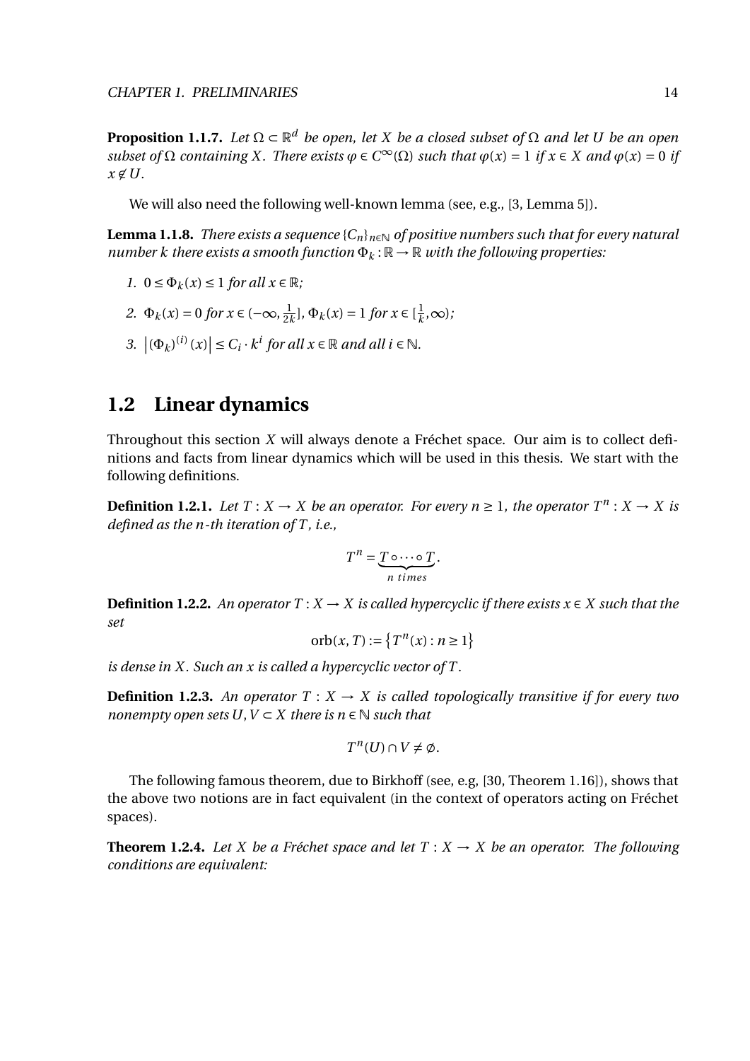**Proposition 1.1.7.** *Let $\Omega \subset \mathbb{R}^d$ be open, let $X$ be a closed subset of $\Omega$ and let $U$ be an open subset of $\Omega$ containing $X$. There exists $\varphi \in C^\infty(\Omega)$ such that $\varphi(x) = 1$ if $x \in X$ and $\varphi(x) = 0$ if $x \notin U$.*

We will also need the following well-known lemma (see, e.g., [3, Lemma 5]).

**Lemma 1.1.8.** *There exists a sequence $\{C_n\}_{n\in\mathbb{N}}$ of positive numbers such that for every natural number $k$ there exists a smooth function $\Phi_k : \mathbb{R} \to \mathbb{R}$ with the following properties:*

1. $0 \le \Phi_k(x) \le 1$ *for all* $x \in \mathbb{R}$*;*
2. $\Phi_k(x) = 0$ *for* $x \in (-\infty, \frac{1}{2k}]$*,* $\Phi_k(x) = 1$ *for* $x \in [\frac{1}{k}, \infty)$*;*
3. $\left|(\Phi_k)^{(i)}(x)\right| \le C_i \cdot k^i$ *for all* $x \in \mathbb{R}$ *and all* $i \in \mathbb{N}$*.*

## 1.2 Linear dynamics

Throughout this section $X$ will always denote a Fréchet space. Our aim is to collect definitions and facts from linear dynamics which will be used in this thesis. We start with the following definitions.

**Definition 1.2.1.** *Let $T : X \to X$ be an operator. For every $n \ge 1$, the operator $T^n : X \to X$ is defined as the $n$-th iteration of $T$, i.e.,*

$$T^n = \underbrace{T \circ \cdots \circ T}_{n\ times}.$$

**Definition 1.2.2.** *An operator $T : X \to X$ is called hypercyclic if there exists $x \in X$ such that the set*

$$\operatorname{orb}(x, T) := \left\{T^n(x) : n \ge 1\right\}$$

*is dense in $X$. Such an $x$ is called a hypercyclic vector of $T$.*

**Definition 1.2.3.** *An operator $T : X \to X$ is called topologically transitive if for every two nonempty open sets $U, V \subset X$ there is $n \in \mathbb{N}$ such that*

$$T^n(U) \cap V \neq \emptyset.$$

The following famous theorem, due to Birkhoff (see, e.g, [30, Theorem 1.16]), shows that the above two notions are in fact equivalent (in the context of operators acting on Fréchet spaces).

**Theorem 1.2.4.** *Let $X$ be a Fréchet space and let $T : X \to X$ be an operator. The following conditions are equivalent:*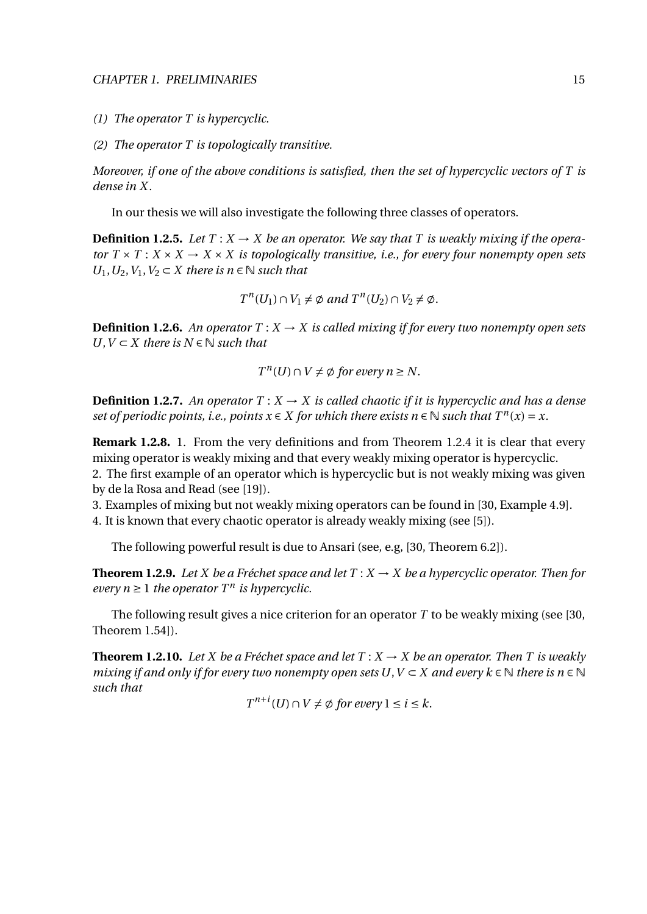*(1) The operator $T$ is hypercyclic.*

*(2) The operator $T$ is topologically transitive.*

*Moreover, if one of the above conditions is satisfied, then the set of hypercyclic vectors of $T$ is dense in $X$.*

In our thesis we will also investigate the following three classes of operators.

**Definition 1.2.5.** *Let $T : X \to X$ be an operator. We say that $T$ is weakly mixing if the operator $T \times T : X \times X \to X \times X$ is topologically transitive, i.e., for every four nonempty open sets $U_1, U_2, V_1, V_2 \subset X$ there is $n \in \mathbb{N}$ such that*

$$T^n(U_1) \cap V_1 \neq \emptyset \text{ and } T^n(U_2) \cap V_2 \neq \emptyset.$$

**Definition 1.2.6.** *An operator $T : X \to X$ is called mixing if for every two nonempty open sets $U, V \subset X$ there is $N \in \mathbb{N}$ such that*

$$T^n(U) \cap V \neq \emptyset \text{ for every } n \geq N.$$

**Definition 1.2.7.** *An operator $T : X \to X$ is called chaotic if it is hypercyclic and has a dense set of periodic points, i.e., points $x \in X$ for which there exists $n \in \mathbb{N}$ such that $T^n(x) = x$.*

**Remark 1.2.8.** 1. From the very definitions and from Theorem 1.2.4 it is clear that every mixing operator is weakly mixing and that every weakly mixing operator is hypercyclic.
2. The first example of an operator which is hypercyclic but is not weakly mixing was given by de la Rosa and Read (see [19]).
3. Examples of mixing but not weakly mixing operators can be found in [30, Example 4.9].
4. It is known that every chaotic operator is already weakly mixing (see [5]).

The following powerful result is due to Ansari (see, e.g, [30, Theorem 6.2]).

**Theorem 1.2.9.** *Let $X$ be a Fréchet space and let $T : X \to X$ be a hypercyclic operator. Then for every $n \geq 1$ the operator $T^n$ is hypercyclic.*

The following result gives a nice criterion for an operator $T$ to be weakly mixing (see [30, Theorem 1.54]).

**Theorem 1.2.10.** *Let $X$ be a Fréchet space and let $T : X \to X$ be an operator. Then $T$ is weakly mixing if and only if for every two nonempty open sets $U, V \subset X$ and every $k \in \mathbb{N}$ there is $n \in \mathbb{N}$ such that*

$$T^{n+i}(U) \cap V \neq \emptyset \text{ for every } 1 \leq i \leq k.$$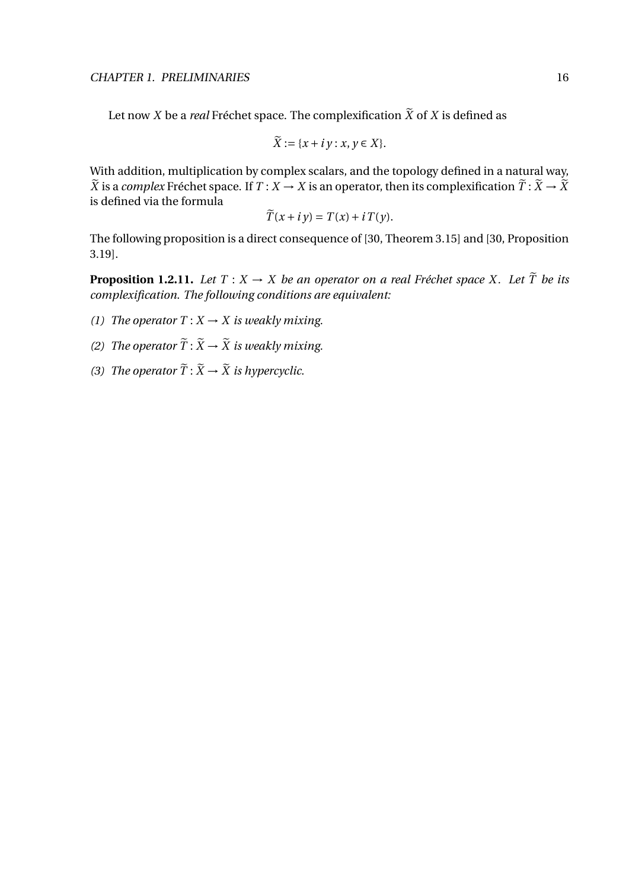Let now $X$ be a *real* Fréchet space. The complexification $\widetilde{X}$ of $X$ is defined as

$$\widetilde{X} := \{x + iy : x, y \in X\}.$$

With addition, multiplication by complex scalars, and the topology defined in a natural way, $\widetilde{X}$ is a *complex* Fréchet space. If $T : X \to X$ is an operator, then its complexification $\widetilde{T} : \widetilde{X} \to \widetilde{X}$ is defined via the formula

$$\widetilde{T}(x + iy) = T(x) + iT(y).$$

The following proposition is a direct consequence of [30, Theorem 3.15] and [30, Proposition 3.19].

**Proposition 1.2.11.** *Let $T : X \to X$ be an operator on a real Fréchet space $X$. Let $\widetilde{T}$ be its complexification. The following conditions are equivalent:*

*(1) The operator $T : X \to X$ is weakly mixing.*

*(2) The operator $\widetilde{T} : \widetilde{X} \to \widetilde{X}$ is weakly mixing.*

*(3) The operator $\widetilde{T} : \widetilde{X} \to \widetilde{X}$ is hypercyclic.*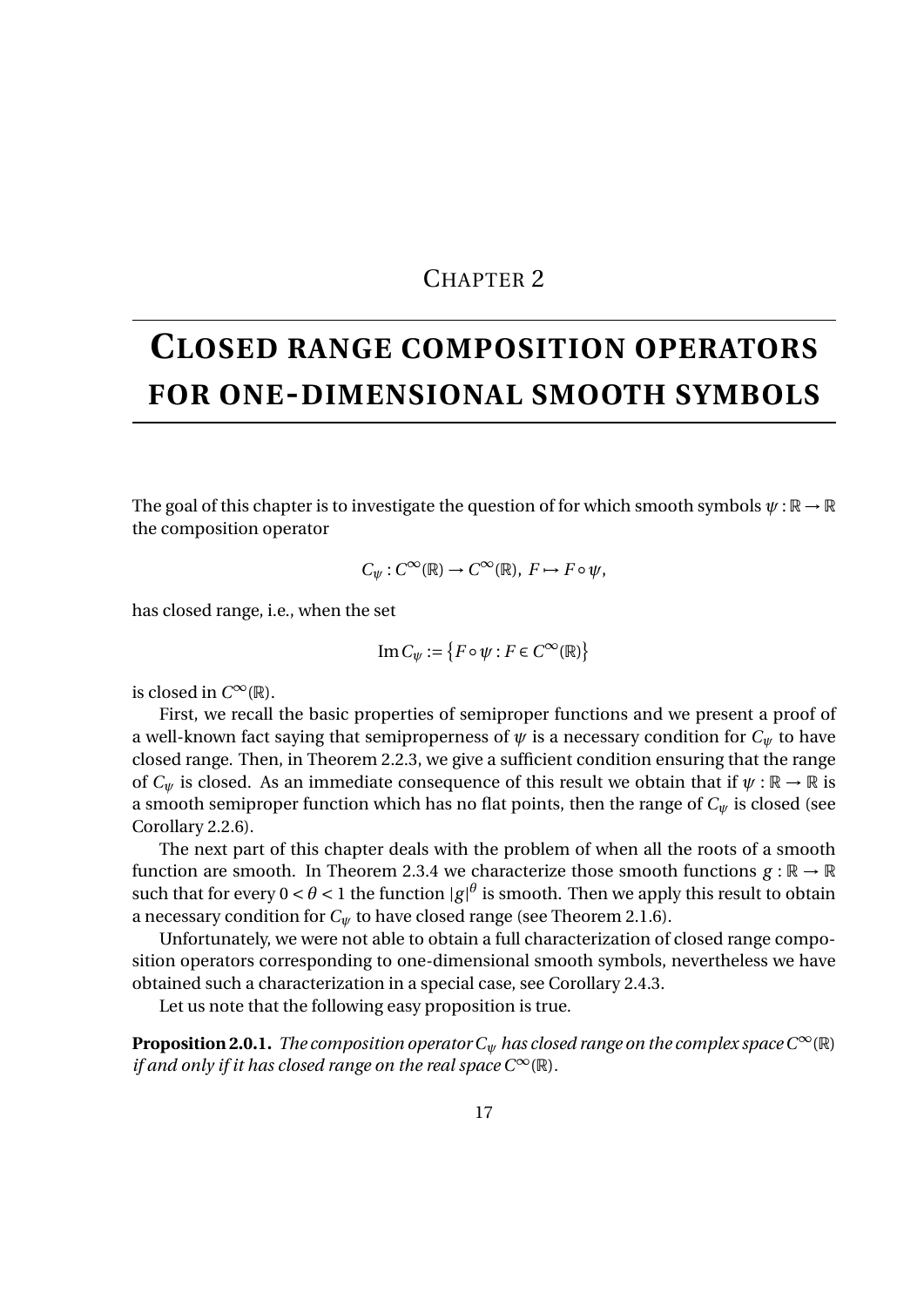# Chapter 2

# Closed range composition operators for one-dimensional smooth symbols

The goal of this chapter is to investigate the question of for which smooth symbols $\psi : \mathbb{R} \to \mathbb{R}$ the composition operator

$$C_\psi : C^\infty(\mathbb{R}) \to C^\infty(\mathbb{R}),\ F \mapsto F \circ \psi,$$

has closed range, i.e., when the set

$$\operatorname{Im} C_\psi := \left\{ F \circ \psi : F \in C^\infty(\mathbb{R}) \right\}$$

is closed in $C^\infty(\mathbb{R})$.

First, we recall the basic properties of semiproper functions and we present a proof of a well-known fact saying that semiproperness of $\psi$ is a necessary condition for $C_\psi$ to have closed range. Then, in Theorem 2.2.3, we give a sufficient condition ensuring that the range of $C_\psi$ is closed. As an immediate consequence of this result we obtain that if $\psi : \mathbb{R} \to \mathbb{R}$ is a smooth semiproper function which has no flat points, then the range of $C_\psi$ is closed (see Corollary 2.2.6).

The next part of this chapter deals with the problem of when all the roots of a smooth function are smooth. In Theorem 2.3.4 we characterize those smooth functions $g : \mathbb{R} \to \mathbb{R}$ such that for every $0 < \theta < 1$ the function $|g|^\theta$ is smooth. Then we apply this result to obtain a necessary condition for $C_\psi$ to have closed range (see Theorem 2.1.6).

Unfortunately, we were not able to obtain a full characterization of closed range composition operators corresponding to one-dimensional smooth symbols, nevertheless we have obtained such a characterization in a special case, see Corollary 2.4.3.

Let us note that the following easy proposition is true.

**Proposition 2.0.1.** *The composition operator $C_\psi$ has closed range on the complex space $C^\infty(\mathbb{R})$ if and only if it has closed range on the real space $C^\infty(\mathbb{R})$.*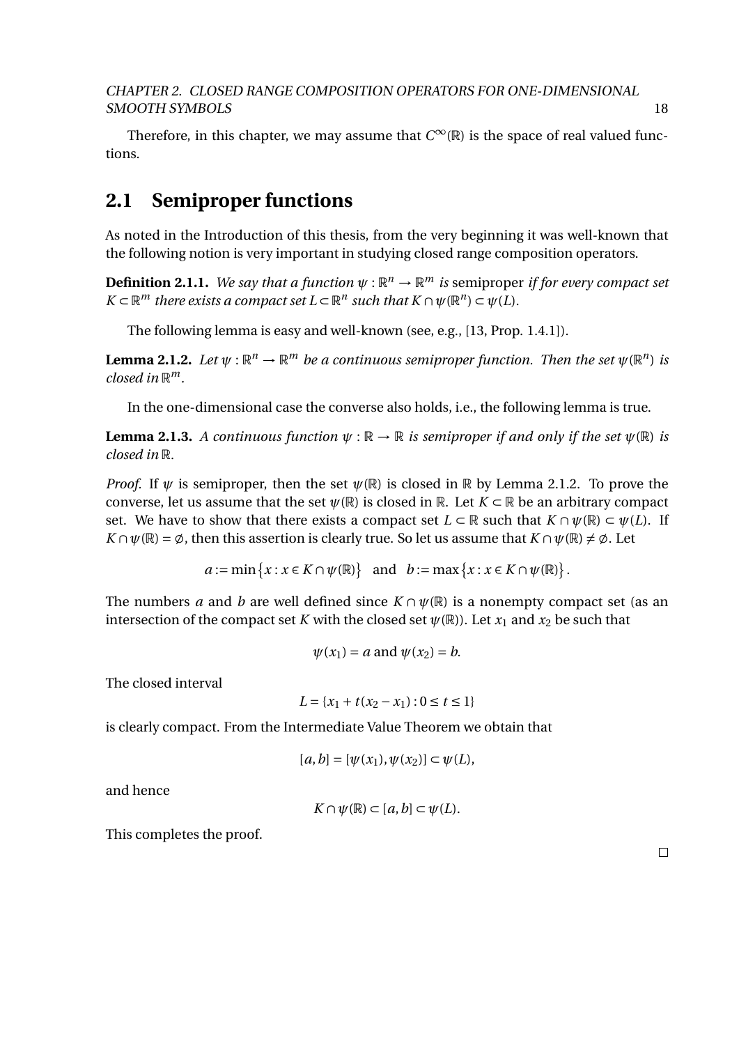Therefore, in this chapter, we may assume that $C^\infty(\mathbb{R})$ is the space of real valued functions.

## 2.1 Semiproper functions

As noted in the Introduction of this thesis, from the very beginning it was well-known that the following notion is very important in studying closed range composition operators.

**Definition 2.1.1.** *We say that a function $\psi : \mathbb{R}^n \to \mathbb{R}^m$ is* semiproper *if for every compact set $K \subset \mathbb{R}^m$ there exists a compact set $L \subset \mathbb{R}^n$ such that $K \cap \psi(\mathbb{R}^n) \subset \psi(L)$.*

The following lemma is easy and well-known (see, e.g., [13, Prop. 1.4.1]).

**Lemma 2.1.2.** *Let $\psi : \mathbb{R}^n \to \mathbb{R}^m$ be a continuous semiproper function. Then the set $\psi(\mathbb{R}^n)$ is closed in $\mathbb{R}^m$.*

In the one-dimensional case the converse also holds, i.e., the following lemma is true.

**Lemma 2.1.3.** *A continuous function $\psi : \mathbb{R} \to \mathbb{R}$ is semiproper if and only if the set $\psi(\mathbb{R})$ is closed in $\mathbb{R}$.*

*Proof.* If $\psi$ is semiproper, then the set $\psi(\mathbb{R})$ is closed in $\mathbb{R}$ by Lemma 2.1.2. To prove the converse, let us assume that the set $\psi(\mathbb{R})$ is closed in $\mathbb{R}$. Let $K \subset \mathbb{R}$ be an arbitrary compact set. We have to show that there exists a compact set $L \subset \mathbb{R}$ such that $K \cap \psi(\mathbb{R}) \subset \psi(L)$. If $K \cap \psi(\mathbb{R}) = \emptyset$, then this assertion is clearly true. So let us assume that $K \cap \psi(\mathbb{R}) \neq \emptyset$. Let

$$a := \min\{x : x \in K \cap \psi(\mathbb{R})\} \quad \text{and} \quad b := \max\{x : x \in K \cap \psi(\mathbb{R})\}.$$

The numbers $a$ and $b$ are well defined since $K \cap \psi(\mathbb{R})$ is a nonempty compact set (as an intersection of the compact set $K$ with the closed set $\psi(\mathbb{R})$). Let $x_1$ and $x_2$ be such that

$$\psi(x_1) = a \text{ and } \psi(x_2) = b.$$

The closed interval

$$L = \{x_1 + t(x_2 - x_1) : 0 \leq t \leq 1\}$$

is clearly compact. From the Intermediate Value Theorem we obtain that

$$[a, b] = [\psi(x_1), \psi(x_2)] \subset \psi(L),$$

and hence

$$K \cap \psi(\mathbb{R}) \subset [a, b] \subset \psi(L).$$

This completes the proof. $\square$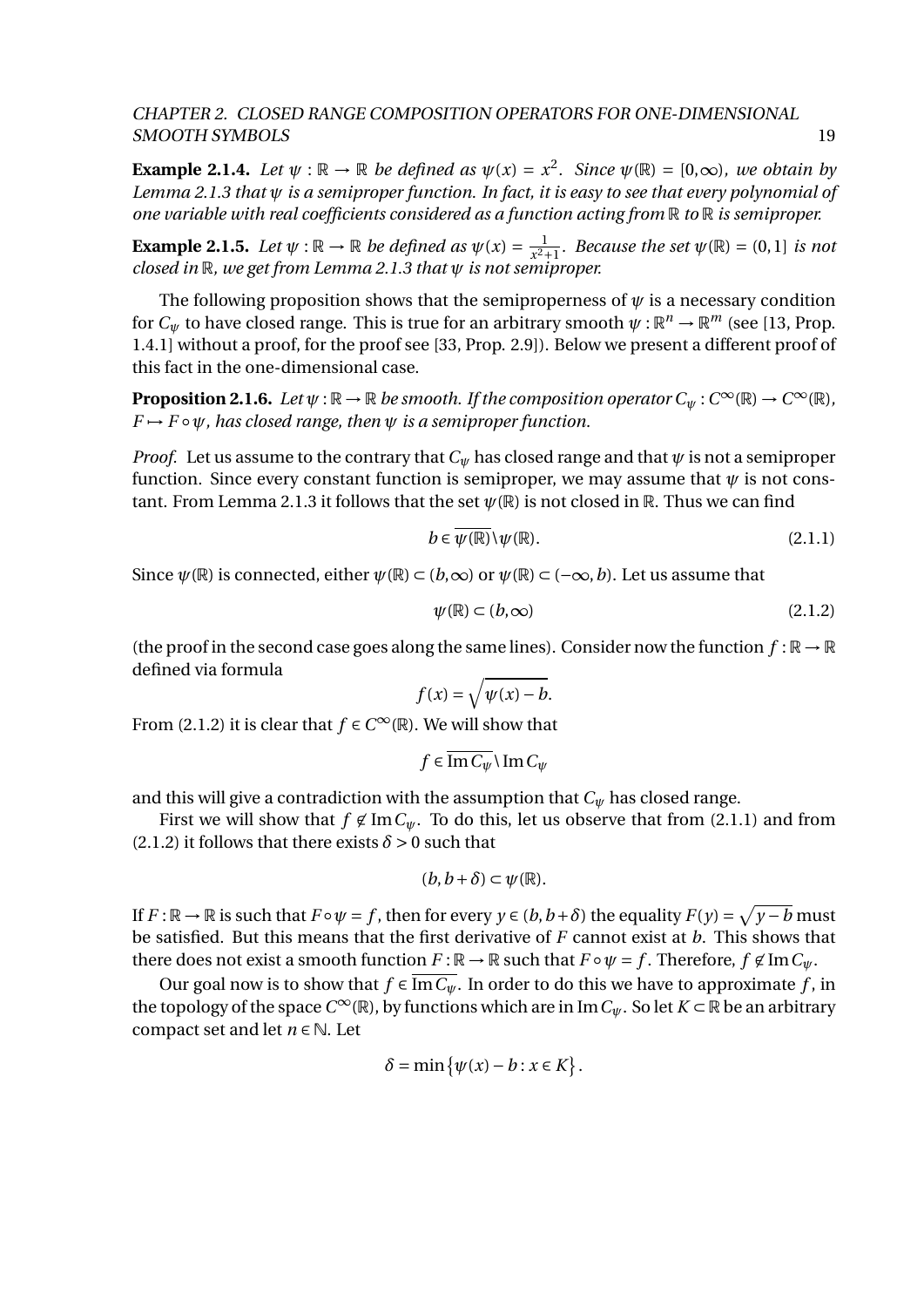**Example 2.1.4.** *Let $\psi : \mathbb{R} \to \mathbb{R}$ be defined as $\psi(x) = x^2$. Since $\psi(\mathbb{R}) = [0, \infty)$, we obtain by Lemma 2.1.3 that $\psi$ is a semiproper function. In fact, it is easy to see that every polynomial of one variable with real coefficients considered as a function acting from $\mathbb{R}$ to $\mathbb{R}$ is semiproper.*

**Example 2.1.5.** *Let $\psi : \mathbb{R} \to \mathbb{R}$ be defined as $\psi(x) = \frac{1}{x^2+1}$. Because the set $\psi(\mathbb{R}) = (0, 1]$ is not closed in $\mathbb{R}$, we get from Lemma 2.1.3 that $\psi$ is not semiproper.*

The following proposition shows that the semiproperness of $\psi$ is a necessary condition for $C_\psi$ to have closed range. This is true for an arbitrary smooth $\psi : \mathbb{R}^n \to \mathbb{R}^m$ (see [13, Prop. 1.4.1] without a proof, for the proof see [33, Prop. 2.9]). Below we present a different proof of this fact in the one-dimensional case.

**Proposition 2.1.6.** *Let $\psi : \mathbb{R} \to \mathbb{R}$ be smooth. If the composition operator $C_\psi : C^\infty(\mathbb{R}) \to C^\infty(\mathbb{R})$, $F \mapsto F \circ \psi$, has closed range, then $\psi$ is a semiproper function.*

*Proof.* Let us assume to the contrary that $C_\psi$ has closed range and that $\psi$ is not a semiproper function. Since every constant function is semiproper, we may assume that $\psi$ is not constant. From Lemma 2.1.3 it follows that the set $\psi(\mathbb{R})$ is not closed in $\mathbb{R}$. Thus we can find

$$b \in \overline{\psi(\mathbb{R})} \setminus \psi(\mathbb{R}). \tag{2.1.1}$$

Since $\psi(\mathbb{R})$ is connected, either $\psi(\mathbb{R}) \subset (b, \infty)$ or $\psi(\mathbb{R}) \subset (-\infty, b)$. Let us assume that

$$\psi(\mathbb{R}) \subset (b, \infty) \tag{2.1.2}$$

(the proof in the second case goes along the same lines). Consider now the function $f : \mathbb{R} \to \mathbb{R}$ defined via formula

$$f(x) = \sqrt{\psi(x) - b}.$$

From (2.1.2) it is clear that $f \in C^\infty(\mathbb{R})$. We will show that

$$f \in \overline{\operatorname{Im} C_\psi} \setminus \operatorname{Im} C_\psi$$

and this will give a contradiction with the assumption that $C_\psi$ has closed range.

First we will show that $f \notin \operatorname{Im} C_\psi$. To do this, let us observe that from (2.1.1) and from (2.1.2) it follows that there exists $\delta > 0$ such that

$$(b, b + \delta) \subset \psi(\mathbb{R}).$$

If $F : \mathbb{R} \to \mathbb{R}$ is such that $F \circ \psi = f$, then for every $y \in (b, b+\delta)$ the equality $F(y) = \sqrt{y - b}$ must be satisfied. But this means that the first derivative of $F$ cannot exist at $b$. This shows that there does not exist a smooth function $F : \mathbb{R} \to \mathbb{R}$ such that $F \circ \psi = f$. Therefore, $f \notin \operatorname{Im} C_\psi$.

Our goal now is to show that $f \in \overline{\operatorname{Im} C_\psi}$. In order to do this we have to approximate $f$, in the topology of the space $C^\infty(\mathbb{R})$, by functions which are in $\operatorname{Im} C_\psi$. So let $K \subset \mathbb{R}$ be an arbitrary compact set and let $n \in \mathbb{N}$. Let

$$\delta = \min\left\{\psi(x) - b : x \in K\right\}.$$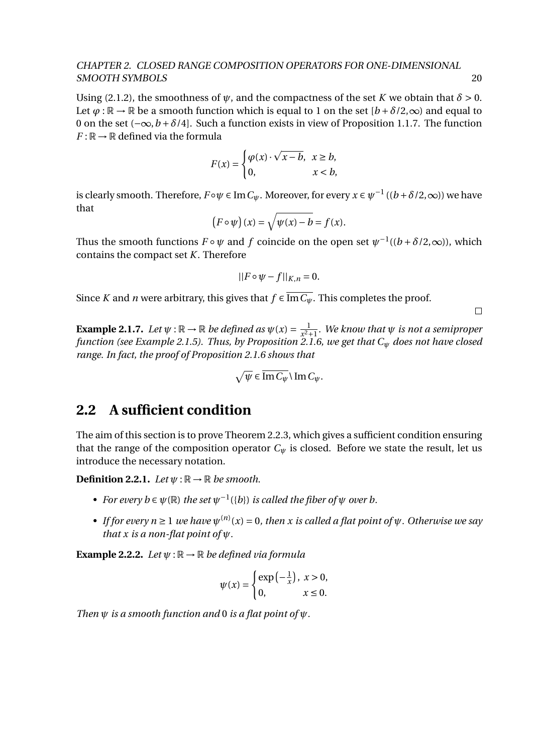Using (2.1.2), the smoothness of $\psi$, and the compactness of the set $K$ we obtain that $\delta > 0$. Let $\varphi : \mathbb{R} \to \mathbb{R}$ be a smooth function which is equal to 1 on the set $[b+\delta/2, \infty)$ and equal to 0 on the set $(-\infty, b+\delta/4]$. Such a function exists in view of Proposition 1.1.7. The function $F : \mathbb{R} \to \mathbb{R}$ defined via the formula

$$F(x) = \begin{cases} \varphi(x) \cdot \sqrt{x-b}, & x \geq b, \\ 0, & x < b, \end{cases}$$

is clearly smooth. Therefore, $F \circ \psi \in \operatorname{Im} C_\psi$. Moreover, for every $x \in \psi^{-1}((b+\delta/2, \infty))$ we have that

$$\left(F \circ \psi\right)(x) = \sqrt{\psi(x) - b} = f(x).$$

Thus the smooth functions $F \circ \psi$ and $f$ coincide on the open set $\psi^{-1}((b+\delta/2, \infty))$, which contains the compact set $K$. Therefore

$$||F \circ \psi - f||_{K,n} = 0.$$

Since $K$ and $n$ were arbitrary, this gives that $f \in \overline{\operatorname{Im} C_\psi}$. This completes the proof.

□

**Example 2.1.7.** *Let $\psi : \mathbb{R} \to \mathbb{R}$ be defined as $\psi(x) = \frac{1}{x^2+1}$. We know that $\psi$ is not a semiproper function (see Example 2.1.5). Thus, by Proposition 2.1.6, we get that $C_\psi$ does not have closed range. In fact, the proof of Proposition 2.1.6 shows that*

$$\sqrt{\psi} \in \overline{\operatorname{Im} C_\psi} \setminus \operatorname{Im} C_\psi.$$

## 2.2 A sufficient condition

The aim of this section is to prove Theorem 2.2.3, which gives a sufficient condition ensuring that the range of the composition operator $C_\psi$ is closed. Before we state the result, let us introduce the necessary notation.

**Definition 2.2.1.** *Let $\psi : \mathbb{R} \to \mathbb{R}$ be smooth.*

- *For every $b \in \psi(\mathbb{R})$ the set $\psi^{-1}(\{b\})$ is called the fiber of $\psi$ over $b$.*
- *If for every $n \geq 1$ we have $\psi^{(n)}(x) = 0$, then $x$ is called a flat point of $\psi$. Otherwise we say that $x$ is a non-flat point of $\psi$.*

**Example 2.2.2.** *Let $\psi : \mathbb{R} \to \mathbb{R}$ be defined via formula*

$$\psi(x) = \begin{cases} \exp\left(-\frac{1}{x}\right), & x > 0, \\ 0, & x \leq 0. \end{cases}$$

*Then $\psi$ is a smooth function and $0$ is a flat point of $\psi$.*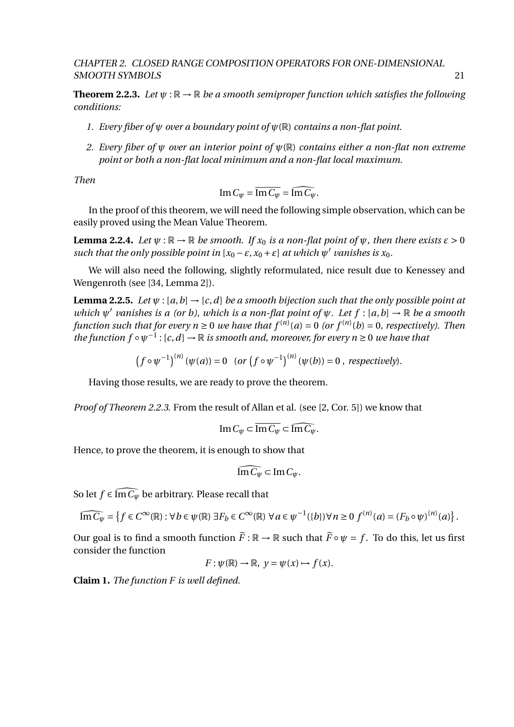**Theorem 2.2.3.** *Let $\psi : \mathbb{R} \to \mathbb{R}$ be a smooth semiproper function which satisfies the following conditions:*

1. *Every fiber of $\psi$ over a boundary point of $\psi(\mathbb{R})$ contains a non-flat point.*
2. *Every fiber of $\psi$ over an interior point of $\psi(\mathbb{R})$ contains either a non-flat non extreme point or both a non-flat local minimum and a non-flat local maximum.*

*Then*

$$\operatorname{Im} C_\psi = \overline{\operatorname{Im} C_\psi} = \widehat{\operatorname{Im} C_\psi}.$$

In the proof of this theorem, we will need the following simple observation, which can be easily proved using the Mean Value Theorem.

**Lemma 2.2.4.** *Let $\psi : \mathbb{R} \to \mathbb{R}$ be smooth. If $x_0$ is a non-flat point of $\psi$, then there exists $\varepsilon > 0$ such that the only possible point in $[x_0 - \varepsilon, x_0 + \varepsilon]$ at which $\psi'$ vanishes is $x_0$.*

We will also need the following, slightly reformulated, nice result due to Kenessey and Wengenroth (see [34, Lemma 2]).

**Lemma 2.2.5.** *Let $\psi : [a, b] \to [c, d]$ be a smooth bijection such that the only possible point at which $\psi'$ vanishes is $a$ (or $b$), which is a non-flat point of $\psi$. Let $f : [a, b] \to \mathbb{R}$ be a smooth function such that for every $n \geq 0$ we have that $f^{(n)}(a) = 0$ (or $f^{(n)}(b) = 0$, respectively). Then the function $f \circ \psi^{-1} : [c, d] \to \mathbb{R}$ is smooth and, moreover, for every $n \geq 0$ we have that*

$$\left(f \circ \psi^{-1}\right)^{(n)}(\psi(a)) = 0 \quad \left(\text{or } \left(f \circ \psi^{-1}\right)^{(n)}(\psi(b)) = 0\text{, respectively}\right).$$

Having those results, we are ready to prove the theorem.

*Proof of Theorem 2.2.3.* From the result of Allan et al. (see [2, Cor. 5]) we know that

$$\operatorname{Im} C_\psi \subset \overline{\operatorname{Im} C_\psi} \subset \widehat{\operatorname{Im} C_\psi}.$$

Hence, to prove the theorem, it is enough to show that

$$\widehat{\operatorname{Im} C_\psi} \subset \operatorname{Im} C_\psi.$$

So let $f \in \widehat{\operatorname{Im} C_\psi}$ be arbitrary. Please recall that

$$\widehat{\operatorname{Im} C_\psi} = \left\{ f \in C^\infty(\mathbb{R}) : \forall b \in \psi(\mathbb{R})\ \exists F_b \in C^\infty(\mathbb{R})\ \forall a \in \psi^{-1}(\{b\}) \forall n \geq 0\ f^{(n)}(a) = (F_b \circ \psi)^{(n)}(a) \right\}.$$

Our goal is to find a smooth function $\widetilde{F} : \mathbb{R} \to \mathbb{R}$ such that $\widetilde{F} \circ \psi = f$. To do this, let us first consider the function

$$F : \psi(\mathbb{R}) \to \mathbb{R},\ y = \psi(x) \mapsto f(x).$$

**Claim 1.** *The function $F$ is well defined.*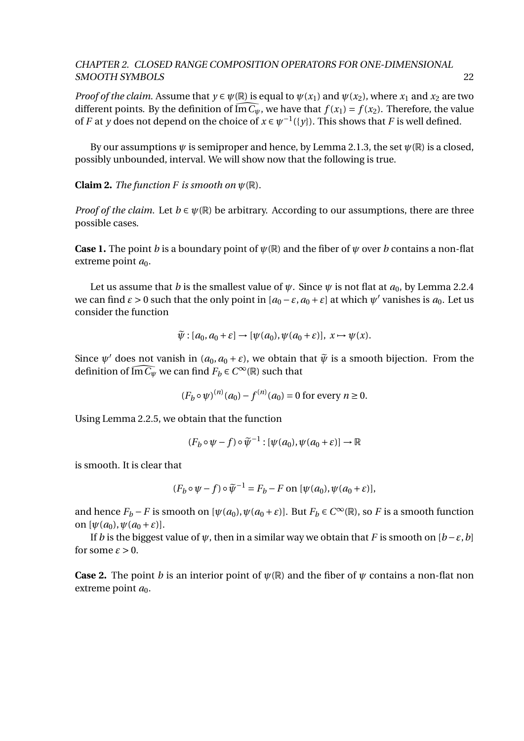*Proof of the claim.* Assume that $y \in \psi(\mathbb{R})$ is equal to $\psi(x_1)$ and $\psi(x_2)$, where $x_1$ and $x_2$ are two different points. By the definition of $\widehat{\operatorname{Im} C_\psi}$, we have that $f(x_1) = f(x_2)$. Therefore, the value of $F$ at $y$ does not depend on the choice of $x \in \psi^{-1}(\{y\})$. This shows that $F$ is well defined.

By our assumptions $\psi$ is semiproper and hence, by Lemma 2.1.3, the set $\psi(\mathbb{R})$ is a closed, possibly unbounded, interval. We will show now that the following is true.

**Claim 2.** *The function $F$ is smooth on $\psi(\mathbb{R})$.*

*Proof of the claim.* Let $b \in \psi(\mathbb{R})$ be arbitrary. According to our assumptions, there are three possible cases.

**Case 1.** The point $b$ is a boundary point of $\psi(\mathbb{R})$ and the fiber of $\psi$ over $b$ contains a non-flat extreme point $a_0$.

Let us assume that $b$ is the smallest value of $\psi$. Since $\psi$ is not flat at $a_0$, by Lemma 2.2.4 we can find $\varepsilon > 0$ such that the only point in $[a_0 - \varepsilon, a_0 + \varepsilon]$ at which $\psi'$ vanishes is $a_0$. Let us consider the function

$$\widetilde{\psi} : [a_0, a_0 + \varepsilon] \to [\psi(a_0), \psi(a_0 + \varepsilon)], \ x \mapsto \psi(x).$$

Since $\psi'$ does not vanish in $(a_0, a_0 + \varepsilon)$, we obtain that $\widetilde{\psi}$ is a smooth bijection. From the definition of $\widehat{\operatorname{Im} C_\psi}$ we can find $F_b \in C^\infty(\mathbb{R})$ such that

$$(F_b \circ \psi)^{(n)}(a_0) - f^{(n)}(a_0) = 0 \text{ for every } n \geq 0.$$

Using Lemma 2.2.5, we obtain that the function

$$(F_b \circ \psi - f) \circ \widetilde{\psi}^{-1} : [\psi(a_0), \psi(a_0 + \varepsilon)] \to \mathbb{R}$$

is smooth. It is clear that

$$(F_b \circ \psi - f) \circ \widetilde{\psi}^{-1} = F_b - F \text{ on } [\psi(a_0), \psi(a_0 + \varepsilon)],$$

and hence $F_b - F$ is smooth on $[\psi(a_0), \psi(a_0 + \varepsilon)]$. But $F_b \in C^\infty(\mathbb{R})$, so $F$ is a smooth function on $[\psi(a_0), \psi(a_0 + \varepsilon)]$.

If $b$ is the biggest value of $\psi$, then in a similar way we obtain that $F$ is smooth on $[b - \varepsilon, b]$ for some $\varepsilon > 0$.

**Case 2.** The point $b$ is an interior point of $\psi(\mathbb{R})$ and the fiber of $\psi$ contains a non-flat non extreme point $a_0$.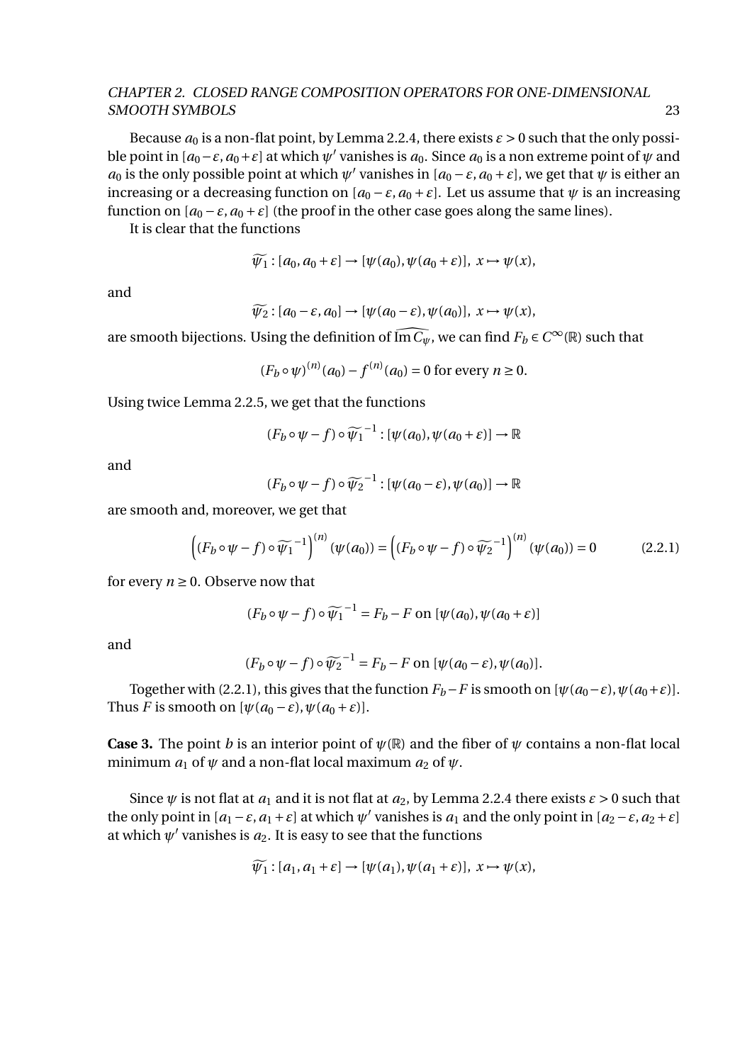Because $a_0$ is a non-flat point, by Lemma 2.2.4, there exists $\varepsilon > 0$ such that the only possible point in $[a_0 - \varepsilon, a_0 + \varepsilon]$ at which $\psi'$ vanishes is $a_0$. Since $a_0$ is a non extreme point of $\psi$ and $a_0$ is the only possible point at which $\psi'$ vanishes in $[a_0 - \varepsilon, a_0 + \varepsilon]$, we get that $\psi$ is either an increasing or a decreasing function on $[a_0 - \varepsilon, a_0 + \varepsilon]$. Let us assume that $\psi$ is an increasing function on $[a_0 - \varepsilon, a_0 + \varepsilon]$ (the proof in the other case goes along the same lines).

It is clear that the functions

$$\widetilde{\psi_1} : [a_0, a_0 + \varepsilon] \to [\psi(a_0), \psi(a_0 + \varepsilon)],\ x \mapsto \psi(x),$$

and

$$\widetilde{\psi_2} : [a_0 - \varepsilon, a_0] \to [\psi(a_0 - \varepsilon), \psi(a_0)],\ x \mapsto \psi(x),$$

are smooth bijections. Using the definition of $\widehat{\operatorname{Im} C_\psi}$, we can find $F_b \in C^\infty(\mathbb{R})$ such that

$$(F_b \circ \psi)^{(n)}(a_0) - f^{(n)}(a_0) = 0 \text{ for every } n \geq 0.$$

Using twice Lemma 2.2.5, we get that the functions

$$(F_b \circ \psi - f) \circ \widetilde{\psi_1}^{-1} : [\psi(a_0), \psi(a_0 + \varepsilon)] \to \mathbb{R}$$

and

$$(F_b \circ \psi - f) \circ \widetilde{\psi_2}^{-1} : [\psi(a_0 - \varepsilon), \psi(a_0)] \to \mathbb{R}$$

are smooth and, moreover, we get that

$$\left((F_b \circ \psi - f) \circ \widetilde{\psi_1}^{-1}\right)^{(n)} (\psi(a_0)) = \left((F_b \circ \psi - f) \circ \widetilde{\psi_2}^{-1}\right)^{(n)} (\psi(a_0)) = 0 \tag{2.2.1}$$

for every $n \geq 0$. Observe now that

$$(F_b \circ \psi - f) \circ \widetilde{\psi_1}^{-1} = F_b - F \text{ on } [\psi(a_0), \psi(a_0 + \varepsilon)]$$

and

$$(F_b \circ \psi - f) \circ \widetilde{\psi_2}^{-1} = F_b - F \text{ on } [\psi(a_0 - \varepsilon), \psi(a_0)].$$

Together with (2.2.1), this gives that the function $F_b - F$ is smooth on $[\psi(a_0 - \varepsilon), \psi(a_0 + \varepsilon)]$. Thus $F$ is smooth on $[\psi(a_0 - \varepsilon), \psi(a_0 + \varepsilon)]$.

**Case 3.** The point $b$ is an interior point of $\psi(\mathbb{R})$ and the fiber of $\psi$ contains a non-flat local minimum $a_1$ of $\psi$ and a non-flat local maximum $a_2$ of $\psi$.

Since $\psi$ is not flat at $a_1$ and it is not flat at $a_2$, by Lemma 2.2.4 there exists $\varepsilon > 0$ such that the only point in $[a_1 - \varepsilon, a_1 + \varepsilon]$ at which $\psi'$ vanishes is $a_1$ and the only point in $[a_2 - \varepsilon, a_2 + \varepsilon]$ at which $\psi'$ vanishes is $a_2$. It is easy to see that the functions

$$\widetilde{\psi_1} : [a_1, a_1 + \varepsilon] \to [\psi(a_1), \psi(a_1 + \varepsilon)],\ x \mapsto \psi(x),$$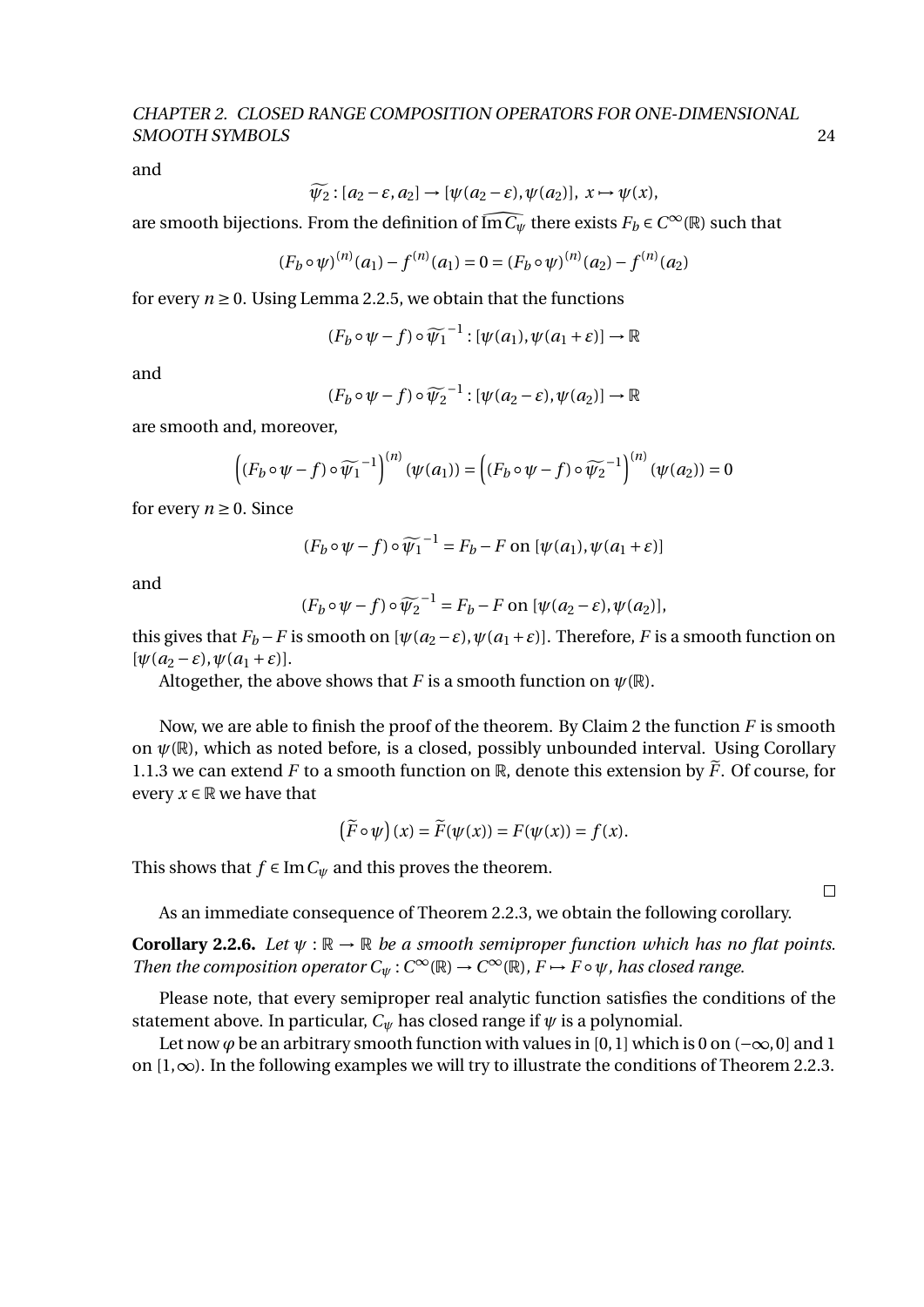and

$$\widetilde{\psi_2} : [a_2 - \varepsilon, a_2] \to [\psi(a_2 - \varepsilon), \psi(a_2)],\ x \mapsto \psi(x),$$

are smooth bijections. From the definition of $\widehat{\operatorname{Im} C_\psi}$ there exists $F_b \in C^\infty(\mathbb{R})$ such that

$$(F_b \circ \psi)^{(n)}(a_1) - f^{(n)}(a_1) = 0 = (F_b \circ \psi)^{(n)}(a_2) - f^{(n)}(a_2)$$

for every $n \geq 0$. Using Lemma 2.2.5, we obtain that the functions

$$(F_b \circ \psi - f) \circ \widetilde{\psi_1}^{-1} : [\psi(a_1), \psi(a_1 + \varepsilon)] \to \mathbb{R}$$

and

$$(F_b \circ \psi - f) \circ \widetilde{\psi_2}^{-1} : [\psi(a_2 - \varepsilon), \psi(a_2)] \to \mathbb{R}$$

are smooth and, moreover,

$$\left((F_b \circ \psi - f) \circ \widetilde{\psi_1}^{-1}\right)^{(n)}(\psi(a_1)) = \left((F_b \circ \psi - f) \circ \widetilde{\psi_2}^{-1}\right)^{(n)}(\psi(a_2)) = 0$$

for every $n \geq 0$. Since

$$(F_b \circ \psi - f) \circ \widetilde{\psi_1}^{-1} = F_b - F \text{ on } [\psi(a_1), \psi(a_1 + \varepsilon)]$$

and

$$(F_b \circ \psi - f) \circ \widetilde{\psi_2}^{-1} = F_b - F \text{ on } [\psi(a_2 - \varepsilon), \psi(a_2)],$$

this gives that $F_b - F$ is smooth on $[\psi(a_2 - \varepsilon), \psi(a_1 + \varepsilon)]$. Therefore, $F$ is a smooth function on $[\psi(a_2 - \varepsilon), \psi(a_1 + \varepsilon)]$.

Altogether, the above shows that $F$ is a smooth function on $\psi(\mathbb{R})$.

Now, we are able to finish the proof of the theorem. By Claim 2 the function $F$ is smooth on $\psi(\mathbb{R})$, which as noted before, is a closed, possibly unbounded interval. Using Corollary 1.1.3 we can extend $F$ to a smooth function on $\mathbb{R}$, denote this extension by $\widetilde{F}$. Of course, for every $x \in \mathbb{R}$ we have that

$$\left(\widetilde{F} \circ \psi\right)(x) = \widetilde{F}(\psi(x)) = F(\psi(x)) = f(x).$$

This shows that $f \in \operatorname{Im} C_\psi$ and this proves the theorem. □

As an immediate consequence of Theorem 2.2.3, we obtain the following corollary.

**Corollary 2.2.6.** *Let $\psi : \mathbb{R} \to \mathbb{R}$ be a smooth semiproper function which has no flat points. Then the composition operator $C_\psi : C^\infty(\mathbb{R}) \to C^\infty(\mathbb{R})$, $F \mapsto F \circ \psi$, has closed range.*

Please note, that every semiproper real analytic function satisfies the conditions of the statement above. In particular, $C_\psi$ has closed range if $\psi$ is a polynomial.

Let now $\varphi$ be an arbitrary smooth function with values in $[0,1]$ which is 0 on $(-\infty, 0]$ and 1 on $[1, \infty)$. In the following examples we will try to illustrate the conditions of Theorem 2.2.3.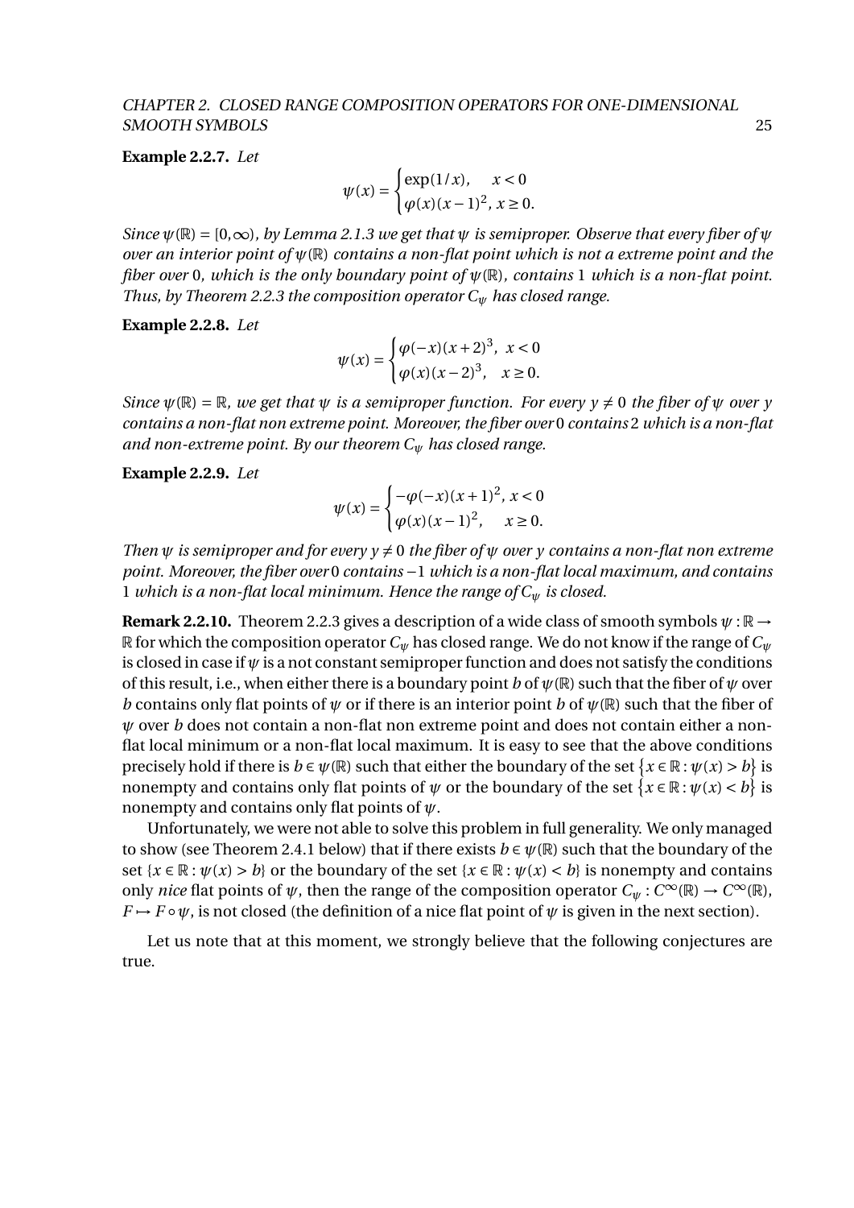**Example 2.2.7.** *Let*

$$\psi(x) = \begin{cases} \exp(1/x), & x < 0 \\ \varphi(x)(x-1)^2, & x \geq 0. \end{cases}$$

*Since $\psi(\mathbb{R}) = [0, \infty)$, by Lemma 2.1.3 we get that $\psi$ is semiproper. Observe that every fiber of $\psi$ over an interior point of $\psi(\mathbb{R})$ contains a non-flat point which is not a extreme point and the fiber over $0$, which is the only boundary point of $\psi(\mathbb{R})$, contains $1$ which is a non-flat point. Thus, by Theorem 2.2.3 the composition operator $C_\psi$ has closed range.*

**Example 2.2.8.** *Let*

$$\psi(x) = \begin{cases} \varphi(-x)(x+2)^3, & x < 0 \\ \varphi(x)(x-2)^3, & x \geq 0. \end{cases}$$

*Since $\psi(\mathbb{R}) = \mathbb{R}$, we get that $\psi$ is a semiproper function. For every $y \neq 0$ the fiber of $\psi$ over $y$ contains a non-flat non extreme point. Moreover, the fiber over $0$ contains $2$ which is a non-flat and non-extreme point. By our theorem $C_\psi$ has closed range.*

**Example 2.2.9.** *Let*

$$\psi(x) = \begin{cases} -\varphi(-x)(x+1)^2, & x < 0 \\ \varphi(x)(x-1)^2, & x \geq 0. \end{cases}$$

*Then $\psi$ is semiproper and for every $y \neq 0$ the fiber of $\psi$ over $y$ contains a non-flat non extreme point. Moreover, the fiber over $0$ contains $-1$ which is a non-flat local maximum, and contains $1$ which is a non-flat local minimum. Hence the range of $C_\psi$ is closed.*

**Remark 2.2.10.** Theorem 2.2.3 gives a description of a wide class of smooth symbols $\psi : \mathbb{R} \to \mathbb{R}$ for which the composition operator $C_\psi$ has closed range. We do not know if the range of $C_\psi$ is closed in case if $\psi$ is a not constant semiproper function and does not satisfy the conditions of this result, i.e., when either there is a boundary point $b$ of $\psi(\mathbb{R})$ such that the fiber of $\psi$ over $b$ contains only flat points of $\psi$ or if there is an interior point $b$ of $\psi(\mathbb{R})$ such that the fiber of $\psi$ over $b$ does not contain a non-flat non extreme point and does not contain either a non-flat local minimum or a non-flat local maximum. It is easy to see that the above conditions precisely hold if there is $b \in \psi(\mathbb{R})$ such that either the boundary of the set $\{x \in \mathbb{R} : \psi(x) > b\}$ is nonempty and contains only flat points of $\psi$ or the boundary of the set $\{x \in \mathbb{R} : \psi(x) < b\}$ is nonempty and contains only flat points of $\psi$.

Unfortunately, we were not able to solve this problem in full generality. We only managed to show (see Theorem 2.4.1 below) that if there exists $b \in \psi(\mathbb{R})$ such that the boundary of the set $\{x \in \mathbb{R} : \psi(x) > b\}$ or the boundary of the set $\{x \in \mathbb{R} : \psi(x) < b\}$ is nonempty and contains only *nice* flat points of $\psi$, then the range of the composition operator $C_\psi : C^\infty(\mathbb{R}) \to C^\infty(\mathbb{R})$, $F \mapsto F \circ \psi$, is not closed (the definition of a nice flat point of $\psi$ is given in the next section).

Let us note that at this moment, we strongly believe that the following conjectures are true.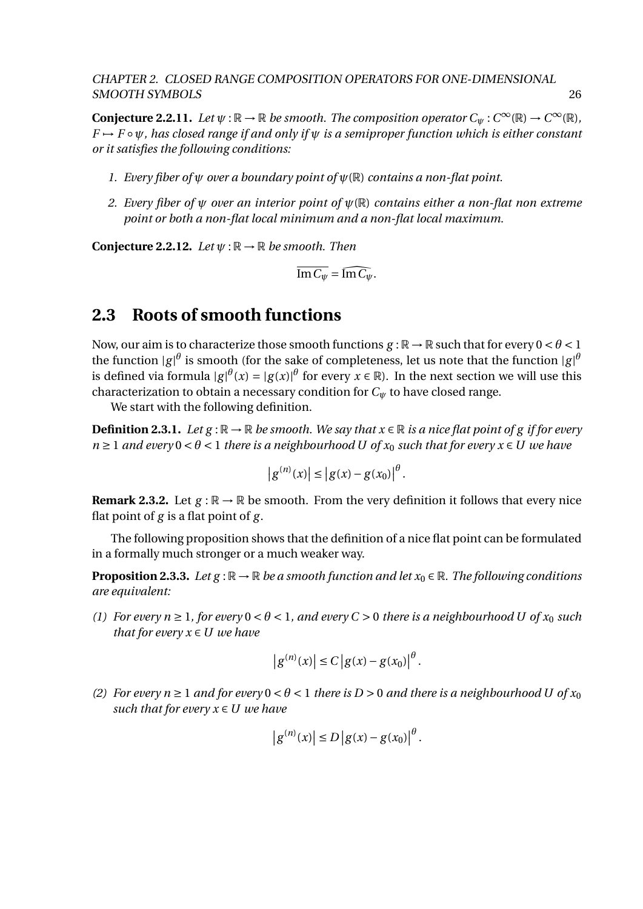**Conjecture 2.2.11.** *Let $\psi : \mathbb{R} \to \mathbb{R}$ be smooth. The composition operator $C_\psi : C^\infty(\mathbb{R}) \to C^\infty(\mathbb{R})$, $F \mapsto F \circ \psi$, has closed range if and only if $\psi$ is a semiproper function which is either constant or it satisfies the following conditions:*

1. *Every fiber of $\psi$ over a boundary point of $\psi(\mathbb{R})$ contains a non-flat point.*
2. *Every fiber of $\psi$ over an interior point of $\psi(\mathbb{R})$ contains either a non-flat non extreme point or both a non-flat local minimum and a non-flat local maximum.*

**Conjecture 2.2.12.** *Let $\psi : \mathbb{R} \to \mathbb{R}$ be smooth. Then*

$$\overline{\operatorname{Im} C_\psi} = \widehat{\operatorname{Im} C_\psi}.$$

## 2.3 Roots of smooth functions

Now, our aim is to characterize those smooth functions $g : \mathbb{R} \to \mathbb{R}$ such that for every $0 < \theta < 1$ the function $|g|^\theta$ is smooth (for the sake of completeness, let us note that the function $|g|^\theta$ is defined via formula $|g|^\theta(x) = |g(x)|^\theta$ for every $x \in \mathbb{R}$). In the next section we will use this characterization to obtain a necessary condition for $C_\psi$ to have closed range.

We start with the following definition.

**Definition 2.3.1.** *Let $g : \mathbb{R} \to \mathbb{R}$ be smooth. We say that $x \in \mathbb{R}$ is a nice flat point of $g$ if for every $n \geq 1$ and every $0 < \theta < 1$ there is a neighbourhood $U$ of $x_0$ such that for every $x \in U$ we have*

$$\left|g^{(n)}(x)\right| \leq \left|g(x) - g(x_0)\right|^\theta.$$

**Remark 2.3.2.** Let $g : \mathbb{R} \to \mathbb{R}$ be smooth. From the very definition it follows that every nice flat point of $g$ is a flat point of $g$.

The following proposition shows that the definition of a nice flat point can be formulated in a formally much stronger or a much weaker way.

**Proposition 2.3.3.** *Let $g : \mathbb{R} \to \mathbb{R}$ be a smooth function and let $x_0 \in \mathbb{R}$. The following conditions are equivalent:*

*(1) For every $n \geq 1$, for every $0 < \theta < 1$, and every $C > 0$ there is a neighbourhood $U$ of $x_0$ such that for every $x \in U$ we have*

$$\left|g^{(n)}(x)\right| \leq C\left|g(x) - g(x_0)\right|^\theta.$$

*(2) For every $n \geq 1$ and for every $0 < \theta < 1$ there is $D > 0$ and there is a neighbourhood $U$ of $x_0$ such that for every $x \in U$ we have*

$$\left|g^{(n)}(x)\right| \leq D\left|g(x) - g(x_0)\right|^\theta.$$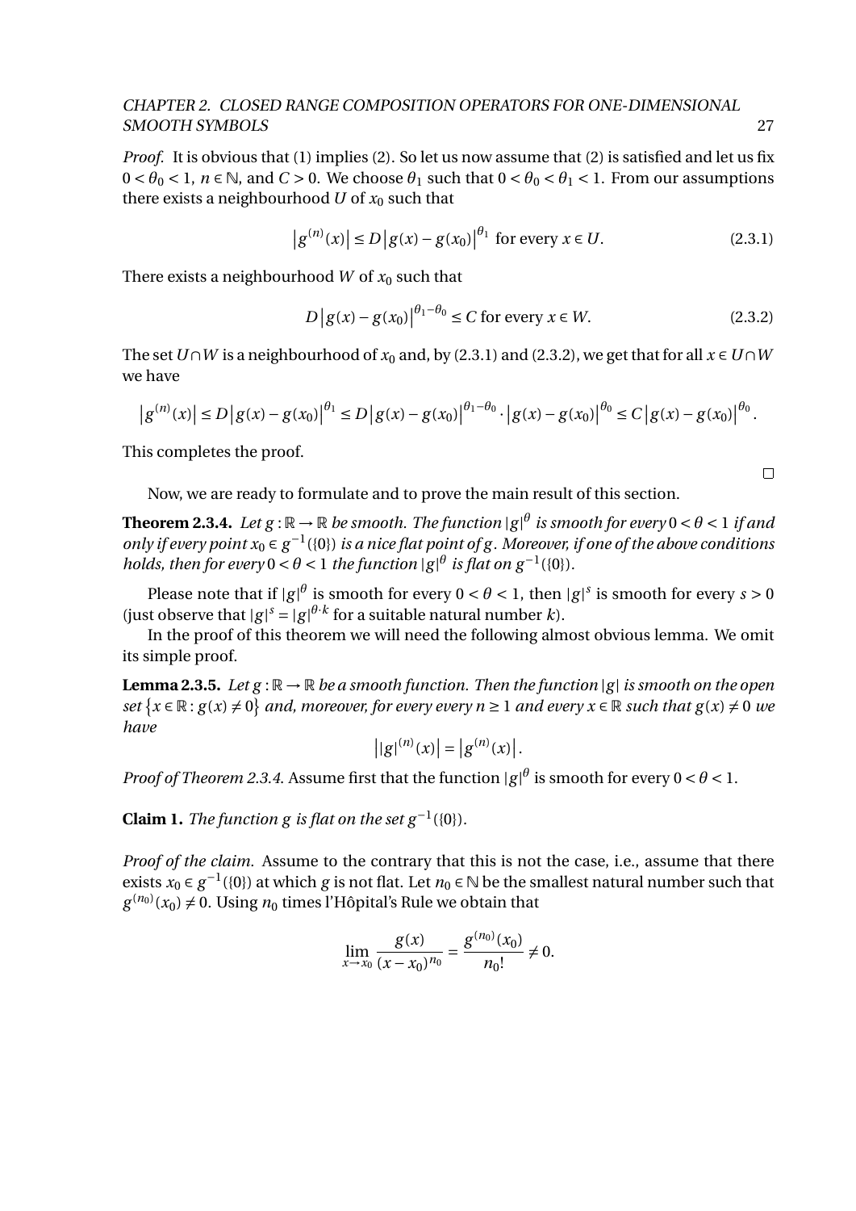*Proof.* It is obvious that (1) implies (2). So let us now assume that (2) is satisfied and let us fix $0 < \theta_0 < 1$, $n \in \mathbb{N}$, and $C > 0$. We choose $\theta_1$ such that $0 < \theta_0 < \theta_1 < 1$. From our assumptions there exists a neighbourhood $U$ of $x_0$ such that

$$\left|g^{(n)}(x)\right| \le D\left|g(x) - g(x_0)\right|^{\theta_1} \text{ for every } x \in U. \tag{2.3.1}$$

There exists a neighbourhood $W$ of $x_0$ such that

$$D\left|g(x) - g(x_0)\right|^{\theta_1 - \theta_0} \le C \text{ for every } x \in W. \tag{2.3.2}$$

The set $U \cap W$ is a neighbourhood of $x_0$ and, by (2.3.1) and (2.3.2), we get that for all $x \in U \cap W$ we have

$$\left|g^{(n)}(x)\right| \le D\left|g(x) - g(x_0)\right|^{\theta_1} \le D\left|g(x) - g(x_0)\right|^{\theta_1 - \theta_0} \cdot \left|g(x) - g(x_0)\right|^{\theta_0} \le C\left|g(x) - g(x_0)\right|^{\theta_0}.$$

This completes the proof. □

Now, we are ready to formulate and to prove the main result of this section.

**Theorem 2.3.4.** *Let $g : \mathbb{R} \to \mathbb{R}$ be smooth. The function $|g|^\theta$ is smooth for every $0 < \theta < 1$ if and only if every point $x_0 \in g^{-1}(\{0\})$ is a nice flat point of $g$. Moreover, if one of the above conditions holds, then for every $0 < \theta < 1$ the function $|g|^\theta$ is flat on $g^{-1}(\{0\})$.*

Please note that if $|g|^\theta$ is smooth for every $0 < \theta < 1$, then $|g|^s$ is smooth for every $s > 0$ (just observe that $|g|^s = |g|^{\theta \cdot k}$ for a suitable natural number $k$).

In the proof of this theorem we will need the following almost obvious lemma. We omit its simple proof.

**Lemma 2.3.5.** *Let $g : \mathbb{R} \to \mathbb{R}$ be a smooth function. Then the function $|g|$ is smooth on the open set $\{x \in \mathbb{R} : g(x) \neq 0\}$ and, moreover, for every every $n \ge 1$ and every $x \in \mathbb{R}$ such that $g(x) \neq 0$ we have*

$$\left||g|^{(n)}(x)\right| = \left|g^{(n)}(x)\right|.$$

*Proof of Theorem 2.3.4.* Assume first that the function $|g|^\theta$ is smooth for every $0 < \theta < 1$.

**Claim 1.** *The function $g$ is flat on the set $g^{-1}(\{0\})$.*

*Proof of the claim.* Assume to the contrary that this is not the case, i.e., assume that there exists $x_0 \in g^{-1}(\{0\})$ at which $g$ is not flat. Let $n_0 \in \mathbb{N}$ be the smallest natural number such that $g^{(n_0)}(x_0) \neq 0$. Using $n_0$ times l'Hôpital's Rule we obtain that

$$\lim_{x \to x_0} \frac{g(x)}{(x - x_0)^{n_0}} = \frac{g^{(n_0)}(x_0)}{n_0!} \neq 0.$$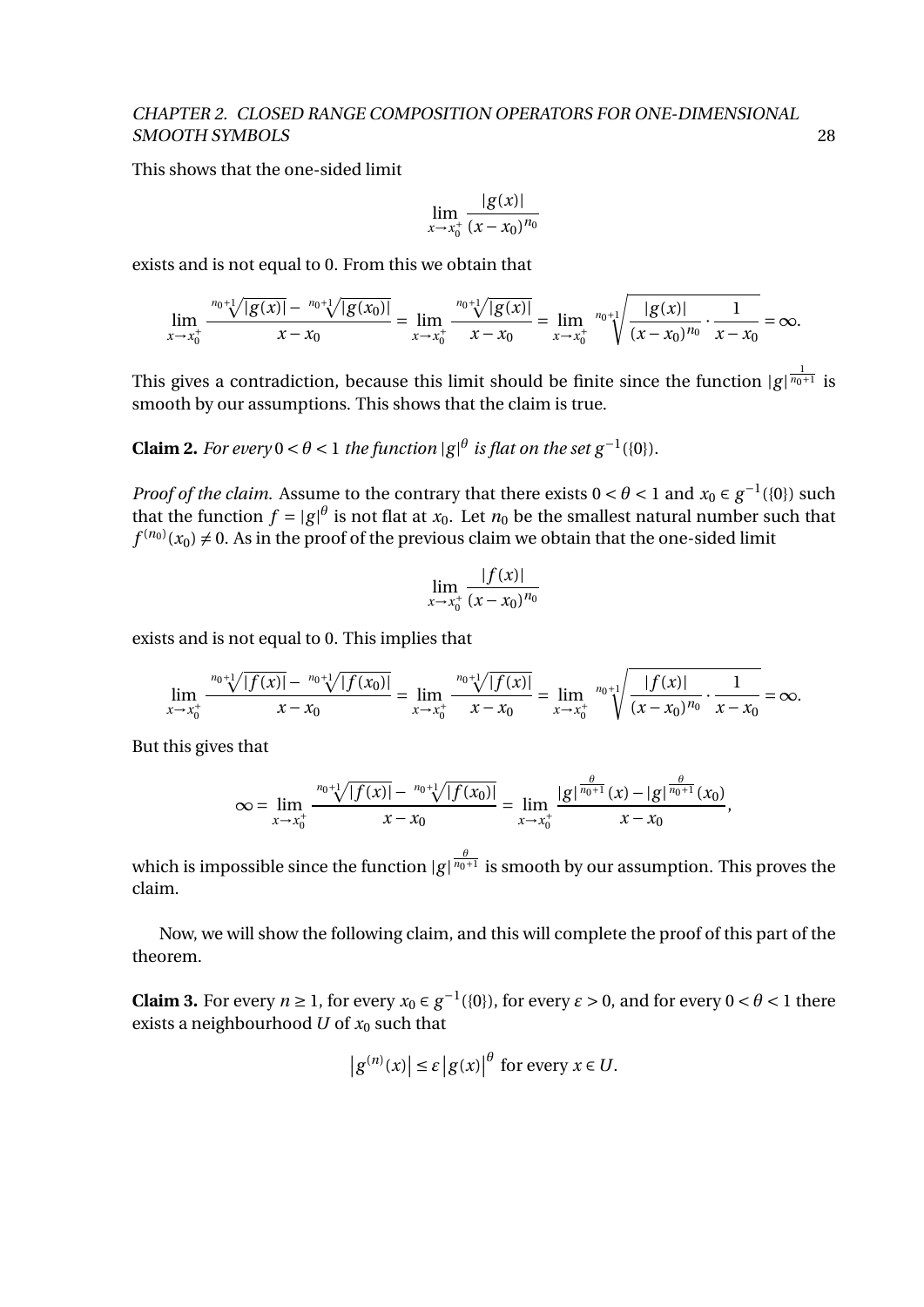This shows that the one-sided limit

$$\lim_{x\to x_0^+} \frac{|g(x)|}{(x-x_0)^{n_0}}$$

exists and is not equal to 0. From this we obtain that

$$\lim_{x\to x_0^+} \frac{\sqrt[n_0+1]{|g(x)|}-\sqrt[n_0+1]{|g(x_0)|}}{x-x_0} = \lim_{x\to x_0^+} \frac{\sqrt[n_0+1]{|g(x)|}}{x-x_0} = \lim_{x\to x_0^+} \sqrt[n_0+1]{\frac{|g(x)|}{(x-x_0)^{n_0}}\cdot\frac{1}{x-x_0}} = \infty.$$

This gives a contradiction, because this limit should be finite since the function $|g|^{\frac{1}{n_0+1}}$ is smooth by our assumptions. This shows that the claim is true.

**Claim 2.** *For every $0<\theta<1$ the function $|g|^\theta$ is flat on the set $g^{-1}(\{0\})$.*

*Proof of the claim.* Assume to the contrary that there exists $0<\theta<1$ and $x_0 \in g^{-1}(\{0\})$ such that the function $f = |g|^\theta$ is not flat at $x_0$. Let $n_0$ be the smallest natural number such that $f^{(n_0)}(x_0) \neq 0$. As in the proof of the previous claim we obtain that the one-sided limit

$$\lim_{x\to x_0^+} \frac{|f(x)|}{(x-x_0)^{n_0}}$$

exists and is not equal to 0. This implies that

$$\lim_{x\to x_0^+} \frac{\sqrt[n_0+1]{|f(x)|}-\sqrt[n_0+1]{|f(x_0)|}}{x-x_0} = \lim_{x\to x_0^+} \frac{\sqrt[n_0+1]{|f(x)|}}{x-x_0} = \lim_{x\to x_0^+} \sqrt[n_0+1]{\frac{|f(x)|}{(x-x_0)^{n_0}}\cdot\frac{1}{x-x_0}} = \infty.$$

But this gives that

$$\infty = \lim_{x\to x_0^+} \frac{\sqrt[n_0+1]{|f(x)|}-\sqrt[n_0+1]{|f(x_0)|}}{x-x_0} = \lim_{x\to x_0^+} \frac{|g|^{\frac{\theta}{n_0+1}}(x)-|g|^{\frac{\theta}{n_0+1}}(x_0)}{x-x_0},$$

which is impossible since the function $|g|^{\frac{\theta}{n_0+1}}$ is smooth by our assumption. This proves the claim.

Now, we will show the following claim, and this will complete the proof of this part of the theorem.

**Claim 3.** For every $n \geq 1$, for every $x_0 \in g^{-1}(\{0\})$, for every $\varepsilon > 0$, and for every $0<\theta<1$ there exists a neighbourhood $U$ of $x_0$ such that

$$\left|g^{(n)}(x)\right| \leq \varepsilon \left|g(x)\right|^\theta \text{ for every } x \in U.$$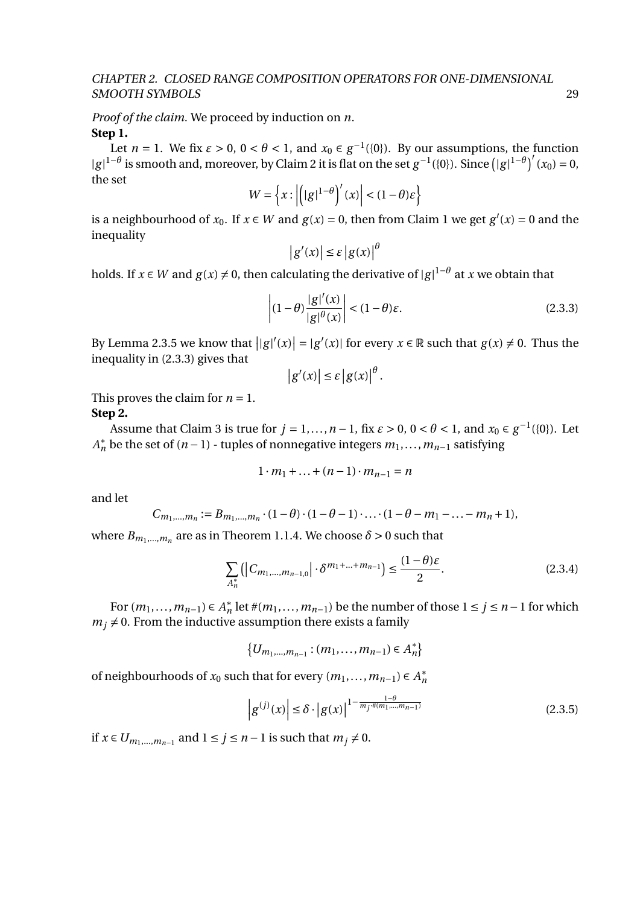*Proof of the claim.* We proceed by induction on $n$.

**Step 1.**

Let $n = 1$. We fix $\varepsilon > 0$, $0 < \theta < 1$, and $x_0 \in g^{-1}(\{0\})$. By our assumptions, the function $|g|^{1-\theta}$ is smooth and, moreover, by Claim 2 it is flat on the set $g^{-1}(\{0\})$. Since $\left(|g|^{1-\theta}\right)'(x_0) = 0$, the set

$$W = \left\{x : \left|\left(|g|^{1-\theta}\right)'(x)\right| < (1-\theta)\varepsilon\right\}$$

is a neighbourhood of $x_0$. If $x \in W$ and $g(x) = 0$, then from Claim 1 we get $g'(x) = 0$ and the inequality

$$\left|g'(x)\right| \leq \varepsilon \left|g(x)\right|^{\theta}$$

holds. If $x \in W$ and $g(x) \neq 0$, then calculating the derivative of $|g|^{1-\theta}$ at $x$ we obtain that

$$\left|(1-\theta)\frac{|g|'(x)}{|g|^{\theta}(x)}\right| < (1-\theta)\varepsilon. \tag{2.3.3}$$

By Lemma 2.3.5 we know that $\left||g|'(x)\right| = |g'(x)|$ for every $x \in \mathbb{R}$ such that $g(x) \neq 0$. Thus the inequality in (2.3.3) gives that

$$\left|g'(x)\right| \leq \varepsilon \left|g(x)\right|^{\theta}.$$

This proves the claim for $n = 1$.

**Step 2.**

Assume that Claim 3 is true for $j = 1, \ldots, n-1$, fix $\varepsilon > 0$, $0 < \theta < 1$, and $x_0 \in g^{-1}(\{0\})$. Let $A_n^*$ be the set of $(n-1)$ - tuples of nonnegative integers $m_1, \ldots, m_{n-1}$ satisfying

$$1 \cdot m_1 + \ldots + (n-1) \cdot m_{n-1} = n$$

and let

$$C_{m_1,\ldots,m_n} := B_{m_1,\ldots,m_n} \cdot (1-\theta) \cdot (1-\theta-1) \cdot \ldots \cdot (1-\theta-m_1-\ldots-m_n+1),$$

where $B_{m_1,\ldots,m_n}$ are as in Theorem 1.1.4. We choose $\delta > 0$ such that

$$\sum_{A_n^*} \left(\left|C_{m_1,\ldots,m_{n-1},0}\right| \cdot \delta^{m_1+\ldots+m_{n-1}}\right) \leq \frac{(1-\theta)\varepsilon}{2}. \tag{2.3.4}$$

For $(m_1, \ldots, m_{n-1}) \in A_n^*$ let $\#(m_1, \ldots, m_{n-1})$ be the number of those $1 \leq j \leq n-1$ for which $m_j \neq 0$. From the inductive assumption there exists a family

$$\left\{U_{m_1,\ldots,m_{n-1}} : (m_1, \ldots, m_{n-1}) \in A_n^*\right\}$$

of neighbourhoods of $x_0$ such that for every $(m_1, \ldots, m_{n-1}) \in A_n^*$

$$\left|g^{(j)}(x)\right| \leq \delta \cdot \left|g(x)\right|^{1-\frac{1-\theta}{m_j \cdot \#(m_1,\ldots,m_{n-1})}} \tag{2.3.5}$$

if $x \in U_{m_1,\ldots,m_{n-1}}$ and $1 \leq j \leq n-1$ is such that $m_j \neq 0$.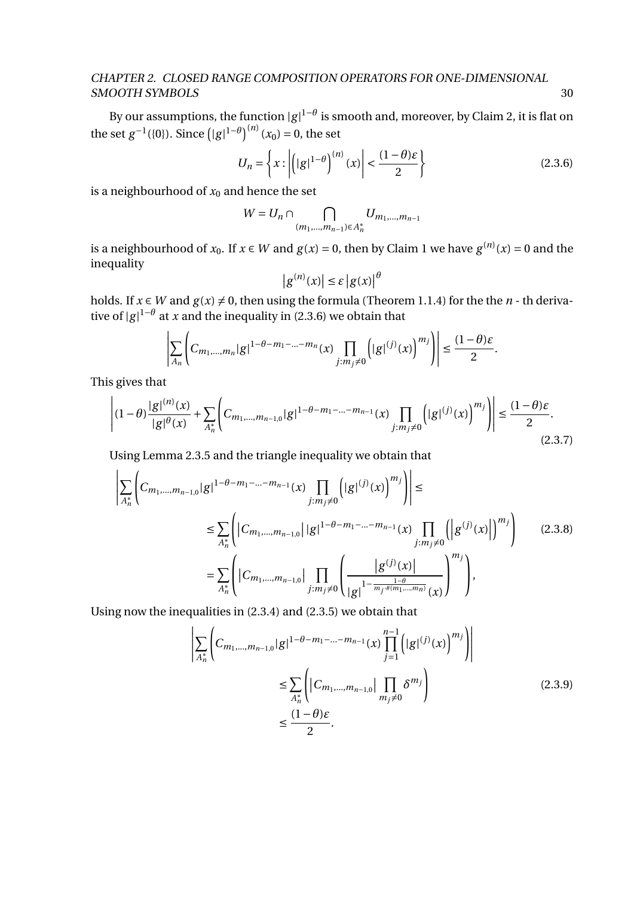By our assumptions, the function $|g|^{1-\theta}$ is smooth and, moreover, by Claim 2, it is flat on the set $g^{-1}(\{0\})$. Since $\left(|g|^{1-\theta}\right)^{(n)}(x_0) = 0$, the set

$$U_n = \left\{ x : \left| \left(|g|^{1-\theta}\right)^{(n)}(x) \right| < \frac{(1-\theta)\varepsilon}{2} \right\} \tag{2.3.6}$$

is a neighbourhood of $x_0$ and hence the set

$$W = U_n \cap \bigcap_{(m_1,\ldots,m_{n-1})\in A_n^*} U_{m_1,\ldots,m_{n-1}}$$

is a neighbourhood of $x_0$. If $x \in W$ and $g(x) = 0$, then by Claim 1 we have $g^{(n)}(x) = 0$ and the inequality

$$\left| g^{(n)}(x) \right| \leq \varepsilon \left| g(x) \right|^{\theta}$$

holds. If $x \in W$ and $g(x) \neq 0$, then using the formula (Theorem 1.1.4) for the the $n$ - th derivative of $|g|^{1-\theta}$ at $x$ and the inequality in (2.3.6) we obtain that

$$\left| \sum_{A_n} \left( C_{m_1,\ldots,m_n} |g|^{1-\theta-m_1-\ldots-m_n}(x) \prod_{j: m_j \neq 0} \left( |g|^{(j)}(x) \right)^{m_j} \right) \right| \leq \frac{(1-\theta)\varepsilon}{2}.$$

This gives that

$$\left| (1-\theta) \frac{|g|^{(n)}(x)}{|g|^{\theta}(x)} + \sum_{A_n^*} \left( C_{m_1,\ldots,m_{n-1},0} |g|^{1-\theta-m_1-\ldots-m_{n-1}}(x) \prod_{j: m_j \neq 0} \left( |g|^{(j)}(x) \right)^{m_j} \right) \right| \leq \frac{(1-\theta)\varepsilon}{2}. \tag{2.3.7}$$

Using Lemma 2.3.5 and the triangle inequality we obtain that

$$\begin{aligned}
&\left| \sum_{A_n^*} \left( C_{m_1,\ldots,m_{n-1},0} |g|^{1-\theta-m_1-\ldots-m_{n-1}}(x) \prod_{j: m_j \neq 0} \left( |g|^{(j)}(x) \right)^{m_j} \right) \right| \leq \\
&\leq \sum_{A_n^*} \left( \left| C_{m_1,\ldots,m_{n-1},0} \right| |g|^{1-\theta-m_1-\ldots-m_{n-1}}(x) \prod_{j: m_j \neq 0} \left( \left| g^{(j)}(x) \right| \right)^{m_j} \right) \qquad (2.3.8) \\
&= \sum_{A_n^*} \left( \left| C_{m_1,\ldots,m_{n-1},0} \right| \prod_{j: m_j \neq 0} \left( \frac{\left| g^{(j)}(x) \right|}{|g|^{1-\frac{1-\theta}{m_j \cdot \#(m_1,\ldots,m_n)}}(x)} \right)^{m_j} \right),
\end{aligned}$$

Using now the inequalities in (2.3.4) and (2.3.5) we obtain that

$$\begin{aligned}
&\left| \sum_{A_n^*} \left( C_{m_1,\ldots,m_{n-1},0} |g|^{1-\theta-m_1-\ldots-m_{n-1}}(x) \prod_{j=1}^{n-1} \left( |g|^{(j)}(x) \right)^{m_j} \right) \right| \\
&\leq \sum_{A_n^*} \left( \left| C_{m_1,\ldots,m_{n-1},0} \right| \prod_{m_j \neq 0} \delta^{m_j} \right) \qquad (2.3.9) \\
&\leq \frac{(1-\theta)\varepsilon}{2}.
\end{aligned}$$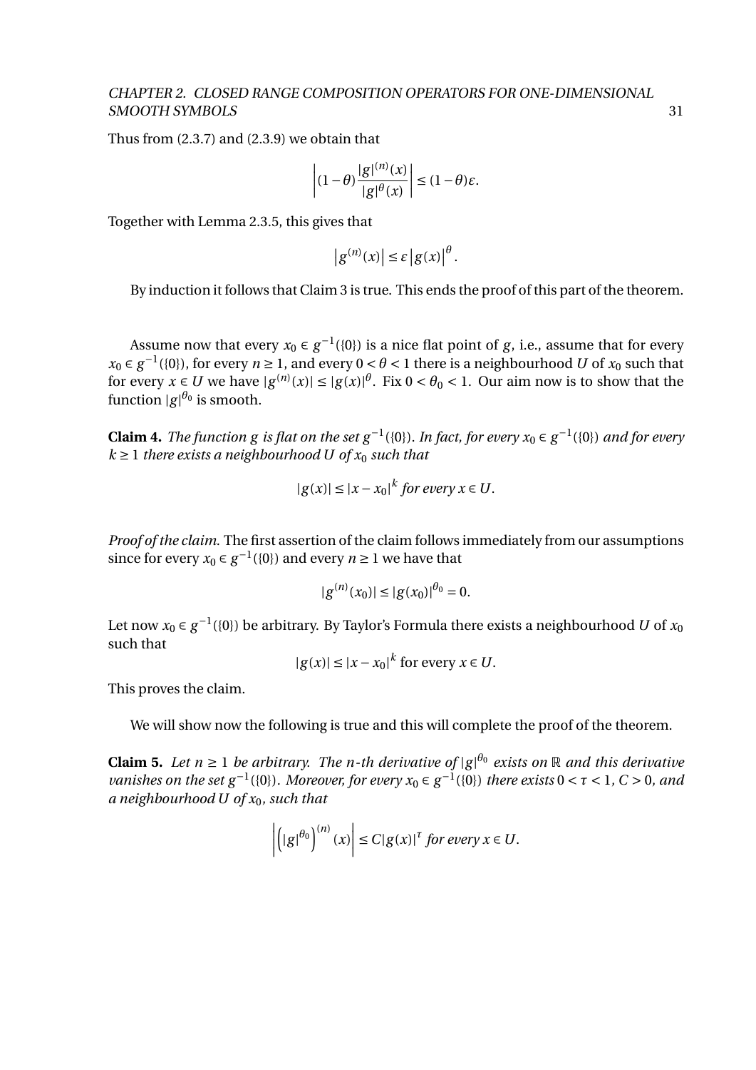Thus from (2.3.7) and (2.3.9) we obtain that

$$\left|(1-\theta)\frac{|g|^{(n)}(x)}{|g|^{\theta}(x)}\right| \leq (1-\theta)\varepsilon.$$

Together with Lemma 2.3.5, this gives that

$$\left|g^{(n)}(x)\right| \leq \varepsilon \left|g(x)\right|^{\theta}.$$

By induction it follows that Claim 3 is true. This ends the proof of this part of the theorem.

Assume now that every $x_0 \in g^{-1}(\{0\})$ is a nice flat point of $g$, i.e., assume that for every $x_0 \in g^{-1}(\{0\})$, for every $n \geq 1$, and every $0 < \theta < 1$ there is a neighbourhood $U$ of $x_0$ such that for every $x \in U$ we have $|g^{(n)}(x)| \leq |g(x)|^{\theta}$. Fix $0 < \theta_0 < 1$. Our aim now is to show that the function $|g|^{\theta_0}$ is smooth.

**Claim 4.** *The function $g$ is flat on the set $g^{-1}(\{0\})$. In fact, for every $x_0 \in g^{-1}(\{0\})$ and for every $k \geq 1$ there exists a neighbourhood $U$ of $x_0$ such that*

$$|g(x)| \leq |x - x_0|^k \textit{ for every } x \in U.$$

*Proof of the claim.* The first assertion of the claim follows immediately from our assumptions since for every $x_0 \in g^{-1}(\{0\})$ and every $n \geq 1$ we have that

$$|g^{(n)}(x_0)| \leq |g(x_0)|^{\theta_0} = 0.$$

Let now $x_0 \in g^{-1}(\{0\})$ be arbitrary. By Taylor's Formula there exists a neighbourhood $U$ of $x_0$ such that

$$|g(x)| \leq |x - x_0|^k \text{ for every } x \in U.$$

This proves the claim.

We will show now the following is true and this will complete the proof of the theorem.

**Claim 5.** *Let $n \geq 1$ be arbitrary. The $n$-th derivative of $|g|^{\theta_0}$ exists on $\mathbb{R}$ and this derivative vanishes on the set $g^{-1}(\{0\})$. Moreover, for every $x_0 \in g^{-1}(\{0\})$ there exists $0 < \tau < 1$, $C > 0$, and a neighbourhood $U$ of $x_0$, such that*

$$\left|\left(|g|^{\theta_0}\right)^{(n)}(x)\right| \leq C|g(x)|^{\tau} \textit{ for every } x \in U.$$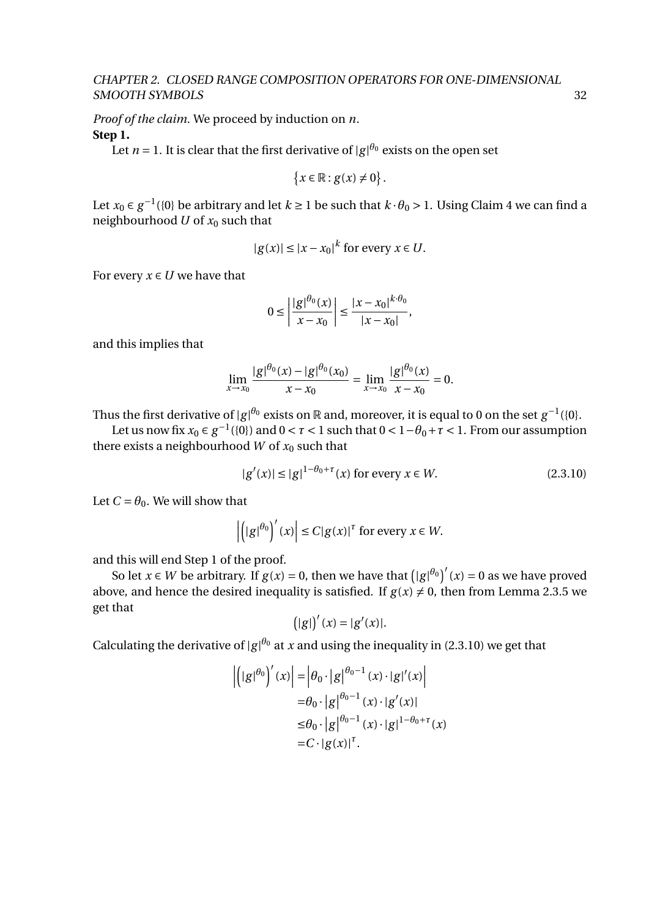*Proof of the claim.* We proceed by induction on $n$.

**Step 1.**

Let $n = 1$. It is clear that the first derivative of $|g|^{\theta_0}$ exists on the open set

$$\left\{x \in \mathbb{R} : g(x) \neq 0\right\}.$$

Let $x_0 \in g^{-1}(\{0\}$ be arbitrary and let $k \geq 1$ be such that $k \cdot \theta_0 > 1$. Using Claim 4 we can find a neighbourhood $U$ of $x_0$ such that

$$|g(x)| \leq |x - x_0|^k \text{ for every } x \in U.$$

For every $x \in U$ we have that

$$0 \leq \left| \frac{|g|^{\theta_0}(x)}{x - x_0} \right| \leq \frac{|x - x_0|^{k \cdot \theta_0}}{|x - x_0|},$$

and this implies that

$$\lim_{x \to x_0} \frac{|g|^{\theta_0}(x) - |g|^{\theta_0}(x_0)}{x - x_0} = \lim_{x \to x_0} \frac{|g|^{\theta_0}(x)}{x - x_0} = 0.$$

Thus the first derivative of $|g|^{\theta_0}$ exists on $\mathbb{R}$ and, moreover, it is equal to 0 on the set $g^{-1}(\{0\}$.

Let us now fix $x_0 \in g^{-1}(\{0\})$ and $0 < \tau < 1$ such that $0 < 1 - \theta_0 + \tau < 1$. From our assumption there exists a neighbourhood $W$ of $x_0$ such that

$$|g'(x)| \leq |g|^{1 - \theta_0 + \tau}(x) \text{ for every } x \in W. \tag{2.3.10}$$

Let $C = \theta_0$. We will show that

$$\left| \left(|g|^{\theta_0}\right)'(x) \right| \leq C |g(x)|^{\tau} \text{ for every } x \in W.$$

and this will end Step 1 of the proof.

So let $x \in W$ be arbitrary. If $g(x) = 0$, then we have that $\left(|g|^{\theta_0}\right)'(x) = 0$ as we have proved above, and hence the desired inequality is satisfied. If $g(x) \neq 0$, then from Lemma 2.3.5 we get that

$$\left(|g|\right)'(x) = |g'(x)|.$$

Calculating the derivative of $|g|^{\theta_0}$ at $x$ and using the inequality in (2.3.10) we get that

$$\begin{aligned}
\left| \left(|g|^{\theta_0}\right)'(x) \right| &= \left| \theta_0 \cdot \left|g\right|^{\theta_0 - 1}(x) \cdot |g|'(x) \right| \\
&= \theta_0 \cdot \left|g\right|^{\theta_0 - 1}(x) \cdot |g'(x)| \\
&\leq \theta_0 \cdot \left|g\right|^{\theta_0 - 1}(x) \cdot |g|^{1 - \theta_0 + \tau}(x) \\
&= C \cdot |g(x)|^{\tau}.
\end{aligned}$$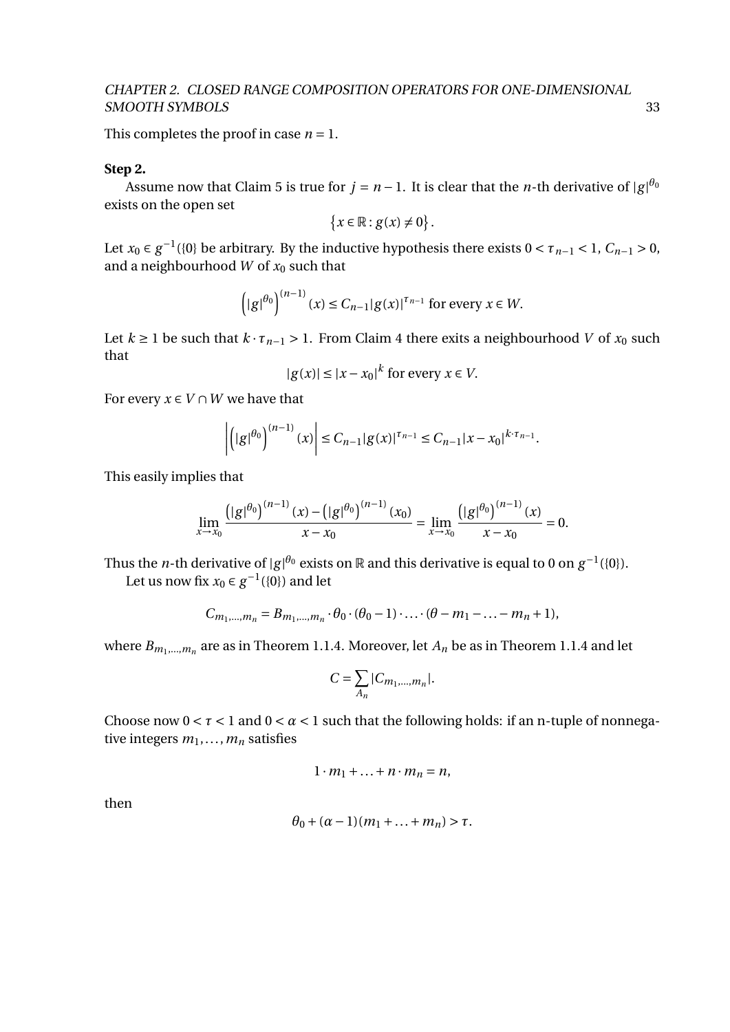This completes the proof in case $n = 1$.

**Step 2.**

Assume now that Claim 5 is true for $j = n-1$. It is clear that the $n$-th derivative of $|g|^{\theta_0}$ exists on the open set

$$\left\{x \in \mathbb{R} : g(x) \neq 0\right\}.$$

Let $x_0 \in g^{-1}(\{0\}$ be arbitrary. By the inductive hypothesis there exists $0 < \tau_{n-1} < 1$, $C_{n-1} > 0$, and a neighbourhood $W$ of $x_0$ such that

$$\left(|g|^{\theta_0}\right)^{(n-1)}(x) \leq C_{n-1}|g(x)|^{\tau_{n-1}} \text{ for every } x \in W.$$

Let $k \geq 1$ be such that $k \cdot \tau_{n-1} > 1$. From Claim 4 there exits a neighbourhood $V$ of $x_0$ such that

$$|g(x)| \leq |x - x_0|^k \text{ for every } x \in V.$$

For every $x \in V \cap W$ we have that

$$\left|\left(|g|^{\theta_0}\right)^{(n-1)}(x)\right| \leq C_{n-1}|g(x)|^{\tau_{n-1}} \leq C_{n-1}|x - x_0|^{k \cdot \tau_{n-1}}.$$

This easily implies that

$$\lim_{x \to x_0} \frac{\left(|g|^{\theta_0}\right)^{(n-1)}(x) - \left(|g|^{\theta_0}\right)^{(n-1)}(x_0)}{x - x_0} = \lim_{x \to x_0} \frac{\left(|g|^{\theta_0}\right)^{(n-1)}(x)}{x - x_0} = 0.$$

Thus the $n$-th derivative of $|g|^{\theta_0}$ exists on $\mathbb{R}$ and this derivative is equal to 0 on $g^{-1}(\{0\})$.

Let us now fix $x_0 \in g^{-1}(\{0\})$ and let

$$C_{m_1,\dots,m_n} = B_{m_1,\dots,m_n} \cdot \theta_0 \cdot (\theta_0 - 1) \cdot \ldots \cdot (\theta - m_1 - \ldots - m_n + 1),$$

where $B_{m_1,\dots,m_n}$ are as in Theorem 1.1.4. Moreover, let $A_n$ be as in Theorem 1.1.4 and let

$$C = \sum_{A_n} |C_{m_1,\dots,m_n}|.$$

Choose now $0 < \tau < 1$ and $0 < \alpha < 1$ such that the following holds: if an n-tuple of nonnegative integers $m_1, \dots, m_n$ satisfies

$$1 \cdot m_1 + \ldots + n \cdot m_n = n,$$

then

$$\theta_0 + (\alpha - 1)(m_1 + \ldots + m_n) > \tau.$$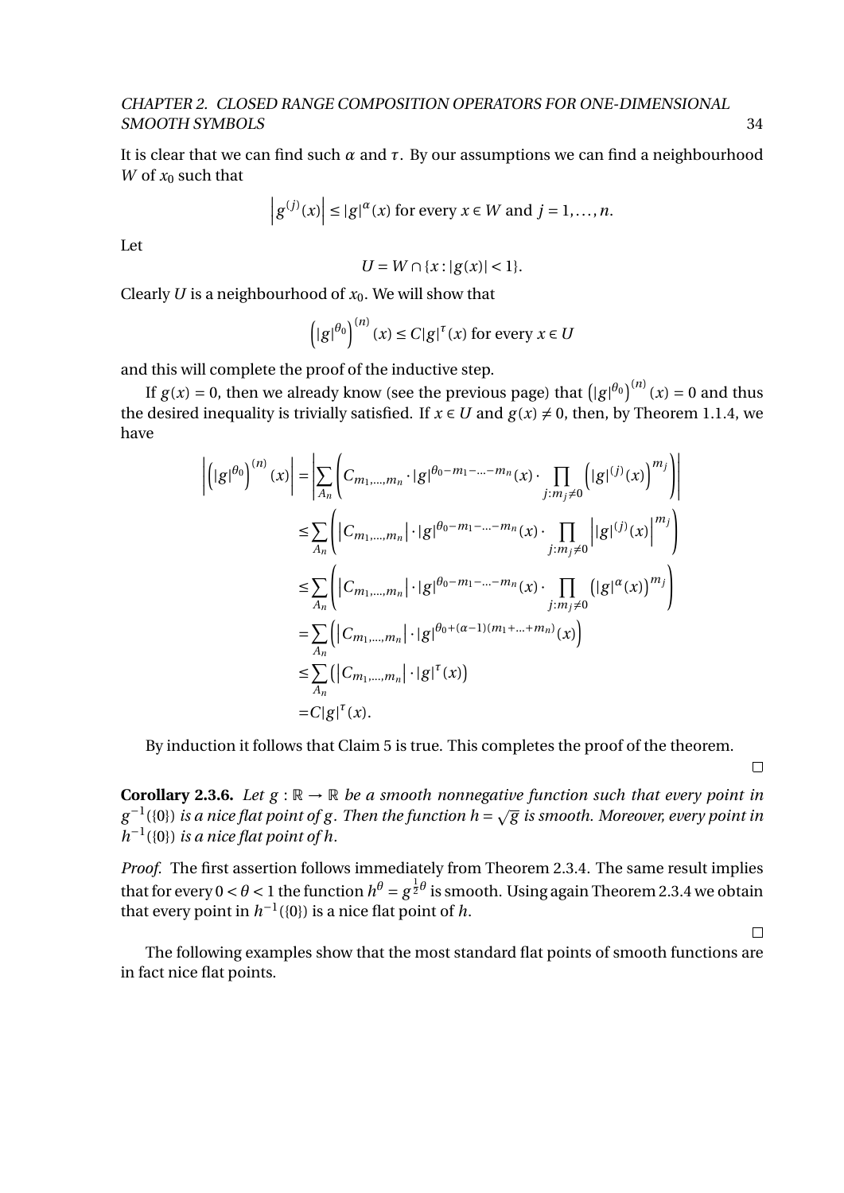It is clear that we can find such $\alpha$ and $\tau$. By our assumptions we can find a neighbourhood $W$ of $x_0$ such that

$$\left|g^{(j)}(x)\right| \le |g|^{\alpha}(x) \text{ for every } x \in W \text{ and } j = 1, \ldots, n.$$

Let

$$U = W \cap \{x : |g(x)| < 1\}.$$

Clearly $U$ is a neighbourhood of $x_0$. We will show that

$$\left(|g|^{\theta_0}\right)^{(n)}(x) \le C|g|^{\tau}(x) \text{ for every } x \in U$$

and this will complete the proof of the inductive step.

If $g(x) = 0$, then we already know (see the previous page) that $\left(|g|^{\theta_0}\right)^{(n)}(x) = 0$ and thus the desired inequality is trivially satisfied. If $x \in U$ and $g(x) \neq 0$, then, by Theorem 1.1.4, we have

$$\begin{aligned}
\left|\left(|g|^{\theta_0}\right)^{(n)}(x)\right| &= \left|\sum_{A_n}\left(C_{m_1,\ldots,m_n} \cdot |g|^{\theta_0 - m_1 - \ldots - m_n}(x) \cdot \prod_{j: m_j \neq 0}\left(|g|^{(j)}(x)\right)^{m_j}\right)\right| \\
&\le \sum_{A_n}\left(\left|C_{m_1,\ldots,m_n}\right| \cdot |g|^{\theta_0 - m_1 - \ldots - m_n}(x) \cdot \prod_{j: m_j \neq 0}\left||g|^{(j)}(x)\right|^{m_j}\right) \\
&\le \sum_{A_n}\left(\left|C_{m_1,\ldots,m_n}\right| \cdot |g|^{\theta_0 - m_1 - \ldots - m_n}(x) \cdot \prod_{j: m_j \neq 0}\left(|g|^{\alpha}(x)\right)^{m_j}\right) \\
&= \sum_{A_n}\left(\left|C_{m_1,\ldots,m_n}\right| \cdot |g|^{\theta_0 + (\alpha - 1)(m_1 + \ldots + m_n)}(x)\right) \\
&\le \sum_{A_n}\left(\left|C_{m_1,\ldots,m_n}\right| \cdot |g|^{\tau}(x)\right) \\
&= C|g|^{\tau}(x).
\end{aligned}$$

By induction it follows that Claim 5 is true. This completes the proof of the theorem. □

**Corollary 2.3.6.** *Let $g : \mathbb{R} \to \mathbb{R}$ be a smooth nonnegative function such that every point in $g^{-1}(\{0\})$ is a nice flat point of $g$. Then the function $h = \sqrt{g}$ is smooth. Moreover, every point in $h^{-1}(\{0\})$ is a nice flat point of $h$.*

*Proof.* The first assertion follows immediately from Theorem 2.3.4. The same result implies that for every $0 < \theta < 1$ the function $h^{\theta} = g^{\frac{1}{2}\theta}$ is smooth. Using again Theorem 2.3.4 we obtain that every point in $h^{-1}(\{0\})$ is a nice flat point of $h$. □

The following examples show that the most standard flat points of smooth functions are in fact nice flat points.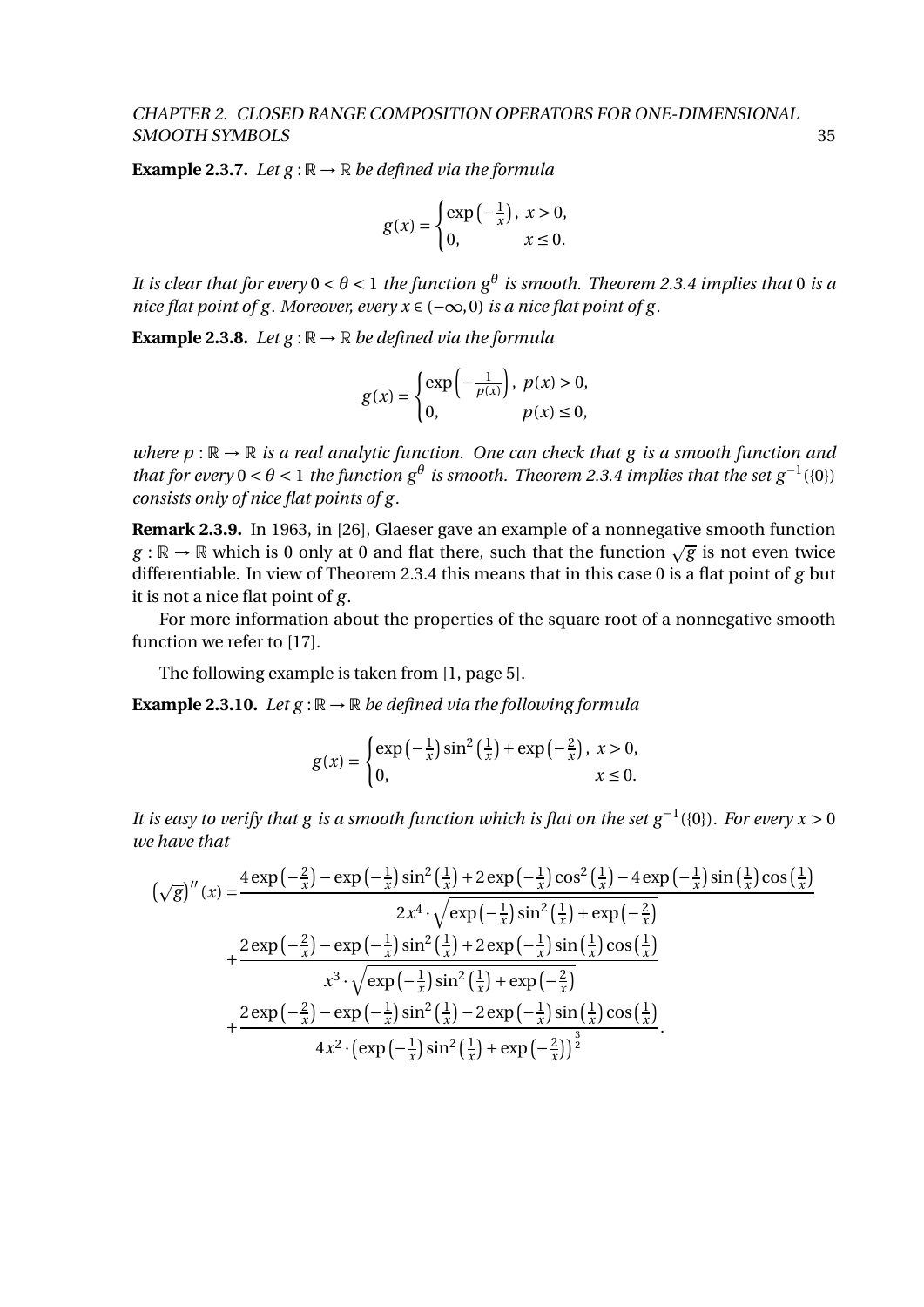**Example 2.3.7.** *Let $g : \mathbb{R} \to \mathbb{R}$ be defined via the formula*

$$g(x) = \begin{cases} \exp\left(-\frac{1}{x}\right), & x > 0, \\ 0, & x \leq 0. \end{cases}$$

*It is clear that for every $0 < \theta < 1$ the function $g^\theta$ is smooth. Theorem 2.3.4 implies that $0$ is a nice flat point of $g$. Moreover, every $x \in (-\infty, 0)$ is a nice flat point of $g$.*

**Example 2.3.8.** *Let $g : \mathbb{R} \to \mathbb{R}$ be defined via the formula*

$$g(x) = \begin{cases} \exp\left(-\frac{1}{p(x)}\right), & p(x) > 0, \\ 0, & p(x) \leq 0, \end{cases}$$

*where $p : \mathbb{R} \to \mathbb{R}$ is a real analytic function. One can check that $g$ is a smooth function and that for every $0 < \theta < 1$ the function $g^\theta$ is smooth. Theorem 2.3.4 implies that the set $g^{-1}(\{0\})$ consists only of nice flat points of $g$.*

**Remark 2.3.9.** In 1963, in [26], Glaeser gave an example of a nonnegative smooth function $g : \mathbb{R} \to \mathbb{R}$ which is 0 only at 0 and flat there, such that the function $\sqrt{g}$ is not even twice differentiable. In view of Theorem 2.3.4 this means that in this case 0 is a flat point of $g$ but it is not a nice flat point of $g$.

For more information about the properties of the square root of a nonnegative smooth function we refer to [17].

The following example is taken from [1, page 5].

**Example 2.3.10.** *Let $g : \mathbb{R} \to \mathbb{R}$ be defined via the following formula*

$$g(x) = \begin{cases} \exp\left(-\frac{1}{x}\right)\sin^2\left(\frac{1}{x}\right) + \exp\left(-\frac{2}{x}\right), & x > 0, \\ 0, & x \leq 0. \end{cases}$$

*It is easy to verify that $g$ is a smooth function which is flat on the set $g^{-1}(\{0\})$. For every $x > 0$ we have that*

$$\begin{aligned}
\left(\sqrt{g}\right)''(x) = & \frac{4\exp\left(-\frac{2}{x}\right) - \exp\left(-\frac{1}{x}\right)\sin^2\left(\frac{1}{x}\right) + 2\exp\left(-\frac{1}{x}\right)\cos^2\left(\frac{1}{x}\right) - 4\exp\left(-\frac{1}{x}\right)\sin\left(\frac{1}{x}\right)\cos\left(\frac{1}{x}\right)}{2x^4 \cdot \sqrt{\exp\left(-\frac{1}{x}\right)\sin^2\left(\frac{1}{x}\right) + \exp\left(-\frac{2}{x}\right)}} \\
& + \frac{2\exp\left(-\frac{2}{x}\right) - \exp\left(-\frac{1}{x}\right)\sin^2\left(\frac{1}{x}\right) + 2\exp\left(-\frac{1}{x}\right)\sin\left(\frac{1}{x}\right)\cos\left(\frac{1}{x}\right)}{x^3 \cdot \sqrt{\exp\left(-\frac{1}{x}\right)\sin^2\left(\frac{1}{x}\right) + \exp\left(-\frac{2}{x}\right)}} \\
& + \frac{2\exp\left(-\frac{2}{x}\right) - \exp\left(-\frac{1}{x}\right)\sin^2\left(\frac{1}{x}\right) - 2\exp\left(-\frac{1}{x}\right)\sin\left(\frac{1}{x}\right)\cos\left(\frac{1}{x}\right)}{4x^2 \cdot \left(\exp\left(-\frac{1}{x}\right)\sin^2\left(\frac{1}{x}\right) + \exp\left(-\frac{2}{x}\right)\right)^{\frac{3}{2}}}.
\end{aligned}$$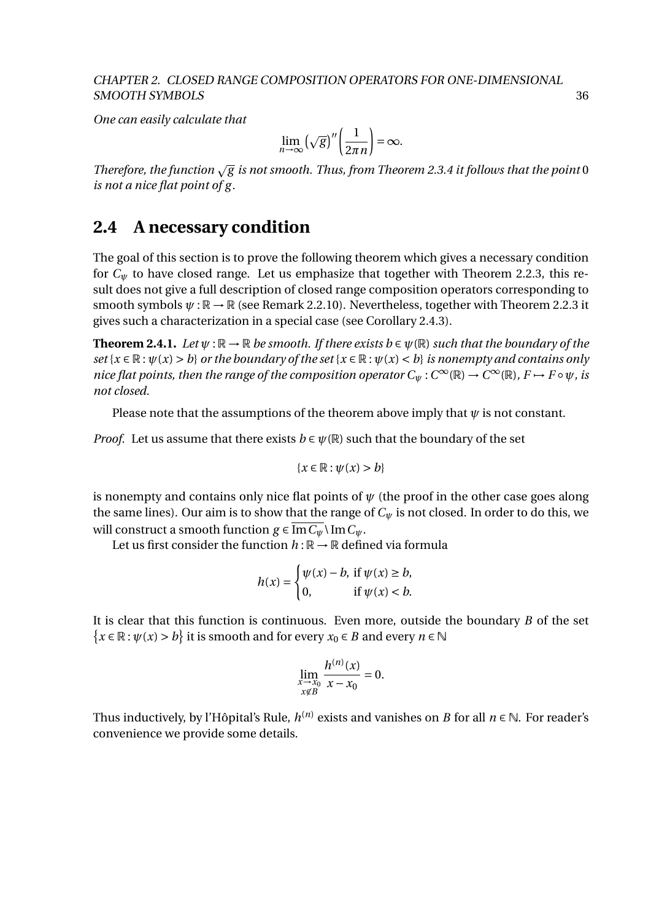*One can easily calculate that*

$$\lim_{n\to\infty} \left(\sqrt{g}\right)''\left(\frac{1}{2\pi n}\right) = \infty.$$

*Therefore, the function $\sqrt{g}$ is not smooth. Thus, from Theorem 2.3.4 it follows that the point* 0 *is not a nice flat point of $g$.*

## 2.4 A necessary condition

The goal of this section is to prove the following theorem which gives a necessary condition for $C_\psi$ to have closed range. Let us emphasize that together with Theorem 2.2.3, this result does not give a full description of closed range composition operators corresponding to smooth symbols $\psi : \mathbb{R} \to \mathbb{R}$ (see Remark 2.2.10). Nevertheless, together with Theorem 2.2.3 it gives such a characterization in a special case (see Corollary 2.4.3).

**Theorem 2.4.1.** *Let $\psi : \mathbb{R} \to \mathbb{R}$ be smooth. If there exists $b \in \psi(\mathbb{R})$ such that the boundary of the set $\{x \in \mathbb{R} : \psi(x) > b\}$ or the boundary of the set $\{x \in \mathbb{R} : \psi(x) < b\}$ is nonempty and contains only nice flat points, then the range of the composition operator $C_\psi : C^\infty(\mathbb{R}) \to C^\infty(\mathbb{R})$, $F \mapsto F \circ \psi$, is not closed.*

Please note that the assumptions of the theorem above imply that $\psi$ is not constant.

*Proof.* Let us assume that there exists $b \in \psi(\mathbb{R})$ such that the boundary of the set

$$\{x \in \mathbb{R} : \psi(x) > b\}$$

is nonempty and contains only nice flat points of $\psi$ (the proof in the other case goes along the same lines). Our aim is to show that the range of $C_\psi$ is not closed. In order to do this, we will construct a smooth function $g \in \overline{\operatorname{Im} C_\psi} \setminus \operatorname{Im} C_\psi$.

Let us first consider the function $h : \mathbb{R} \to \mathbb{R}$ defined via formula

$$h(x) = \begin{cases} \psi(x) - b, & \text{if } \psi(x) \geq b, \\ 0, & \text{if } \psi(x) < b. \end{cases}$$

It is clear that this function is continuous. Even more, outside the boundary $B$ of the set $\{x \in \mathbb{R} : \psi(x) > b\}$ it is smooth and for every $x_0 \in B$ and every $n \in \mathbb{N}$

$$\lim_{\substack{x \to x_0 \\ x \notin B}} \frac{h^{(n)}(x)}{x - x_0} = 0.$$

Thus inductively, by l'Hôpital's Rule, $h^{(n)}$ exists and vanishes on $B$ for all $n \in \mathbb{N}$. For reader's convenience we provide some details.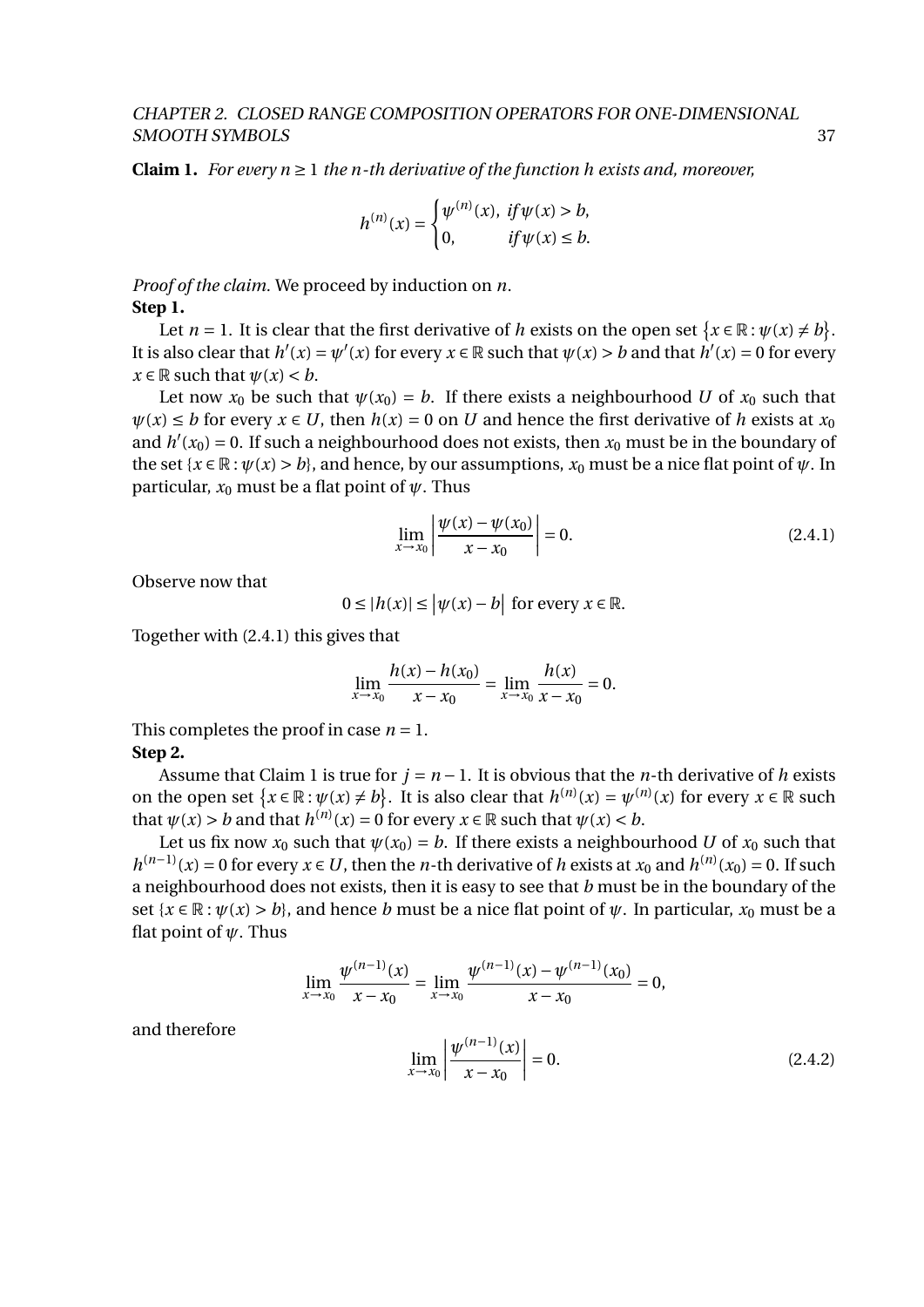**Claim 1.** *For every $n \geq 1$ the $n$-th derivative of the function $h$ exists and, moreover,*

$$h^{(n)}(x) = \begin{cases} \psi^{(n)}(x), & \text{if } \psi(x) > b, \\ 0, & \text{if } \psi(x) \leq b. \end{cases}$$

*Proof of the claim.* We proceed by induction on $n$.

**Step 1.**

Let $n = 1$. It is clear that the first derivative of $h$ exists on the open set $\{x \in \mathbb{R} : \psi(x) \neq b\}$. It is also clear that $h'(x) = \psi'(x)$ for every $x \in \mathbb{R}$ such that $\psi(x) > b$ and that $h'(x) = 0$ for every $x \in \mathbb{R}$ such that $\psi(x) < b$.

Let now $x_0$ be such that $\psi(x_0) = b$. If there exists a neighbourhood $U$ of $x_0$ such that $\psi(x) \leq b$ for every $x \in U$, then $h(x) = 0$ on $U$ and hence the first derivative of $h$ exists at $x_0$ and $h'(x_0) = 0$. If such a neighbourhood does not exists, then $x_0$ must be in the boundary of the set $\{x \in \mathbb{R} : \psi(x) > b\}$, and hence, by our assumptions, $x_0$ must be a nice flat point of $\psi$. In particular, $x_0$ must be a flat point of $\psi$. Thus

$$\lim_{x \to x_0} \left| \frac{\psi(x) - \psi(x_0)}{x - x_0} \right| = 0. \tag{2.4.1}$$

Observe now that

$$0 \leq |h(x)| \leq \left|\psi(x) - b\right| \text{ for every } x \in \mathbb{R}.$$

Together with (2.4.1) this gives that

$$\lim_{x \to x_0} \frac{h(x) - h(x_0)}{x - x_0} = \lim_{x \to x_0} \frac{h(x)}{x - x_0} = 0.$$

This completes the proof in case $n = 1$.

**Step 2.**

Assume that Claim 1 is true for $j = n - 1$. It is obvious that the $n$-th derivative of $h$ exists on the open set $\{x \in \mathbb{R} : \psi(x) \neq b\}$. It is also clear that $h^{(n)}(x) = \psi^{(n)}(x)$ for every $x \in \mathbb{R}$ such that $\psi(x) > b$ and that $h^{(n)}(x) = 0$ for every $x \in \mathbb{R}$ such that $\psi(x) < b$.

Let us fix now $x_0$ such that $\psi(x_0) = b$. If there exists a neighbourhood $U$ of $x_0$ such that $h^{(n-1)}(x) = 0$ for every $x \in U$, then the $n$-th derivative of $h$ exists at $x_0$ and $h^{(n)}(x_0) = 0$. If such a neighbourhood does not exists, then it is easy to see that $b$ must be in the boundary of the set $\{x \in \mathbb{R} : \psi(x) > b\}$, and hence $b$ must be a nice flat point of $\psi$. In particular, $x_0$ must be a flat point of $\psi$. Thus

$$\lim_{x \to x_0} \frac{\psi^{(n-1)}(x)}{x - x_0} = \lim_{x \to x_0} \frac{\psi^{(n-1)}(x) - \psi^{(n-1)}(x_0)}{x - x_0} = 0,$$

and therefore

$$\lim_{x \to x_0} \left| \frac{\psi^{(n-1)}(x)}{x - x_0} \right| = 0. \tag{2.4.2}$$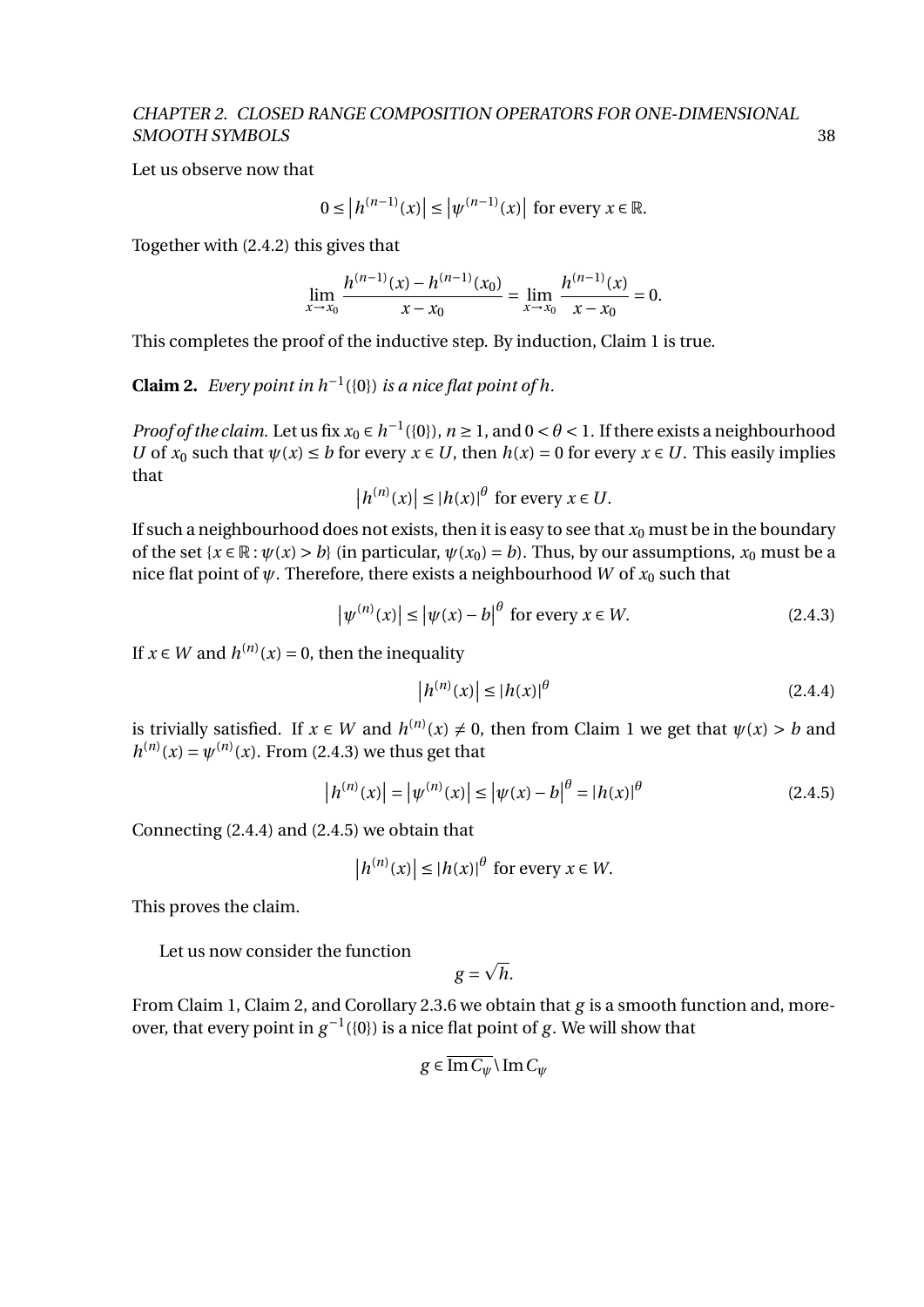Let us observe now that

$$0 \leq \left|h^{(n-1)}(x)\right| \leq \left|\psi^{(n-1)}(x)\right| \text{ for every } x \in \mathbb{R}.$$

Together with (2.4.2) this gives that

$$\lim_{x \to x_0} \frac{h^{(n-1)}(x) - h^{(n-1)}(x_0)}{x - x_0} = \lim_{x \to x_0} \frac{h^{(n-1)}(x)}{x - x_0} = 0.$$

This completes the proof of the inductive step. By induction, Claim 1 is true.

**Claim 2.** *Every point in $h^{-1}(\{0\})$ is a nice flat point of $h$.*

*Proof of the claim.* Let us fix $x_0 \in h^{-1}(\{0\})$, $n \geq 1$, and $0 < \theta < 1$. If there exists a neighbourhood $U$ of $x_0$ such that $\psi(x) \leq b$ for every $x \in U$, then $h(x) = 0$ for every $x \in U$. This easily implies that

$$\left|h^{(n)}(x)\right| \leq |h(x)|^{\theta} \text{ for every } x \in U.$$

If such a neighbourhood does not exists, then it is easy to see that $x_0$ must be in the boundary of the set $\{x \in \mathbb{R} : \psi(x) > b\}$ (in particular, $\psi(x_0) = b$). Thus, by our assumptions, $x_0$ must be a nice flat point of $\psi$. Therefore, there exists a neighbourhood $W$ of $x_0$ such that

$$\left|\psi^{(n)}(x)\right| \leq \left|\psi(x) - b\right|^{\theta} \text{ for every } x \in W. \tag{2.4.3}$$

If $x \in W$ and $h^{(n)}(x) = 0$, then the inequality

$$\left|h^{(n)}(x)\right| \leq |h(x)|^{\theta} \tag{2.4.4}$$

is trivially satisfied. If $x \in W$ and $h^{(n)}(x) \neq 0$, then from Claim 1 we get that $\psi(x) > b$ and $h^{(n)}(x) = \psi^{(n)}(x)$. From (2.4.3) we thus get that

$$\left|h^{(n)}(x)\right| = \left|\psi^{(n)}(x)\right| \leq \left|\psi(x) - b\right|^{\theta} = |h(x)|^{\theta} \tag{2.4.5}$$

Connecting (2.4.4) and (2.4.5) we obtain that

$$\left|h^{(n)}(x)\right| \leq |h(x)|^{\theta} \text{ for every } x \in W.$$

This proves the claim.

Let us now consider the function

$$g = \sqrt{h}.$$

From Claim 1, Claim 2, and Corollary 2.3.6 we obtain that $g$ is a smooth function and, moreover, that every point in $g^{-1}(\{0\})$ is a nice flat point of $g$. We will show that

$$g \in \overline{\operatorname{Im} C_{\psi}} \setminus \operatorname{Im} C_{\psi}$$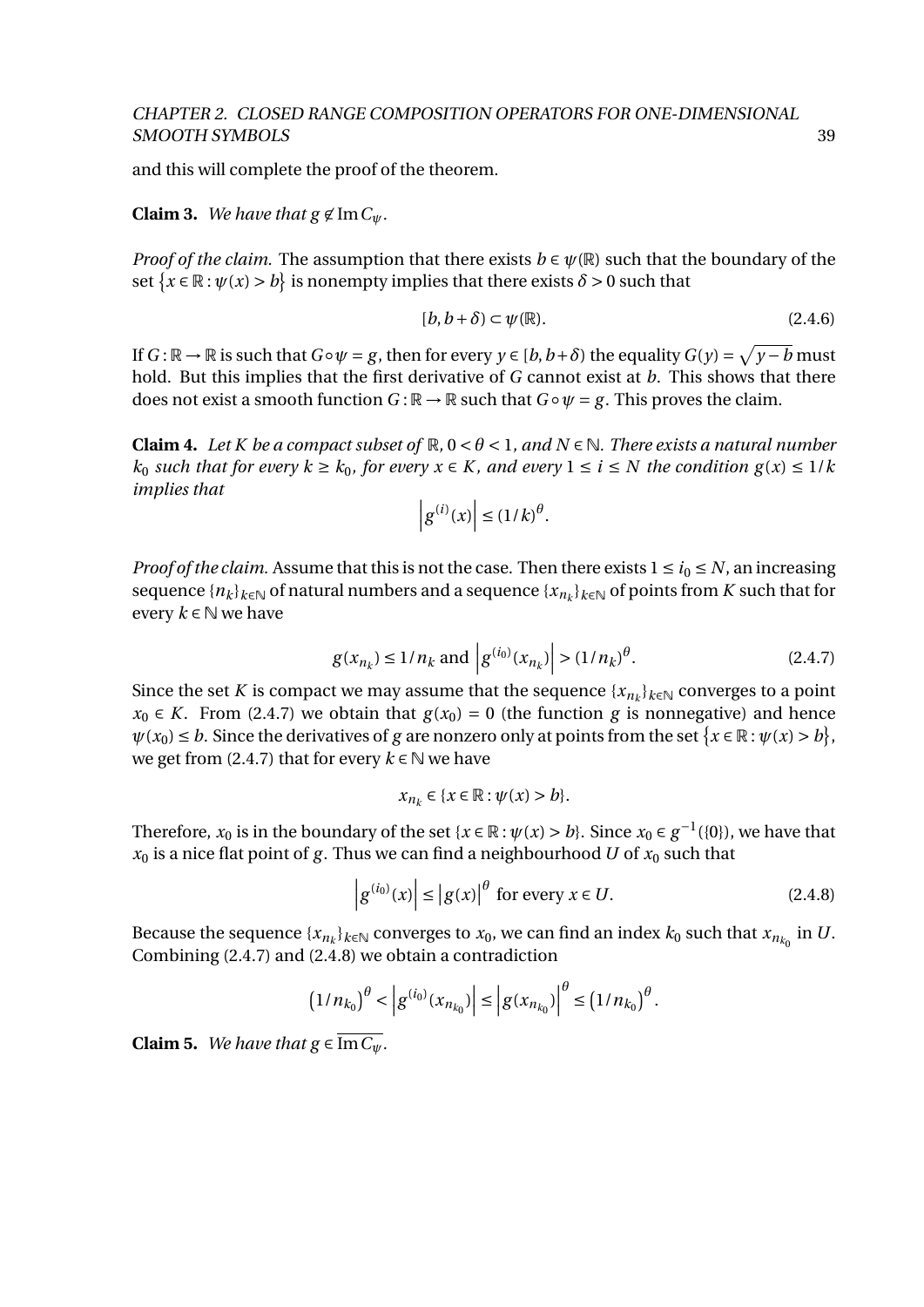and this will complete the proof of the theorem.

**Claim 3.** *We have that $g \notin \operatorname{Im} C_\psi$.*

*Proof of the claim.* The assumption that there exists $b \in \psi(\mathbb{R})$ such that the boundary of the set $\{x \in \mathbb{R} : \psi(x) > b\}$ is nonempty implies that there exists $\delta > 0$ such that

$$[b, b+\delta) \subset \psi(\mathbb{R}). \tag{2.4.6}$$

If $G : \mathbb{R} \to \mathbb{R}$ is such that $G \circ \psi = g$, then for every $y \in [b, b+\delta)$ the equality $G(y) = \sqrt{y-b}$ must hold. But this implies that the first derivative of $G$ cannot exist at $b$. This shows that there does not exist a smooth function $G : \mathbb{R} \to \mathbb{R}$ such that $G \circ \psi = g$. This proves the claim.

**Claim 4.** *Let $K$ be a compact subset of $\mathbb{R}$, $0 < \theta < 1$, and $N \in \mathbb{N}$. There exists a natural number $k_0$ such that for every $k \geq k_0$, for every $x \in K$, and every $1 \leq i \leq N$ the condition $g(x) \leq 1/k$ implies that*

$$\left| g^{(i)}(x) \right| \leq (1/k)^\theta.$$

*Proof of the claim.* Assume that this is not the case. Then there exists $1 \leq i_0 \leq N$, an increasing sequence $\{n_k\}_{k \in \mathbb{N}}$ of natural numbers and a sequence $\{x_{n_k}\}_{k \in \mathbb{N}}$ of points from $K$ such that for every $k \in \mathbb{N}$ we have

$$g(x_{n_k}) \leq 1/n_k \text{ and } \left| g^{(i_0)}(x_{n_k}) \right| > (1/n_k)^\theta. \tag{2.4.7}$$

Since the set $K$ is compact we may assume that the sequence $\{x_{n_k}\}_{k \in \mathbb{N}}$ converges to a point $x_0 \in K$. From (2.4.7) we obtain that $g(x_0) = 0$ (the function $g$ is nonnegative) and hence $\psi(x_0) \leq b$. Since the derivatives of $g$ are nonzero only at points from the set $\{x \in \mathbb{R} : \psi(x) > b\}$, we get from (2.4.7) that for every $k \in \mathbb{N}$ we have

$$x_{n_k} \in \{x \in \mathbb{R} : \psi(x) > b\}.$$

Therefore, $x_0$ is in the boundary of the set $\{x \in \mathbb{R} : \psi(x) > b\}$. Since $x_0 \in g^{-1}(\{0\})$, we have that $x_0$ is a nice flat point of $g$. Thus we can find a neighbourhood $U$ of $x_0$ such that

$$\left| g^{(i_0)}(x) \right| \leq \left| g(x) \right|^\theta \text{ for every } x \in U. \tag{2.4.8}$$

Because the sequence $\{x_{n_k}\}_{k \in \mathbb{N}}$ converges to $x_0$, we can find an index $k_0$ such that $x_{n_{k_0}}$ in $U$. Combining (2.4.7) and (2.4.8) we obtain a contradiction

$$\left(1/n_{k_0}\right)^\theta < \left| g^{(i_0)}(x_{n_{k_0}}) \right| \leq \left| g(x_{n_{k_0}}) \right|^\theta \leq \left(1/n_{k_0}\right)^\theta.$$

**Claim 5.** *We have that $g \in \overline{\operatorname{Im} C_\psi}$.*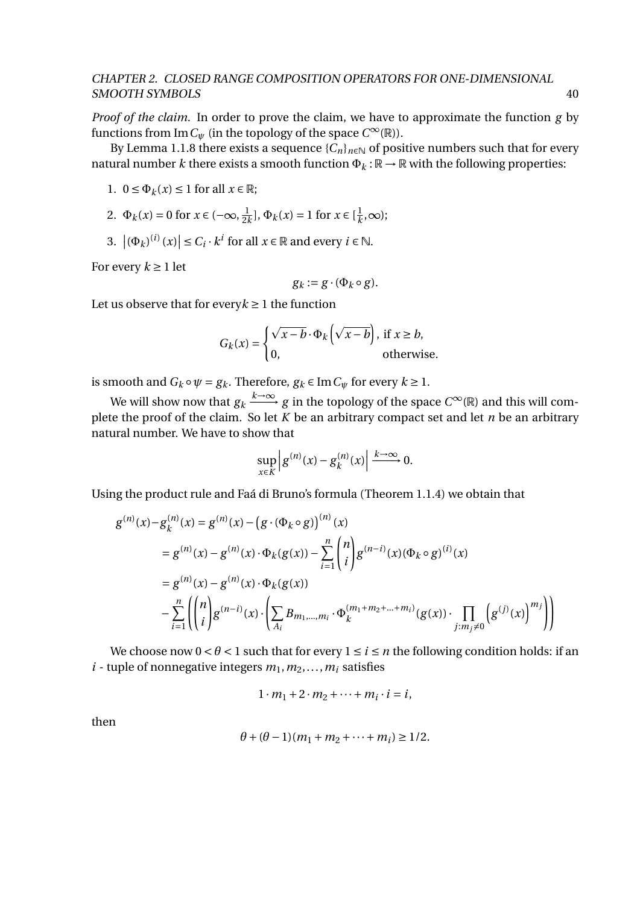*Proof of the claim.* In order to prove the claim, we have to approximate the function $g$ by functions from $\operatorname{Im} C_\psi$ (in the topology of the space $C^\infty(\mathbb{R})$).

By Lemma 1.1.8 there exists a sequence $\{C_n\}_{n\in\mathbb{N}}$ of positive numbers such that for every natural number $k$ there exists a smooth function $\Phi_k : \mathbb{R} \to \mathbb{R}$ with the following properties:

1. $0 \le \Phi_k(x) \le 1$ for all $x \in \mathbb{R}$;
2. $\Phi_k(x) = 0$ for $x \in (-\infty, \frac{1}{2k}]$, $\Phi_k(x) = 1$ for $x \in [\frac{1}{k}, \infty)$;
3. $\left|(\Phi_k)^{(i)}(x)\right| \le C_i \cdot k^i$ for all $x \in \mathbb{R}$ and every $i \in \mathbb{N}$.

For every $k \ge 1$ let

$$g_k := g \cdot (\Phi_k \circ g).$$

Let us observe that for every$k \ge 1$ the function

$$G_k(x) = \begin{cases} \sqrt{x-b} \cdot \Phi_k\left(\sqrt{x-b}\right), & \text{if } x \ge b, \\ 0, & \text{otherwise.} \end{cases}$$

is smooth and $G_k \circ \psi = g_k$. Therefore, $g_k \in \operatorname{Im} C_\psi$ for every $k \ge 1$.

We will show now that $g_k \xrightarrow{k\to\infty} g$ in the topology of the space $C^\infty(\mathbb{R})$ and this will complete the proof of the claim. So let $K$ be an arbitrary compact set and let $n$ be an arbitrary natural number. We have to show that

$$\sup_{x\in K}\left|g^{(n)}(x) - g_k^{(n)}(x)\right| \xrightarrow{k\to\infty} 0.$$

Using the product rule and Faá di Bruno's formula (Theorem 1.1.4) we obtain that

$$\begin{aligned}
g^{(n)}(x) - g_k^{(n)}(x) &= g^{(n)}(x) - \left(g \cdot (\Phi_k \circ g)\right)^{(n)}(x) \\
&= g^{(n)}(x) - g^{(n)}(x) \cdot \Phi_k(g(x)) - \sum_{i=1}^{n} \binom{n}{i} g^{(n-i)}(x) (\Phi_k \circ g)^{(i)}(x) \\
&= g^{(n)}(x) - g^{(n)}(x) \cdot \Phi_k(g(x)) \\
&\quad - \sum_{i=1}^{n} \left( \binom{n}{i} g^{(n-i)}(x) \cdot \left( \sum_{A_i} B_{m_1,\ldots,m_i} \cdot \Phi_k^{(m_1+m_2+\ldots+m_i)}(g(x)) \cdot \prod_{j:m_j\neq 0} \left(g^{(j)}(x)\right)^{m_j} \right) \right)
\end{aligned}$$

We choose now $0 < \theta < 1$ such that for every $1 \le i \le n$ the following condition holds: if an $i$ - tuple of nonnegative integers $m_1, m_2, \ldots, m_i$ satisfies

$$1 \cdot m_1 + 2 \cdot m_2 + \cdots + m_i \cdot i = i,$$

then

$$\theta + (\theta - 1)(m_1 + m_2 + \cdots + m_i) \ge 1/2.$$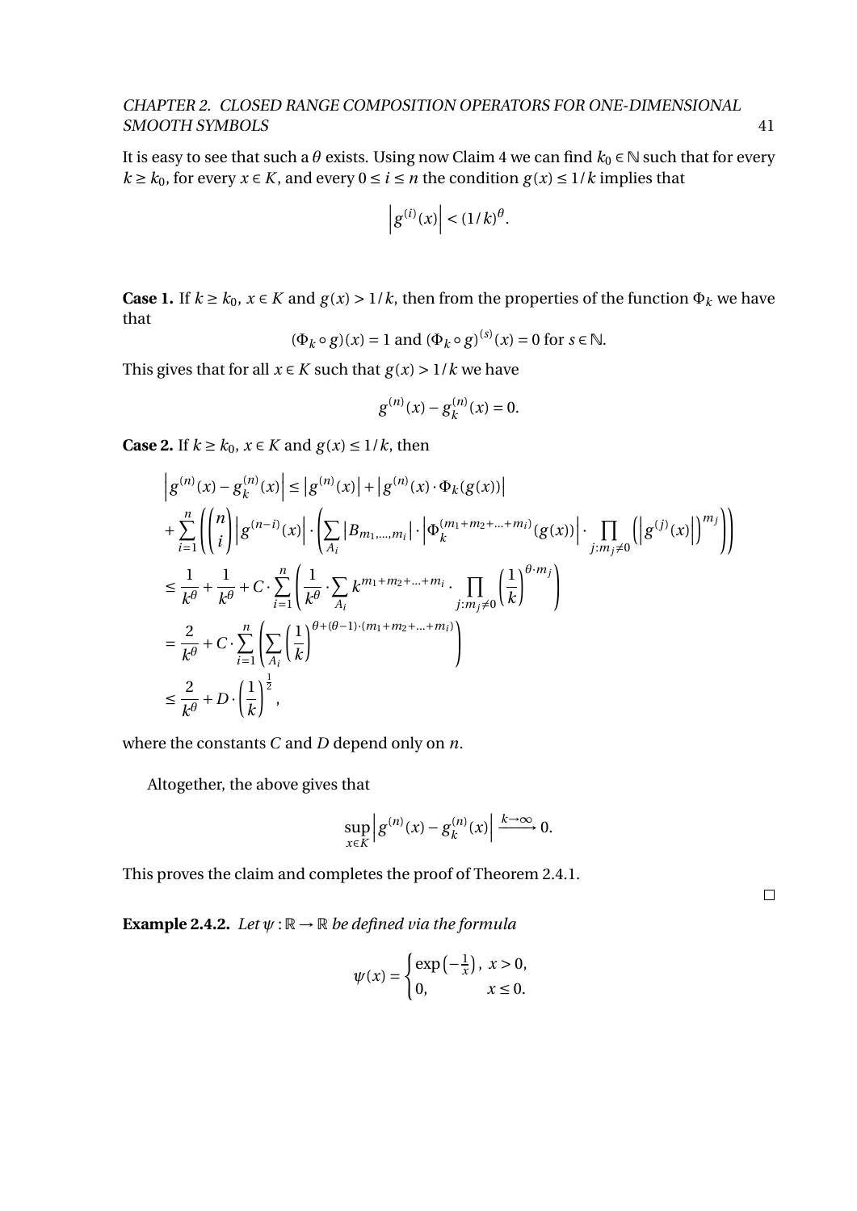It is easy to see that such a $\theta$ exists. Using now Claim 4 we can find $k_0 \in \mathbb{N}$ such that for every $k \geq k_0$, for every $x \in K$, and every $0 \leq i \leq n$ the condition $g(x) \leq 1/k$ implies that

$$\left|g^{(i)}(x)\right| < (1/k)^{\theta}.$$

**Case 1.** If $k \geq k_0$, $x \in K$ and $g(x) > 1/k$, then from the properties of the function $\Phi_k$ we have that

$$(\Phi_k \circ g)(x) = 1 \text{ and } (\Phi_k \circ g)^{(s)}(x) = 0 \text{ for } s \in \mathbb{N}.$$

This gives that for all $x \in K$ such that $g(x) > 1/k$ we have

$$g^{(n)}(x) - g_k^{(n)}(x) = 0.$$

**Case 2.** If $k \geq k_0$, $x \in K$ and $g(x) \leq 1/k$, then

$$\begin{aligned}
&\left|g^{(n)}(x) - g_k^{(n)}(x)\right| \leq \left|g^{(n)}(x)\right| + \left|g^{(n)}(x) \cdot \Phi_k(g(x))\right| \\
&+ \sum_{i=1}^{n} \left( \binom{n}{i} \left|g^{(n-i)}(x)\right| \cdot \left( \sum_{A_i} \left|B_{m_1,\ldots,m_i}\right| \cdot \left|\Phi_k^{(m_1+m_2+\ldots+m_i)}(g(x))\right| \cdot \prod_{j:m_j \neq 0} \left( \left|g^{(j)}(x)\right| \right)^{m_j} \right) \right) \\
&\leq \frac{1}{k^{\theta}} + \frac{1}{k^{\theta}} + C \cdot \sum_{i=1}^{n} \left( \frac{1}{k^{\theta}} \cdot \sum_{A_i} k^{m_1+m_2+\ldots+m_i} \cdot \prod_{j:m_j \neq 0} \left(\frac{1}{k}\right)^{\theta \cdot m_j} \right) \\
&= \frac{2}{k^{\theta}} + C \cdot \sum_{i=1}^{n} \left( \sum_{A_i} \left(\frac{1}{k}\right)^{\theta + (\theta-1)\cdot(m_1+m_2+\ldots+m_i)} \right) \\
&\leq \frac{2}{k^{\theta}} + D \cdot \left(\frac{1}{k}\right)^{\frac{1}{2}},
\end{aligned}$$

where the constants $C$ and $D$ depend only on $n$.

Altogether, the above gives that

$$\sup_{x \in K} \left|g^{(n)}(x) - g_k^{(n)}(x)\right| \xrightarrow{k \to \infty} 0.$$

This proves the claim and completes the proof of Theorem 2.4.1.

$\square$

**Example 2.4.2.** *Let $\psi : \mathbb{R} \to \mathbb{R}$ be defined via the formula*

$$\psi(x) = \begin{cases} \exp\left(-\frac{1}{x}\right), & x > 0, \\ 0, & x \leq 0. \end{cases}$$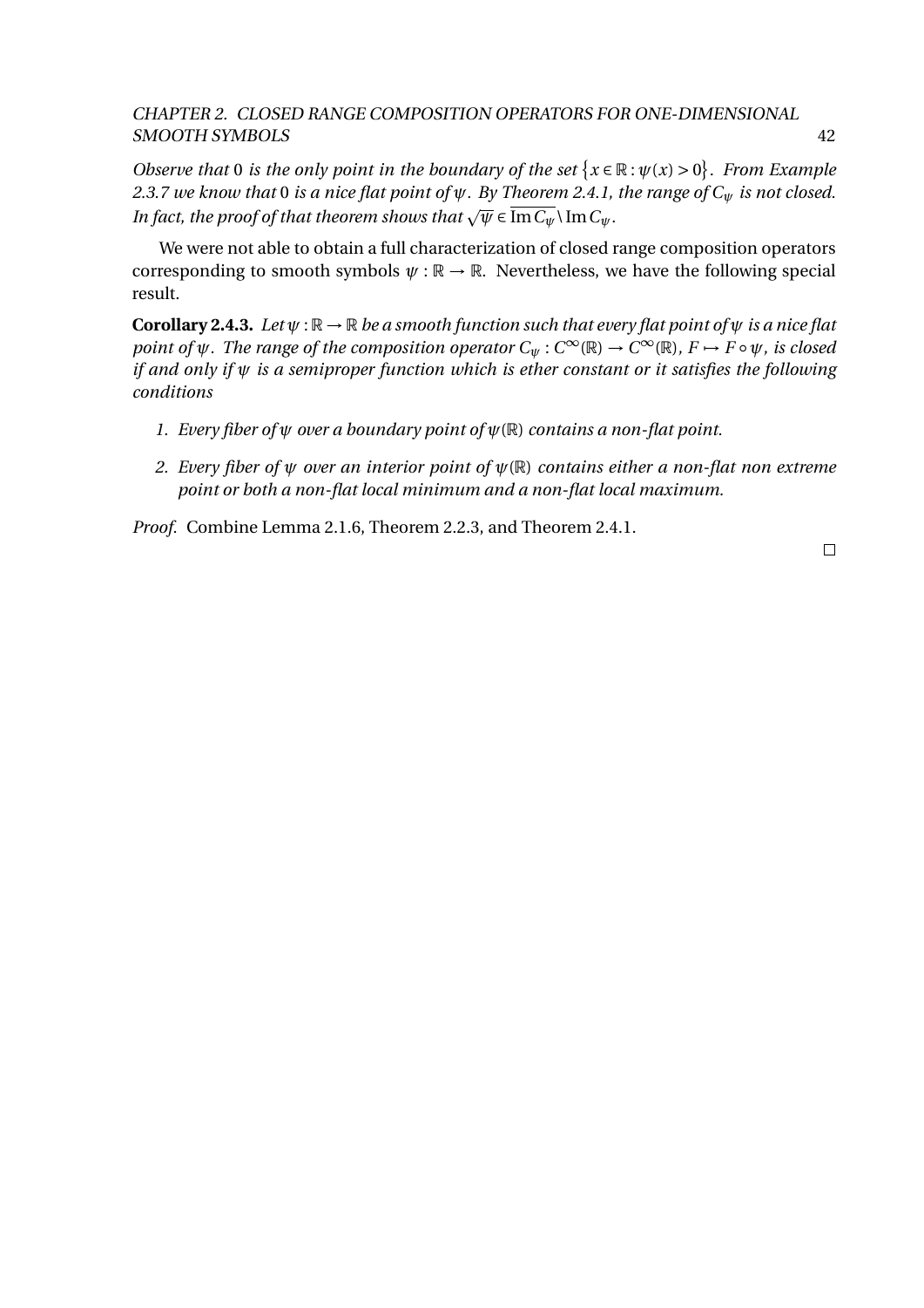*Observe that $0$ is the only point in the boundary of the set $\{x \in \mathbb{R} : \psi(x) > 0\}$. From Example 2.3.7 we know that $0$ is a nice flat point of $\psi$. By Theorem 2.4.1, the range of $C_\psi$ is not closed. In fact, the proof of that theorem shows that $\sqrt{\psi} \in \overline{\operatorname{Im} C_\psi} \setminus \operatorname{Im} C_\psi$.*

We were not able to obtain a full characterization of closed range composition operators corresponding to smooth symbols $\psi : \mathbb{R} \to \mathbb{R}$. Nevertheless, we have the following special result.

**Corollary 2.4.3.** *Let $\psi : \mathbb{R} \to \mathbb{R}$ be a smooth function such that every flat point of $\psi$ is a nice flat point of $\psi$. The range of the composition operator $C_\psi : C^\infty(\mathbb{R}) \to C^\infty(\mathbb{R})$, $F \mapsto F \circ \psi$, is closed if and only if $\psi$ is a semiproper function which is ether constant or it satisfies the following conditions*

1. *Every fiber of $\psi$ over a boundary point of $\psi(\mathbb{R})$ contains a non-flat point.*
2. *Every fiber of $\psi$ over an interior point of $\psi(\mathbb{R})$ contains either a non-flat non extreme point or both a non-flat local minimum and a non-flat local maximum.*

*Proof.* Combine Lemma 2.1.6, Theorem 2.2.3, and Theorem 2.4.1. □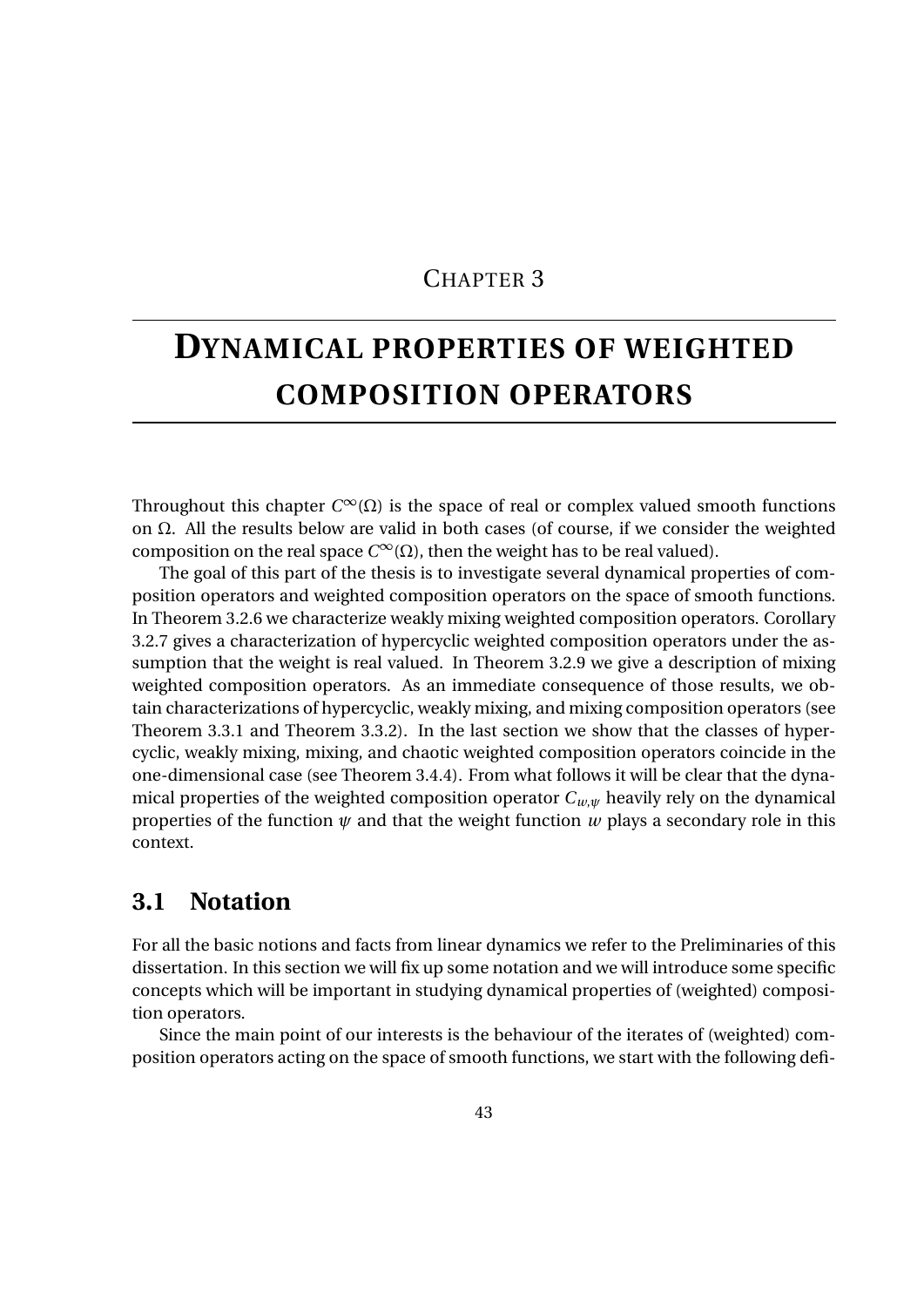# CHAPTER 3

# DYNAMICAL PROPERTIES OF WEIGHTED COMPOSITION OPERATORS

Throughout this chapter $C^\infty(\Omega)$ is the space of real or complex valued smooth functions on $\Omega$. All the results below are valid in both cases (of course, if we consider the weighted composition on the real space $C^\infty(\Omega)$, then the weight has to be real valued).

The goal of this part of the thesis is to investigate several dynamical properties of composition operators and weighted composition operators on the space of smooth functions. In Theorem 3.2.6 we characterize weakly mixing weighted composition operators. Corollary 3.2.7 gives a characterization of hypercyclic weighted composition operators under the assumption that the weight is real valued. In Theorem 3.2.9 we give a description of mixing weighted composition operators. As an immediate consequence of those results, we obtain characterizations of hypercyclic, weakly mixing, and mixing composition operators (see Theorem 3.3.1 and Theorem 3.3.2). In the last section we show that the classes of hypercyclic, weakly mixing, mixing, and chaotic weighted composition operators coincide in the one-dimensional case (see Theorem 3.4.4). From what follows it will be clear that the dynamical properties of the weighted composition operator $C_{w,\psi}$ heavily rely on the dynamical properties of the function $\psi$ and that the weight function $w$ plays a secondary role in this context.

## 3.1 Notation

For all the basic notions and facts from linear dynamics we refer to the Preliminaries of this dissertation. In this section we will fix up some notation and we will introduce some specific concepts which will be important in studying dynamical properties of (weighted) composition operators.

Since the main point of our interests is the behaviour of the iterates of (weighted) composition operators acting on the space of smooth functions, we start with the following defi-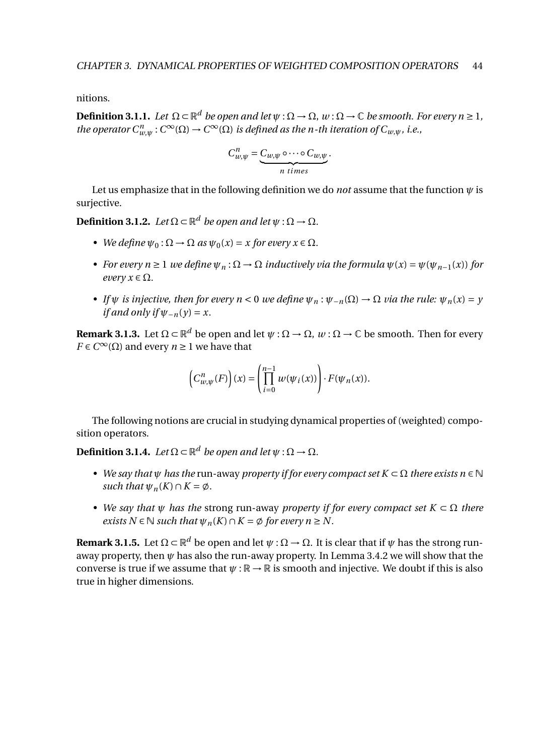nitions.

**Definition 3.1.1.** *Let $\Omega \subset \mathbb{R}^d$ be open and let $\psi : \Omega \to \Omega$, $w : \Omega \to \mathbb{C}$ be smooth. For every $n \geq 1$, the operator $C^n_{w,\psi} : C^\infty(\Omega) \to C^\infty(\Omega)$ is defined as the $n$-th iteration of $C_{w,\psi}$, i.e.,*

$$C^n_{w,\psi} = \underbrace{C_{w,\psi} \circ \cdots \circ C_{w,\psi}}_{n \ times}.$$

Let us emphasize that in the following definition we do *not* assume that the function $\psi$ is surjective.

**Definition 3.1.2.** *Let $\Omega \subset \mathbb{R}^d$ be open and let $\psi : \Omega \to \Omega$.*

- *We define $\psi_0 : \Omega \to \Omega$ as $\psi_0(x) = x$ for every $x \in \Omega$.*
- *For every $n \geq 1$ we define $\psi_n : \Omega \to \Omega$ inductively via the formula $\psi(x) = \psi(\psi_{n-1}(x))$ for every $x \in \Omega$.*
- *If $\psi$ is injective, then for every $n < 0$ we define $\psi_n : \psi_{-n}(\Omega) \to \Omega$ via the rule: $\psi_n(x) = y$ if and only if $\psi_{-n}(y) = x$.*

**Remark 3.1.3.** Let $\Omega \subset \mathbb{R}^d$ be open and let $\psi : \Omega \to \Omega$, $w : \Omega \to \mathbb{C}$ be smooth. Then for every $F \in C^\infty(\Omega)$ and every $n \geq 1$ we have that

$$\left(C^n_{w,\psi}(F)\right)(x) = \left(\prod_{i=0}^{n-1} w(\psi_i(x))\right) \cdot F(\psi_n(x)).$$

The following notions are crucial in studying dynamical properties of (weighted) composition operators.

**Definition 3.1.4.** *Let $\Omega \subset \mathbb{R}^d$ be open and let $\psi : \Omega \to \Omega$.*

- *We say that $\psi$ has the* run-away *property if for every compact set $K \subset \Omega$ there exists $n \in \mathbb{N}$ such that $\psi_n(K) \cap K = \emptyset$.*
- *We say that $\psi$ has the* strong run-away *property if for every compact set $K \subset \Omega$ there exists $N \in \mathbb{N}$ such that $\psi_n(K) \cap K = \emptyset$ for every $n \geq N$.*

**Remark 3.1.5.** Let $\Omega \subset \mathbb{R}^d$ be open and let $\psi : \Omega \to \Omega$. It is clear that if $\psi$ has the strong run-away property, then $\psi$ has also the run-away property. In Lemma 3.4.2 we will show that the converse is true if we assume that $\psi : \mathbb{R} \to \mathbb{R}$ is smooth and injective. We doubt if this is also true in higher dimensions.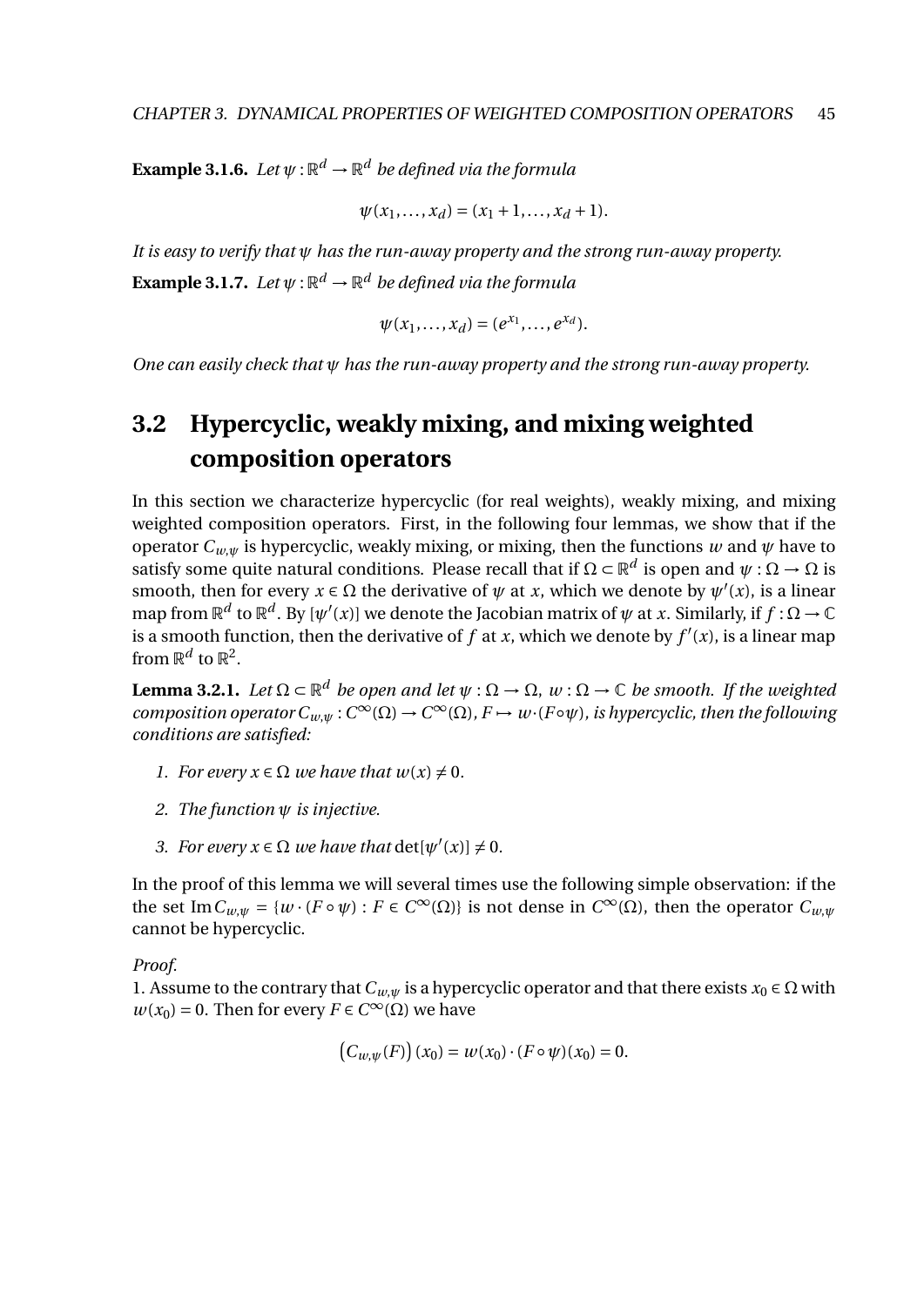**Example 3.1.6.** *Let $\psi : \mathbb{R}^d \to \mathbb{R}^d$ be defined via the formula*

$$\psi(x_1, \ldots, x_d) = (x_1 + 1, \ldots, x_d + 1).$$

*It is easy to verify that $\psi$ has the run-away property and the strong run-away property.*

**Example 3.1.7.** *Let $\psi : \mathbb{R}^d \to \mathbb{R}^d$ be defined via the formula*

$$\psi(x_1, \ldots, x_d) = (e^{x_1}, \ldots, e^{x_d}).$$

*One can easily check that $\psi$ has the run-away property and the strong run-away property.*

## 3.2 Hypercyclic, weakly mixing, and mixing weighted composition operators

In this section we characterize hypercyclic (for real weights), weakly mixing, and mixing weighted composition operators. First, in the following four lemmas, we show that if the operator $C_{w,\psi}$ is hypercyclic, weakly mixing, or mixing, then the functions $w$ and $\psi$ have to satisfy some quite natural conditions. Please recall that if $\Omega \subset \mathbb{R}^d$ is open and $\psi : \Omega \to \Omega$ is smooth, then for every $x \in \Omega$ the derivative of $\psi$ at $x$, which we denote by $\psi'(x)$, is a linear map from $\mathbb{R}^d$ to $\mathbb{R}^d$. By $[\psi'(x)]$ we denote the Jacobian matrix of $\psi$ at $x$. Similarly, if $f : \Omega \to \mathbb{C}$ is a smooth function, then the derivative of $f$ at $x$, which we denote by $f'(x)$, is a linear map from $\mathbb{R}^d$ to $\mathbb{R}^2$.

**Lemma 3.2.1.** *Let $\Omega \subset \mathbb{R}^d$ be open and let $\psi : \Omega \to \Omega$, $w : \Omega \to \mathbb{C}$ be smooth. If the weighted composition operator $C_{w,\psi} : C^\infty(\Omega) \to C^\infty(\Omega)$, $F \mapsto w \cdot (F \circ \psi)$, is hypercyclic, then the following conditions are satisfied:*

1. *For every $x \in \Omega$ we have that $w(x) \neq 0$.*
2. *The function $\psi$ is injective.*
3. *For every $x \in \Omega$ we have that $\det[\psi'(x)] \neq 0$.*

In the proof of this lemma we will several times use the following simple observation: if the the set $\operatorname{Im} C_{w,\psi} = \{w \cdot (F \circ \psi) : F \in C^\infty(\Omega)\}$ is not dense in $C^\infty(\Omega)$, then the operator $C_{w,\psi}$ cannot be hypercyclic.

*Proof.*
1. Assume to the contrary that $C_{w,\psi}$ is a hypercyclic operator and that there exists $x_0 \in \Omega$ with $w(x_0) = 0$. Then for every $F \in C^\infty(\Omega)$ we have

$$\left(C_{w,\psi}(F)\right)(x_0) = w(x_0) \cdot (F \circ \psi)(x_0) = 0.$$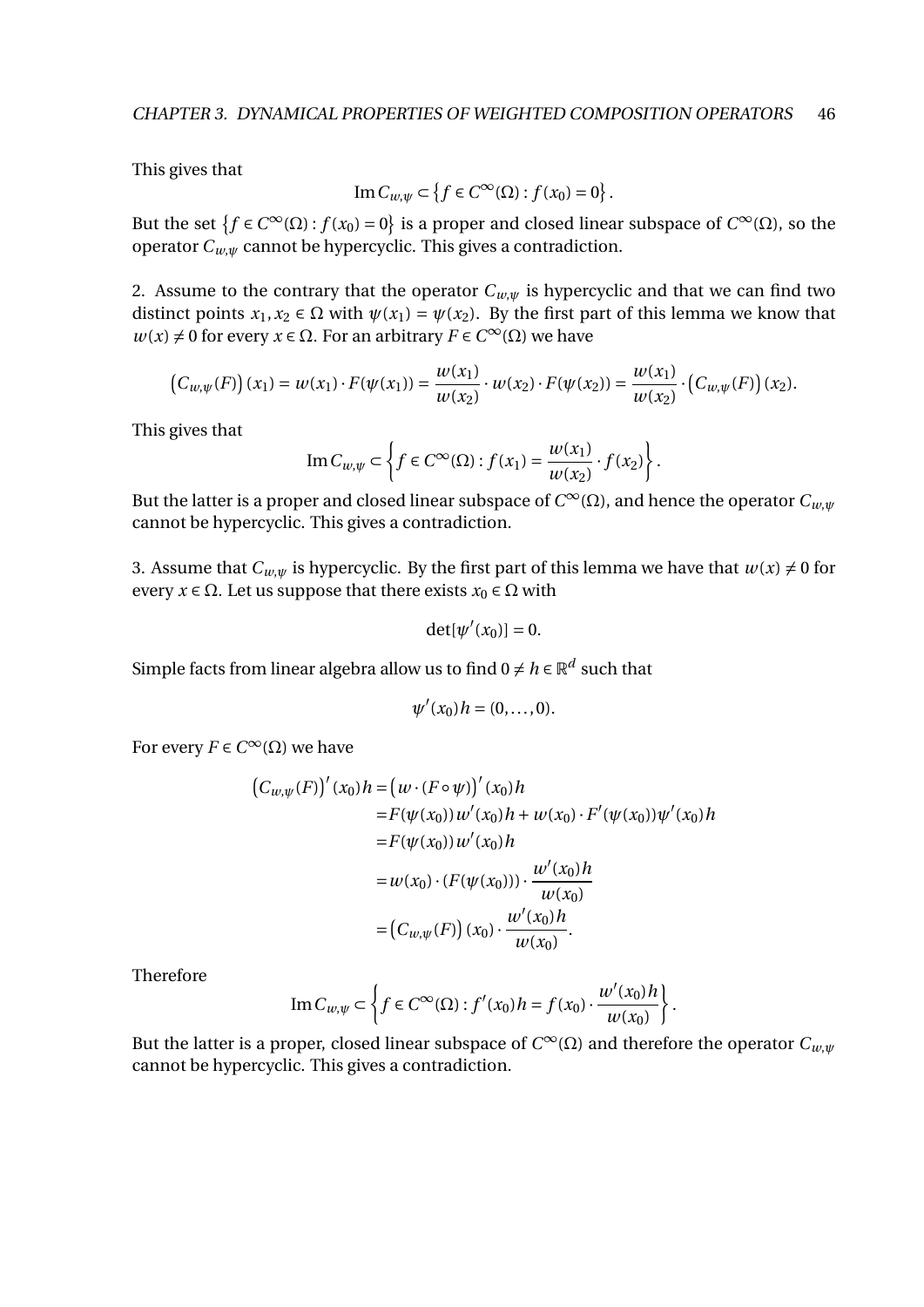This gives that

$$\operatorname{Im} C_{w,\psi} \subset \left\{ f \in C^{\infty}(\Omega) : f(x_0) = 0 \right\}.$$

But the set $\left\{ f \in C^{\infty}(\Omega) : f(x_0) = 0 \right\}$ is a proper and closed linear subspace of $C^{\infty}(\Omega)$, so the operator $C_{w,\psi}$ cannot be hypercyclic. This gives a contradiction.

2. Assume to the contrary that the operator $C_{w,\psi}$ is hypercyclic and that we can find two distinct points $x_1, x_2 \in \Omega$ with $\psi(x_1) = \psi(x_2)$. By the first part of this lemma we know that $w(x) \neq 0$ for every $x \in \Omega$. For an arbitrary $F \in C^{\infty}(\Omega)$ we have

$$\left(C_{w,\psi}(F)\right)(x_1) = w(x_1) \cdot F(\psi(x_1)) = \frac{w(x_1)}{w(x_2)} \cdot w(x_2) \cdot F(\psi(x_2)) = \frac{w(x_1)}{w(x_2)} \cdot \left(C_{w,\psi}(F)\right)(x_2).$$

This gives that

$$\operatorname{Im} C_{w,\psi} \subset \left\{ f \in C^{\infty}(\Omega) : f(x_1) = \frac{w(x_1)}{w(x_2)} \cdot f(x_2) \right\}.$$

But the latter is a proper and closed linear subspace of $C^{\infty}(\Omega)$, and hence the operator $C_{w,\psi}$ cannot be hypercyclic. This gives a contradiction.

3. Assume that $C_{w,\psi}$ is hypercyclic. By the first part of this lemma we have that $w(x) \neq 0$ for every $x \in \Omega$. Let us suppose that there exists $x_0 \in \Omega$ with

$$\det[\psi'(x_0)] = 0.$$

Simple facts from linear algebra allow us to find $0 \neq h \in \mathbb{R}^d$ such that

$$\psi'(x_0)h = (0, \ldots, 0).$$

For every $F \in C^{\infty}(\Omega)$ we have

$$\begin{aligned}
\left(C_{w,\psi}(F)\right)'(x_0)h &= \left(w \cdot (F \circ \psi)\right)'(x_0)h \\
&= F(\psi(x_0))\, w'(x_0)h + w(x_0) \cdot F'(\psi(x_0))\psi'(x_0)h \\
&= F(\psi(x_0))\, w'(x_0)h \\
&= w(x_0) \cdot (F(\psi(x_0))) \cdot \frac{w'(x_0)h}{w(x_0)} \\
&= \left(C_{w,\psi}(F)\right)(x_0) \cdot \frac{w'(x_0)h}{w(x_0)}.
\end{aligned}$$

Therefore

$$\operatorname{Im} C_{w,\psi} \subset \left\{ f \in C^{\infty}(\Omega) : f'(x_0)h = f(x_0) \cdot \frac{w'(x_0)h}{w(x_0)} \right\}.$$

But the latter is a proper, closed linear subspace of $C^{\infty}(\Omega)$ and therefore the operator $C_{w,\psi}$ cannot be hypercyclic. This gives a contradiction.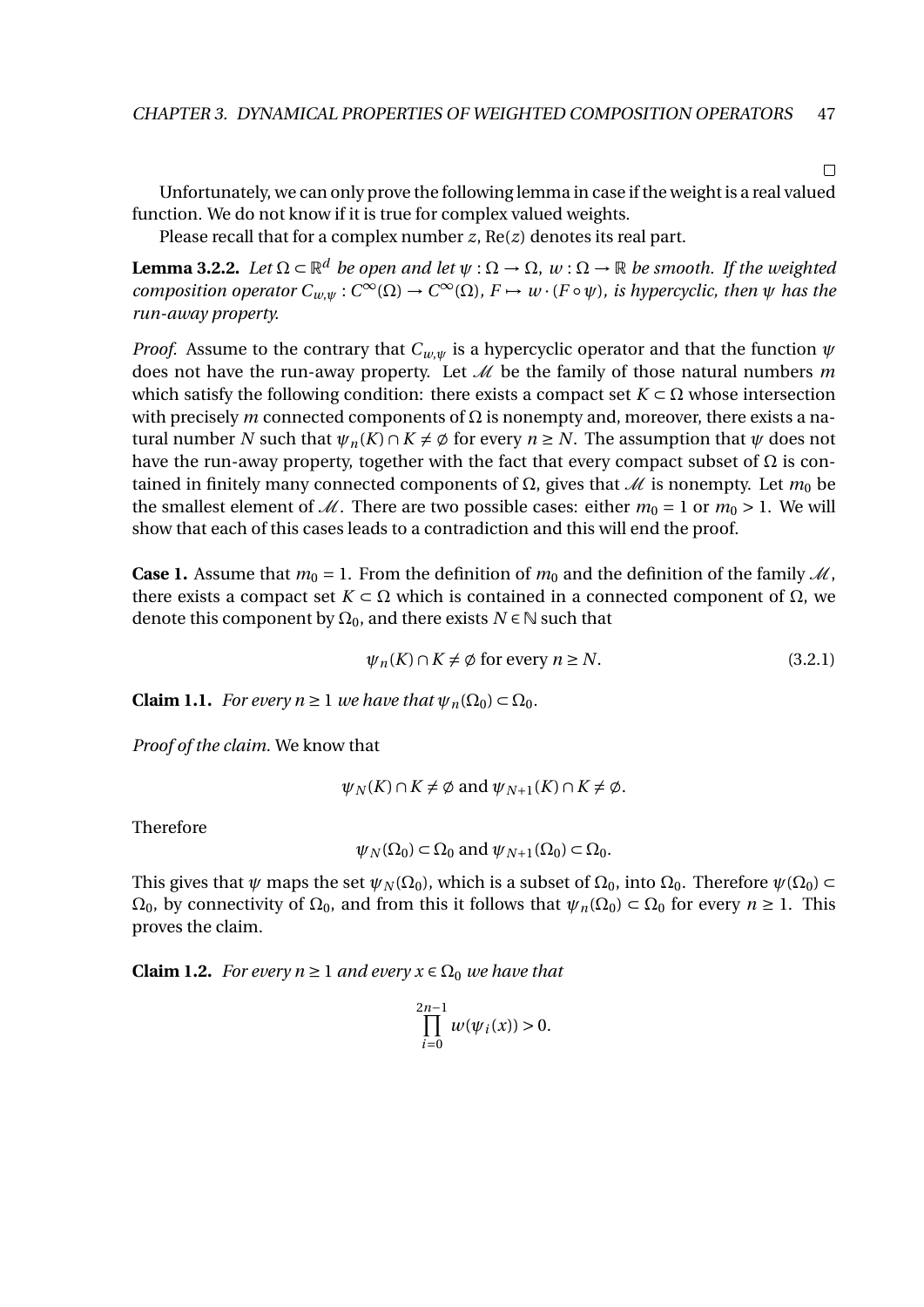□

Unfortunately, we can only prove the following lemma in case if the weight is a real valued function. We do not know if it is true for complex valued weights.

Please recall that for a complex number $z$, $\mathrm{Re}(z)$ denotes its real part.

**Lemma 3.2.2.** *Let $\Omega \subset \mathbb{R}^d$ be open and let $\psi : \Omega \to \Omega$, $w : \Omega \to \mathbb{R}$ be smooth. If the weighted composition operator $C_{w,\psi} : C^\infty(\Omega) \to C^\infty(\Omega)$, $F \mapsto w \cdot (F \circ \psi)$, is hypercyclic, then $\psi$ has the run-away property.*

*Proof.* Assume to the contrary that $C_{w,\psi}$ is a hypercyclic operator and that the function $\psi$ does not have the run-away property. Let $\mathcal{M}$ be the family of those natural numbers $m$ which satisfy the following condition: there exists a compact set $K \subset \Omega$ whose intersection with precisely $m$ connected components of $\Omega$ is nonempty and, moreover, there exists a natural number $N$ such that $\psi_n(K) \cap K \neq \emptyset$ for every $n \geq N$. The assumption that $\psi$ does not have the run-away property, together with the fact that every compact subset of $\Omega$ is contained in finitely many connected components of $\Omega$, gives that $\mathcal{M}$ is nonempty. Let $m_0$ be the smallest element of $\mathcal{M}$. There are two possible cases: either $m_0 = 1$ or $m_0 > 1$. We will show that each of this cases leads to a contradiction and this will end the proof.

**Case 1.** Assume that $m_0 = 1$. From the definition of $m_0$ and the definition of the family $\mathcal{M}$, there exists a compact set $K \subset \Omega$ which is contained in a connected component of $\Omega$, we denote this component by $\Omega_0$, and there exists $N \in \mathbb{N}$ such that

$$\psi_n(K) \cap K \neq \emptyset \text{ for every } n \geq N. \tag{3.2.1}$$

**Claim 1.1.** *For every $n \geq 1$ we have that $\psi_n(\Omega_0) \subset \Omega_0$.*

*Proof of the claim.* We know that

$$\psi_N(K) \cap K \neq \emptyset \text{ and } \psi_{N+1}(K) \cap K \neq \emptyset.$$

Therefore

$$\psi_N(\Omega_0) \subset \Omega_0 \text{ and } \psi_{N+1}(\Omega_0) \subset \Omega_0.$$

This gives that $\psi$ maps the set $\psi_N(\Omega_0)$, which is a subset of $\Omega_0$, into $\Omega_0$. Therefore $\psi(\Omega_0) \subset \Omega_0$, by connectivity of $\Omega_0$, and from this it follows that $\psi_n(\Omega_0) \subset \Omega_0$ for every $n \geq 1$. This proves the claim.

**Claim 1.2.** *For every $n \geq 1$ and every $x \in \Omega_0$ we have that*

$$\prod_{i=0}^{2n-1} w(\psi_i(x)) > 0.$$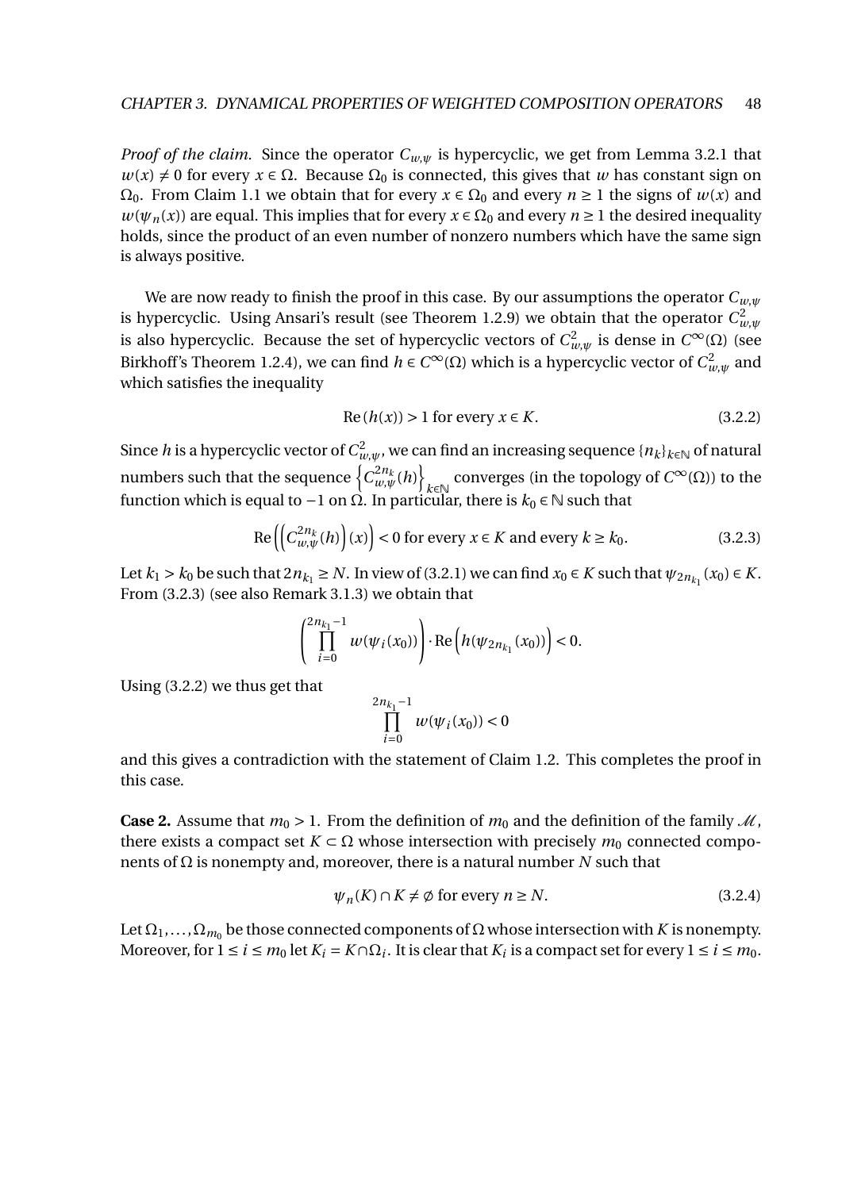*Proof of the claim.* Since the operator $C_{w,\psi}$ is hypercyclic, we get from Lemma 3.2.1 that $w(x) \neq 0$ for every $x \in \Omega$. Because $\Omega_0$ is connected, this gives that $w$ has constant sign on $\Omega_0$. From Claim 1.1 we obtain that for every $x \in \Omega_0$ and every $n \geq 1$ the signs of $w(x)$ and $w(\psi_n(x))$ are equal. This implies that for every $x \in \Omega_0$ and every $n \geq 1$ the desired inequality holds, since the product of an even number of nonzero numbers which have the same sign is always positive.

We are now ready to finish the proof in this case. By our assumptions the operator $C_{w,\psi}$ is hypercyclic. Using Ansari's result (see Theorem 1.2.9) we obtain that the operator $C^2_{w,\psi}$ is also hypercyclic. Because the set of hypercyclic vectors of $C^2_{w,\psi}$ is dense in $C^\infty(\Omega)$ (see Birkhoff's Theorem 1.2.4), we can find $h \in C^\infty(\Omega)$ which is a hypercyclic vector of $C^2_{w,\psi}$ and which satisfies the inequality

$$\operatorname{Re}(h(x)) > 1 \text{ for every } x \in K. \tag{3.2.2}$$

Since $h$ is a hypercyclic vector of $C^2_{w,\psi}$, we can find an increasing sequence $\{n_k\}_{k\in\mathbb{N}}$ of natural numbers such that the sequence $\left\{C^{2n_k}_{w,\psi}(h)\right\}_{k\in\mathbb{N}}$ converges (in the topology of $C^\infty(\Omega)$) to the function which is equal to $-1$ on $\Omega$. In particular, there is $k_0 \in \mathbb{N}$ such that

$$\operatorname{Re}\left(\left(C^{2n_k}_{w,\psi}(h)\right)(x)\right) < 0 \text{ for every } x \in K \text{ and every } k \geq k_0. \tag{3.2.3}$$

Let $k_1 > k_0$ be such that $2n_{k_1} \geq N$. In view of (3.2.1) we can find $x_0 \in K$ such that $\psi_{2n_{k_1}}(x_0) \in K$. From (3.2.3) (see also Remark 3.1.3) we obtain that

$$\left(\prod_{i=0}^{2n_{k_1}-1} w(\psi_i(x_0))\right) \cdot \operatorname{Re}\left(h(\psi_{2n_{k_1}}(x_0))\right) < 0.$$

Using (3.2.2) we thus get that

$$\prod_{i=0}^{2n_{k_1}-1} w(\psi_i(x_0)) < 0$$

and this gives a contradiction with the statement of Claim 1.2. This completes the proof in this case.

**Case 2.** Assume that $m_0 > 1$. From the definition of $m_0$ and the definition of the family $\mathscr{M}$, there exists a compact set $K \subset \Omega$ whose intersection with precisely $m_0$ connected components of $\Omega$ is nonempty and, moreover, there is a natural number $N$ such that

$$\psi_n(K) \cap K \neq \emptyset \text{ for every } n \geq N. \tag{3.2.4}$$

Let $\Omega_1, \ldots, \Omega_{m_0}$ be those connected components of $\Omega$ whose intersection with $K$ is nonempty. Moreover, for $1 \leq i \leq m_0$ let $K_i = K \cap \Omega_i$. It is clear that $K_i$ is a compact set for every $1 \leq i \leq m_0$.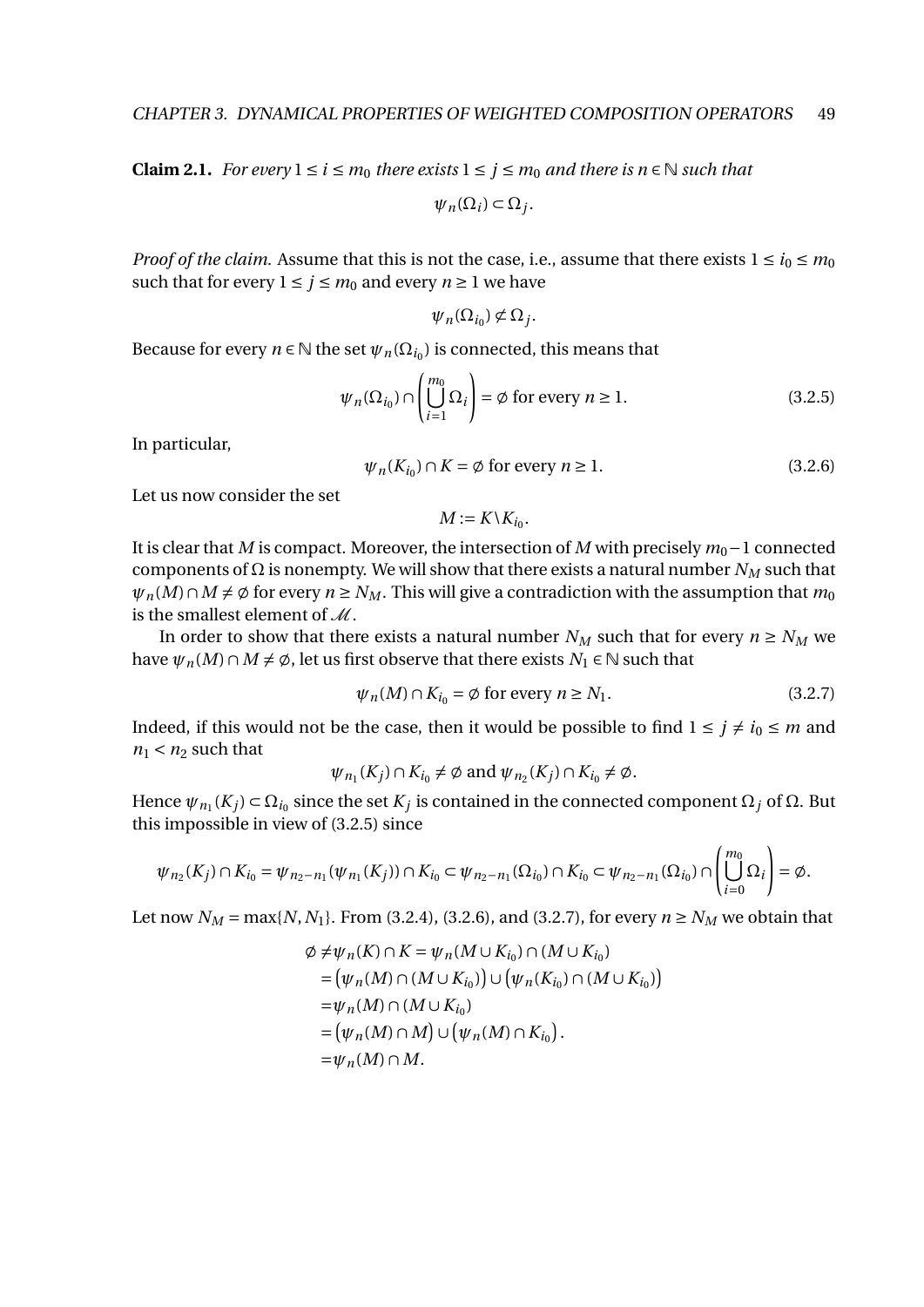**Claim 2.1.** *For every $1 \le i \le m_0$ there exists $1 \le j \le m_0$ and there is $n \in \mathbb{N}$ such that*

$$\psi_n(\Omega_i) \subset \Omega_j.$$

*Proof of the claim.* Assume that this is not the case, i.e., assume that there exists $1 \le i_0 \le m_0$ such that for every $1 \le j \le m_0$ and every $n \ge 1$ we have

$$\psi_n(\Omega_{i_0}) \not\subset \Omega_j.$$

Because for every $n \in \mathbb{N}$ the set $\psi_n(\Omega_{i_0})$ is connected, this means that

$$\psi_n(\Omega_{i_0}) \cap \left( \bigcup_{i=1}^{m_0} \Omega_i \right) = \emptyset \text{ for every } n \ge 1. \tag{3.2.5}$$

In particular,

$$\psi_n(K_{i_0}) \cap K = \emptyset \text{ for every } n \ge 1. \tag{3.2.6}$$

Let us now consider the set

$$M := K \setminus K_{i_0}.$$

It is clear that $M$ is compact. Moreover, the intersection of $M$ with precisely $m_0 - 1$ connected components of $\Omega$ is nonempty. We will show that there exists a natural number $N_M$ such that $\psi_n(M) \cap M \neq \emptyset$ for every $n \ge N_M$. This will give a contradiction with the assumption that $m_0$ is the smallest element of $\mathscr{M}$.

In order to show that there exists a natural number $N_M$ such that for every $n \ge N_M$ we have $\psi_n(M) \cap M \neq \emptyset$, let us first observe that there exists $N_1 \in \mathbb{N}$ such that

$$\psi_n(M) \cap K_{i_0} = \emptyset \text{ for every } n \ge N_1. \tag{3.2.7}$$

Indeed, if this would not be the case, then it would be possible to find $1 \le j \neq i_0 \le m$ and $n_1 < n_2$ such that

$$\psi_{n_1}(K_j) \cap K_{i_0} \neq \emptyset \text{ and } \psi_{n_2}(K_j) \cap K_{i_0} \neq \emptyset.$$

Hence $\psi_{n_1}(K_j) \subset \Omega_{i_0}$ since the set $K_j$ is contained in the connected component $\Omega_j$ of $\Omega$. But this impossible in view of (3.2.5) since

$$\psi_{n_2}(K_j) \cap K_{i_0} = \psi_{n_2 - n_1}(\psi_{n_1}(K_j)) \cap K_{i_0} \subset \psi_{n_2 - n_1}(\Omega_{i_0}) \cap K_{i_0} \subset \psi_{n_2 - n_1}(\Omega_{i_0}) \cap \left( \bigcup_{i=0}^{m_0} \Omega_i \right) = \emptyset.$$

Let now $N_M = \max\{N, N_1\}$. From (3.2.4), (3.2.6), and (3.2.7), for every $n \ge N_M$ we obtain that

$$\begin{aligned}
\emptyset \neq &\psi_n(K) \cap K = \psi_n(M \cup K_{i_0}) \cap (M \cup K_{i_0}) \\
&= \big(\psi_n(M) \cap (M \cup K_{i_0})\big) \cup \big(\psi_n(K_{i_0}) \cap (M \cup K_{i_0})\big) \\
&= \psi_n(M) \cap (M \cup K_{i_0}) \\
&= \big(\psi_n(M) \cap M\big) \cup \big(\psi_n(M) \cap K_{i_0}\big). \\
&= \psi_n(M) \cap M.
\end{aligned}$$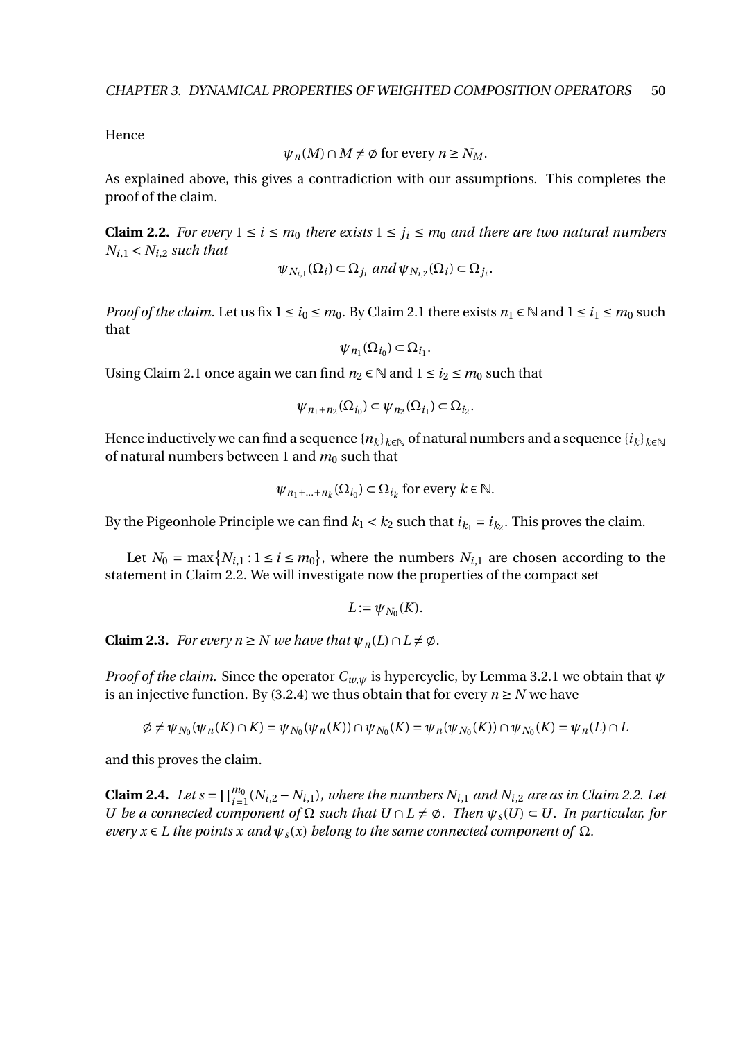Hence

$$\psi_n(M) \cap M \neq \emptyset \text{ for every } n \geq N_M.$$

As explained above, this gives a contradiction with our assumptions. This completes the proof of the claim.

**Claim 2.2.** *For every $1 \leq i \leq m_0$ there exists $1 \leq j_i \leq m_0$ and there are two natural numbers $N_{i,1} < N_{i,2}$ such that*

$$\psi_{N_{i,1}}(\Omega_i) \subset \Omega_{j_i} \text{ and } \psi_{N_{i,2}}(\Omega_i) \subset \Omega_{j_i}.$$

*Proof of the claim.* Let us fix $1 \leq i_0 \leq m_0$. By Claim 2.1 there exists $n_1 \in \mathbb{N}$ and $1 \leq i_1 \leq m_0$ such that

$$\psi_{n_1}(\Omega_{i_0}) \subset \Omega_{i_1}.$$

Using Claim 2.1 once again we can find $n_2 \in \mathbb{N}$ and $1 \leq i_2 \leq m_0$ such that

$$\psi_{n_1+n_2}(\Omega_{i_0}) \subset \psi_{n_2}(\Omega_{i_1}) \subset \Omega_{i_2}.$$

Hence inductively we can find a sequence $\{n_k\}_{k \in \mathbb{N}}$ of natural numbers and a sequence $\{i_k\}_{k \in \mathbb{N}}$ of natural numbers between 1 and $m_0$ such that

$$\psi_{n_1+\ldots+n_k}(\Omega_{i_0}) \subset \Omega_{i_k} \text{ for every } k \in \mathbb{N}.$$

By the Pigeonhole Principle we can find $k_1 < k_2$ such that $i_{k_1} = i_{k_2}$. This proves the claim.

Let $N_0 = \max\{N_{i,1} : 1 \leq i \leq m_0\}$, where the numbers $N_{i,1}$ are chosen according to the statement in Claim 2.2. We will investigate now the properties of the compact set

$$L := \psi_{N_0}(K).$$

**Claim 2.3.** *For every $n \geq N$ we have that $\psi_n(L) \cap L \neq \emptyset$.*

*Proof of the claim.* Since the operator $C_{w,\psi}$ is hypercyclic, by Lemma 3.2.1 we obtain that $\psi$ is an injective function. By (3.2.4) we thus obtain that for every $n \geq N$ we have

$$\emptyset \neq \psi_{N_0}(\psi_n(K) \cap K) = \psi_{N_0}(\psi_n(K)) \cap \psi_{N_0}(K) = \psi_n(\psi_{N_0}(K)) \cap \psi_{N_0}(K) = \psi_n(L) \cap L$$

and this proves the claim.

**Claim 2.4.** *Let $s = \prod_{i=1}^{m_0}(N_{i,2} - N_{i,1})$, where the numbers $N_{i,1}$ and $N_{i,2}$ are as in Claim 2.2. Let $U$ be a connected component of $\Omega$ such that $U \cap L \neq \emptyset$. Then $\psi_s(U) \subset U$. In particular, for every $x \in L$ the points $x$ and $\psi_s(x)$ belong to the same connected component of $\Omega$.*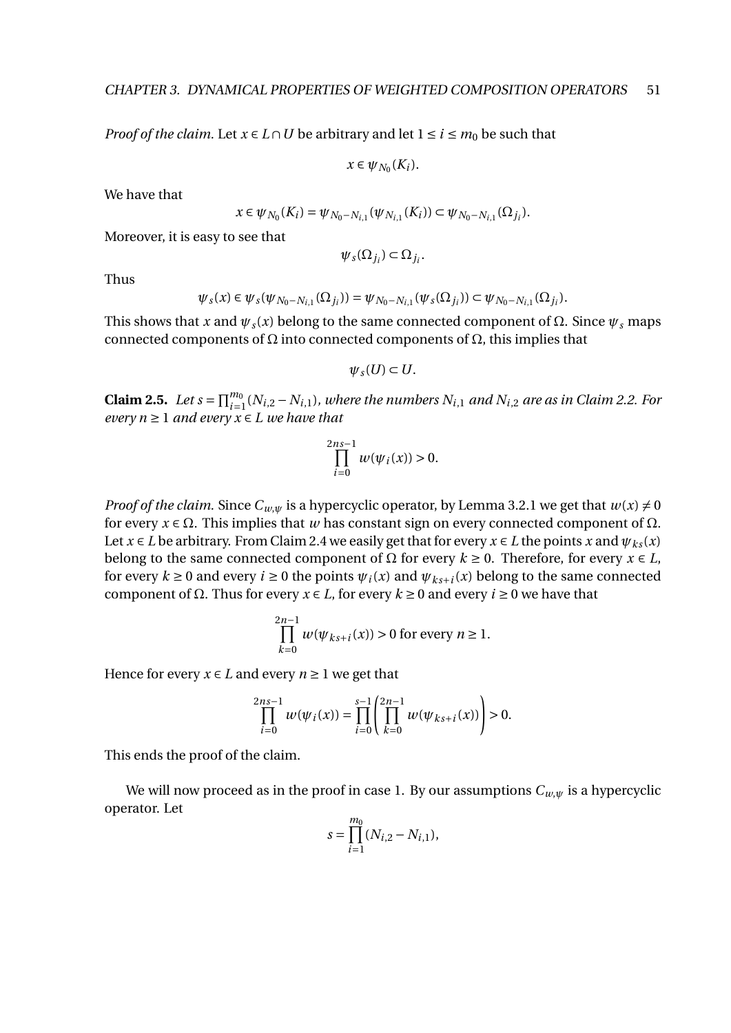*Proof of the claim.* Let $x \in L \cap U$ be arbitrary and let $1 \le i \le m_0$ be such that

$$x \in \psi_{N_0}(K_i).$$

We have that

$$x \in \psi_{N_0}(K_i) = \psi_{N_0 - N_{i,1}}(\psi_{N_{i,1}}(K_i)) \subset \psi_{N_0 - N_{i,1}}(\Omega_{j_i}).$$

Moreover, it is easy to see that

$$\psi_s(\Omega_{j_i}) \subset \Omega_{j_i}.$$

Thus

$$\psi_s(x) \in \psi_s(\psi_{N_0 - N_{i,1}}(\Omega_{j_i})) = \psi_{N_0 - N_{i,1}}(\psi_s(\Omega_{j_i})) \subset \psi_{N_0 - N_{i,1}}(\Omega_{j_i}).$$

This shows that $x$ and $\psi_s(x)$ belong to the same connected component of $\Omega$. Since $\psi_s$ maps connected components of $\Omega$ into connected components of $\Omega$, this implies that

$$\psi_s(U) \subset U.$$

**Claim 2.5.** *Let $s = \prod_{i=1}^{m_0}(N_{i,2} - N_{i,1})$, where the numbers $N_{i,1}$ and $N_{i,2}$ are as in Claim 2.2. For every $n \ge 1$ and every $x \in L$ we have that*

$$\prod_{i=0}^{2ns-1} w(\psi_i(x)) > 0.$$

*Proof of the claim.* Since $C_{w,\psi}$ is a hypercyclic operator, by Lemma 3.2.1 we get that $w(x) \neq 0$ for every $x \in \Omega$. This implies that $w$ has constant sign on every connected component of $\Omega$. Let $x \in L$ be arbitrary. From Claim 2.4 we easily get that for every $x \in L$ the points $x$ and $\psi_{ks}(x)$ belong to the same connected component of $\Omega$ for every $k \ge 0$. Therefore, for every $x \in L$, for every $k \ge 0$ and every $i \ge 0$ the points $\psi_i(x)$ and $\psi_{ks+i}(x)$ belong to the same connected component of $\Omega$. Thus for every $x \in L$, for every $k \ge 0$ and every $i \ge 0$ we have that

$$\prod_{k=0}^{2n-1} w(\psi_{ks+i}(x)) > 0 \text{ for every } n \ge 1.$$

Hence for every $x \in L$ and every $n \ge 1$ we get that

$$\prod_{i=0}^{2ns-1} w(\psi_i(x)) = \prod_{i=0}^{s-1}\left(\prod_{k=0}^{2n-1} w(\psi_{ks+i}(x))\right) > 0.$$

This ends the proof of the claim.

We will now proceed as in the proof in case 1. By our assumptions $C_{w,\psi}$ is a hypercyclic operator. Let

$$s = \prod_{i=1}^{m_0}(N_{i,2} - N_{i,1}),$$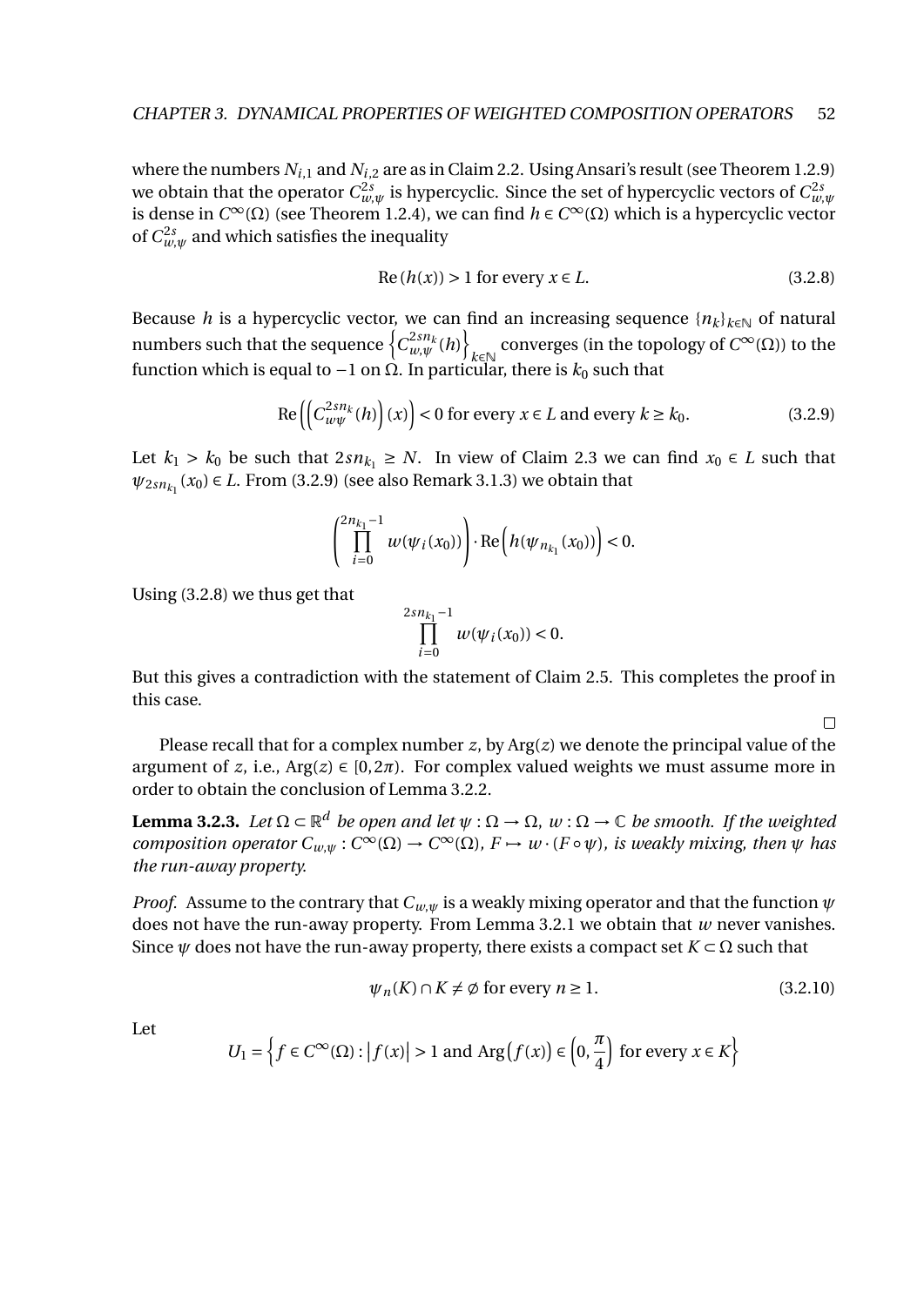where the numbers $N_{i,1}$ and $N_{i,2}$ are as in Claim 2.2. Using Ansari's result (see Theorem 1.2.9) we obtain that the operator $C^{2s}_{w,\psi}$ is hypercyclic. Since the set of hypercyclic vectors of $C^{2s}_{w,\psi}$ is dense in $C^\infty(\Omega)$ (see Theorem 1.2.4), we can find $h \in C^\infty(\Omega)$ which is a hypercyclic vector of $C^{2s}_{w,\psi}$ and which satisfies the inequality

$$\operatorname{Re}(h(x)) > 1 \text{ for every } x \in L. \tag{3.2.8}$$

Because $h$ is a hypercyclic vector, we can find an increasing sequence $\{n_k\}_{k\in\mathbb{N}}$ of natural numbers such that the sequence $\left\{C^{2sn_k}_{w,\psi}(h)\right\}_{k\in\mathbb{N}}$ converges (in the topology of $C^\infty(\Omega)$) to the function which is equal to $-1$ on $\Omega$. In particular, there is $k_0$ such that

$$\operatorname{Re}\left(\left(C^{2sn_k}_{w\psi}(h)\right)(x)\right) < 0 \text{ for every } x \in L \text{ and every } k \geq k_0. \tag{3.2.9}$$

Let $k_1 > k_0$ be such that $2sn_{k_1} \geq N$. In view of Claim 2.3 we can find $x_0 \in L$ such that $\psi_{2sn_{k_1}}(x_0) \in L$. From (3.2.9) (see also Remark 3.1.3) we obtain that

$$\left(\prod_{i=0}^{2n_{k_1}-1} w(\psi_i(x_0))\right) \cdot \operatorname{Re}\left(h(\psi_{n_{k_1}}(x_0))\right) < 0.$$

Using (3.2.8) we thus get that

$$\prod_{i=0}^{2sn_{k_1}-1} w(\psi_i(x_0)) < 0.$$

But this gives a contradiction with the statement of Claim 2.5. This completes the proof in this case.

□

Please recall that for a complex number $z$, by $\operatorname{Arg}(z)$ we denote the principal value of the argument of $z$, i.e., $\operatorname{Arg}(z) \in [0, 2\pi)$. For complex valued weights we must assume more in order to obtain the conclusion of Lemma 3.2.2.

**Lemma 3.2.3.** *Let $\Omega \subset \mathbb{R}^d$ be open and let $\psi : \Omega \to \Omega$, $w : \Omega \to \mathbb{C}$ be smooth. If the weighted composition operator $C_{w,\psi} : C^\infty(\Omega) \to C^\infty(\Omega)$, $F \mapsto w \cdot (F \circ \psi)$, is weakly mixing, then $\psi$ has the run-away property.*

*Proof.* Assume to the contrary that $C_{w,\psi}$ is a weakly mixing operator and that the function $\psi$ does not have the run-away property. From Lemma 3.2.1 we obtain that $w$ never vanishes. Since $\psi$ does not have the run-away property, there exists a compact set $K \subset \Omega$ such that

$$\psi_n(K) \cap K \neq \emptyset \text{ for every } n \geq 1. \tag{3.2.10}$$

Let

$$U_1 = \left\{f \in C^\infty(\Omega) : \left|f(x)\right| > 1 \text{ and } \operatorname{Arg}\big(f(x)\big) \in \left(0, \frac{\pi}{4}\right) \text{ for every } x \in K\right\}$$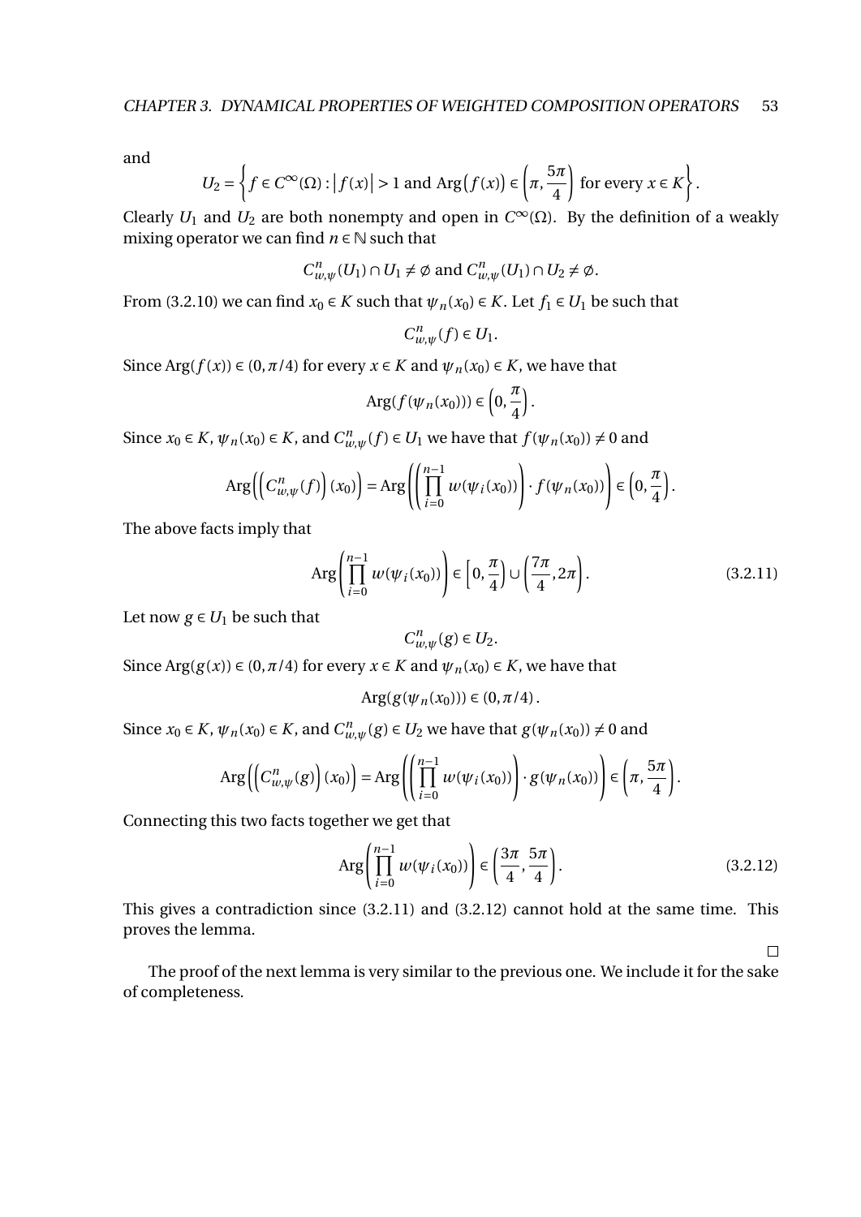and

$$U_2 = \left\{ f \in C^\infty(\Omega) : \left|f(x)\right| > 1 \text{ and } \operatorname{Arg}\big(f(x)\big) \in \left(\pi, \frac{5\pi}{4}\right) \text{ for every } x \in K \right\}.$$

Clearly $U_1$ and $U_2$ are both nonempty and open in $C^\infty(\Omega)$. By the definition of a weakly mixing operator we can find $n \in \mathbb{N}$ such that

$$C^n_{w,\psi}(U_1) \cap U_1 \neq \emptyset \text{ and } C^n_{w,\psi}(U_1) \cap U_2 \neq \emptyset.$$

From (3.2.10) we can find $x_0 \in K$ such that $\psi_n(x_0) \in K$. Let $f_1 \in U_1$ be such that

$$C^n_{w,\psi}(f) \in U_1.$$

Since $\operatorname{Arg}(f(x)) \in (0, \pi/4)$ for every $x \in K$ and $\psi_n(x_0) \in K$, we have that

$$\operatorname{Arg}(f(\psi_n(x_0))) \in \left(0, \frac{\pi}{4}\right).$$

Since $x_0 \in K$, $\psi_n(x_0) \in K$, and $C^n_{w,\psi}(f) \in U_1$ we have that $f(\psi_n(x_0)) \neq 0$ and

$$\operatorname{Arg}\left(\left(C^n_{w,\psi}(f)\right)(x_0)\right) = \operatorname{Arg}\left(\left(\prod_{i=0}^{n-1} w(\psi_i(x_0))\right) \cdot f(\psi_n(x_0))\right) \in \left(0, \frac{\pi}{4}\right).$$

The above facts imply that

$$\operatorname{Arg}\left(\prod_{i=0}^{n-1} w(\psi_i(x_0))\right) \in \left[0, \frac{\pi}{4}\right) \cup \left(\frac{7\pi}{4}, 2\pi\right). \tag{3.2.11}$$

Let now $g \in U_1$ be such that

$$C^n_{w,\psi}(g) \in U_2.$$

Since $\operatorname{Arg}(g(x)) \in (0, \pi/4)$ for every $x \in K$ and $\psi_n(x_0) \in K$, we have that

$$\operatorname{Arg}(g(\psi_n(x_0))) \in (0, \pi/4).$$

Since $x_0 \in K$, $\psi_n(x_0) \in K$, and $C^n_{w,\psi}(g) \in U_2$ we have that $g(\psi_n(x_0)) \neq 0$ and

$$\operatorname{Arg}\left(\left(C^n_{w,\psi}(g)\right)(x_0)\right) = \operatorname{Arg}\left(\left(\prod_{i=0}^{n-1} w(\psi_i(x_0))\right) \cdot g(\psi_n(x_0))\right) \in \left(\pi, \frac{5\pi}{4}\right).$$

Connecting this two facts together we get that

$$\operatorname{Arg}\left(\prod_{i=0}^{n-1} w(\psi_i(x_0))\right) \in \left(\frac{3\pi}{4}, \frac{5\pi}{4}\right). \tag{3.2.12}$$

This gives a contradiction since (3.2.11) and (3.2.12) cannot hold at the same time. This proves the lemma.

□

The proof of the next lemma is very similar to the previous one. We include it for the sake of completeness.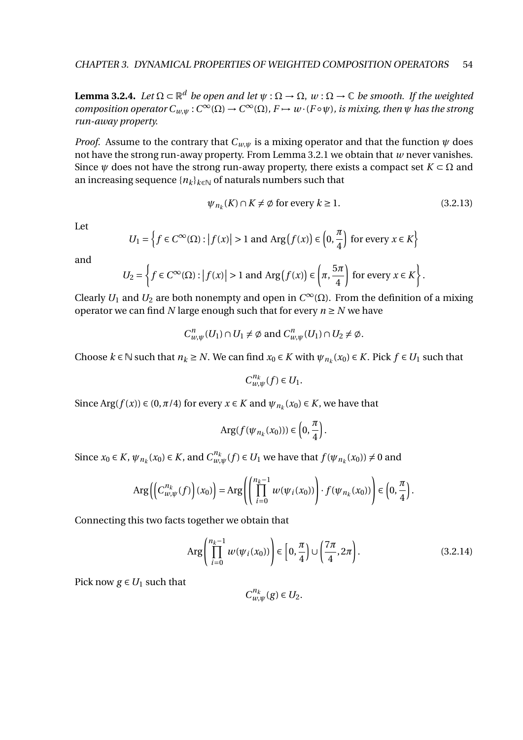**Lemma 3.2.4.** *Let $\Omega \subset \mathbb{R}^d$ be open and let $\psi : \Omega \to \Omega$, $w : \Omega \to \mathbb{C}$ be smooth. If the weighted composition operator $C_{w,\psi} : C^\infty(\Omega) \to C^\infty(\Omega)$, $F \mapsto w \cdot (F \circ \psi)$, is mixing, then $\psi$ has the strong run-away property.*

*Proof.* Assume to the contrary that $C_{w,\psi}$ is a mixing operator and that the function $\psi$ does not have the strong run-away property. From Lemma 3.2.1 we obtain that $w$ never vanishes. Since $\psi$ does not have the strong run-away property, there exists a compact set $K \subset \Omega$ and an increasing sequence $\{n_k\}_{k \in \mathbb{N}}$ of naturals numbers such that

$$\psi_{n_k}(K) \cap K \neq \emptyset \text{ for every } k \geq 1. \tag{3.2.13}$$

Let

$$U_1 = \left\{ f \in C^\infty(\Omega) : \left| f(x) \right| > 1 \text{ and } \operatorname{Arg}\big(f(x)\big) \in \left(0, \frac{\pi}{4}\right) \text{ for every } x \in K \right\}$$

and

$$U_2 = \left\{ f \in C^\infty(\Omega) : \left| f(x) \right| > 1 \text{ and } \operatorname{Arg}\big(f(x)\big) \in \left(\pi, \frac{5\pi}{4}\right) \text{ for every } x \in K \right\}.$$

Clearly $U_1$ and $U_2$ are both nonempty and open in $C^\infty(\Omega)$. From the definition of a mixing operator we can find $N$ large enough such that for every $n \geq N$ we have

$$C^n_{w,\psi}(U_1) \cap U_1 \neq \emptyset \text{ and } C^n_{w,\psi}(U_1) \cap U_2 \neq \emptyset.$$

Choose $k \in \mathbb{N}$ such that $n_k \geq N$. We can find $x_0 \in K$ with $\psi_{n_k}(x_0) \in K$. Pick $f \in U_1$ such that

$$C^{n_k}_{w,\psi}(f) \in U_1.$$

Since $\operatorname{Arg}(f(x)) \in (0, \pi/4)$ for every $x \in K$ and $\psi_{n_k}(x_0) \in K$, we have that

$$\operatorname{Arg}(f(\psi_{n_k}(x_0))) \in \left(0, \frac{\pi}{4}\right).$$

Since $x_0 \in K$, $\psi_{n_k}(x_0) \in K$, and $C^{n_k}_{w,\psi}(f) \in U_1$ we have that $f(\psi_{n_k}(x_0)) \neq 0$ and

$$\operatorname{Arg}\left(\left(C^{n_k}_{w,\psi}(f)\right)(x_0)\right) = \operatorname{Arg}\left(\left(\prod_{i=0}^{n_k-1} w(\psi_i(x_0))\right) \cdot f(\psi_{n_k}(x_0))\right) \in \left(0, \frac{\pi}{4}\right).$$

Connecting this two facts together we obtain that

$$\operatorname{Arg}\left(\prod_{i=0}^{n_k-1} w(\psi_i(x_0))\right) \in \left[0, \frac{\pi}{4}\right) \cup \left(\frac{7\pi}{4}, 2\pi\right). \tag{3.2.14}$$

Pick now $g \in U_1$ such that

$$C^{n_k}_{w,\psi}(g) \in U_2.$$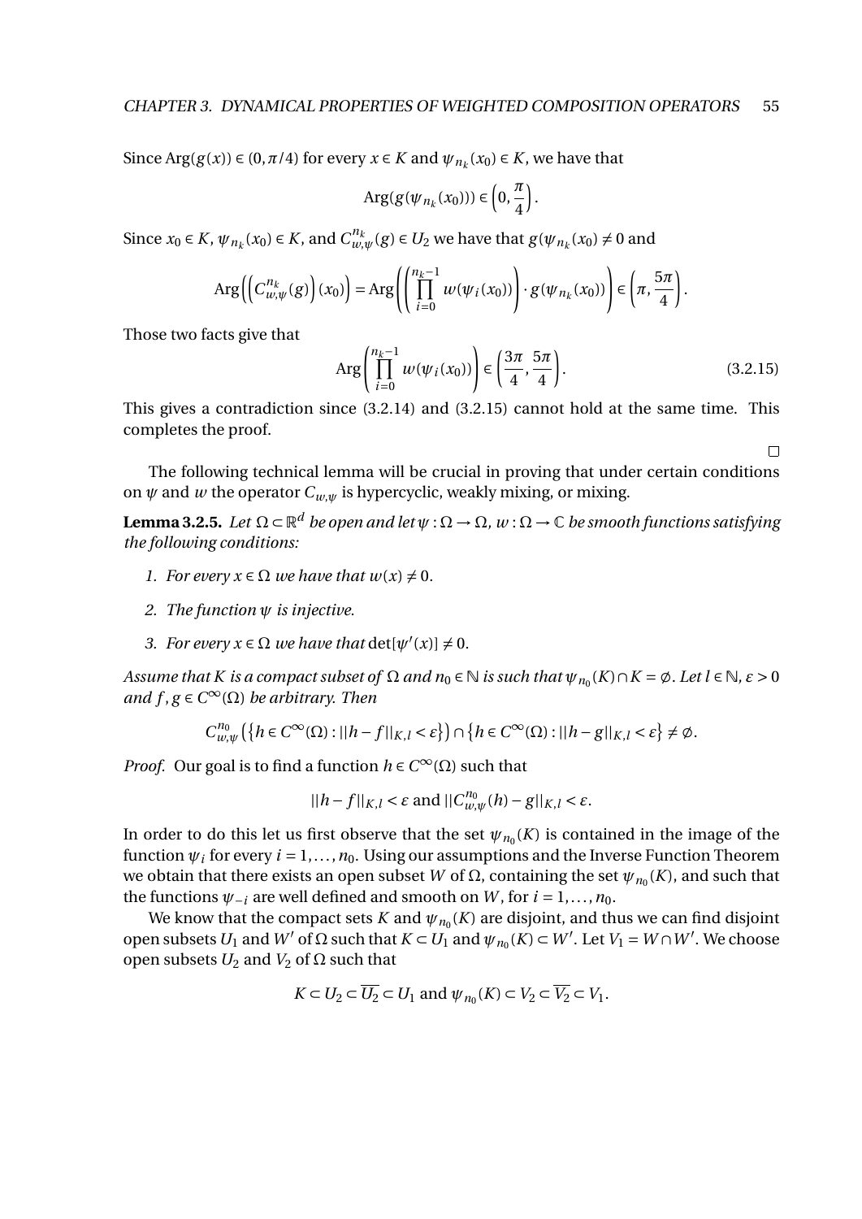Since $\operatorname{Arg}(g(x)) \in (0, \pi/4)$ for every $x \in K$ and $\psi_{n_k}(x_0) \in K$, we have that

$$\operatorname{Arg}(g(\psi_{n_k}(x_0))) \in \left(0, \frac{\pi}{4}\right).$$

Since $x_0 \in K$, $\psi_{n_k}(x_0) \in K$, and $C^{n_k}_{w,\psi}(g) \in U_2$ we have that $g(\psi_{n_k}(x_0) \neq 0$ and

$$\operatorname{Arg}\left(\left(C^{n_k}_{w,\psi}(g)\right)(x_0)\right) = \operatorname{Arg}\left(\left(\prod_{i=0}^{n_k-1} w(\psi_i(x_0))\right) \cdot g(\psi_{n_k}(x_0))\right) \in \left(\pi, \frac{5\pi}{4}\right).$$

Those two facts give that

$$\operatorname{Arg}\left(\prod_{i=0}^{n_k-1} w(\psi_i(x_0))\right) \in \left(\frac{3\pi}{4}, \frac{5\pi}{4}\right). \tag{3.2.15}$$

This gives a contradiction since (3.2.14) and (3.2.15) cannot hold at the same time. This completes the proof.

□

The following technical lemma will be crucial in proving that under certain conditions on $\psi$ and $w$ the operator $C_{w,\psi}$ is hypercyclic, weakly mixing, or mixing.

**Lemma 3.2.5.** *Let $\Omega \subset \mathbb{R}^d$ be open and let $\psi : \Omega \to \Omega$, $w : \Omega \to \mathbb{C}$ be smooth functions satisfying the following conditions:*

1. *For every $x \in \Omega$ we have that $w(x) \neq 0$.*
2. *The function $\psi$ is injective.*
3. *For every $x \in \Omega$ we have that $\det[\psi'(x)] \neq 0$.*

*Assume that $K$ is a compact subset of $\Omega$ and $n_0 \in \mathbb{N}$ is such that $\psi_{n_0}(K) \cap K = \emptyset$. Let $l \in \mathbb{N}$, $\varepsilon > 0$ and $f, g \in C^\infty(\Omega)$ be arbitrary. Then*

$$C^{n_0}_{w,\psi}\left(\{h \in C^\infty(\Omega) : ||h - f||_{K,l} < \varepsilon\}\right) \cap \{h \in C^\infty(\Omega) : ||h - g||_{K,l} < \varepsilon\} \neq \emptyset.$$

*Proof.* Our goal is to find a function $h \in C^\infty(\Omega)$ such that

$$||h - f||_{K,l} < \varepsilon \text{ and } ||C^{n_0}_{w,\psi}(h) - g||_{K,l} < \varepsilon.$$

In order to do this let us first observe that the set $\psi_{n_0}(K)$ is contained in the image of the function $\psi_i$ for every $i = 1, \ldots, n_0$. Using our assumptions and the Inverse Function Theorem we obtain that there exists an open subset $W$ of $\Omega$, containing the set $\psi_{n_0}(K)$, and such that the functions $\psi_{-i}$ are well defined and smooth on $W$, for $i = 1, \ldots, n_0$.

We know that the compact sets $K$ and $\psi_{n_0}(K)$ are disjoint, and thus we can find disjoint open subsets $U_1$ and $W'$ of $\Omega$ such that $K \subset U_1$ and $\psi_{n_0}(K) \subset W'$. Let $V_1 = W \cap W'$. We choose open subsets $U_2$ and $V_2$ of $\Omega$ such that

$$K \subset U_2 \subset \overline{U_2} \subset U_1 \text{ and } \psi_{n_0}(K) \subset V_2 \subset \overline{V_2} \subset V_1.$$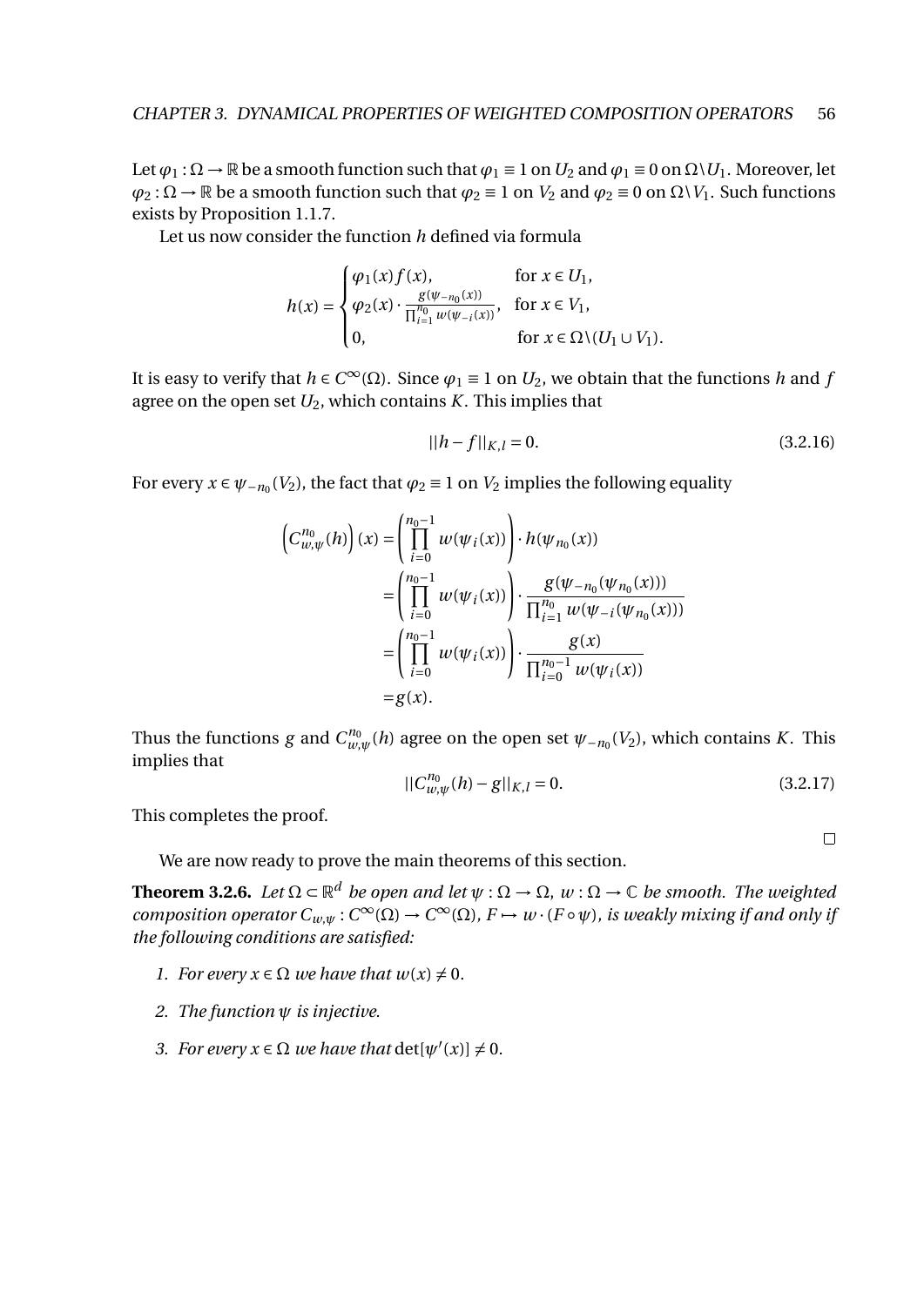Let $\varphi_1 : \Omega \to \mathbb{R}$ be a smooth function such that $\varphi_1 \equiv 1$ on $U_2$ and $\varphi_1 \equiv 0$ on $\Omega \setminus U_1$. Moreover, let $\varphi_2 : \Omega \to \mathbb{R}$ be a smooth function such that $\varphi_2 \equiv 1$ on $V_2$ and $\varphi_2 \equiv 0$ on $\Omega \setminus V_1$. Such functions exists by Proposition 1.1.7.

Let us now consider the function $h$ defined via formula

$$h(x) = \begin{cases} \varphi_1(x) f(x), & \text{for } x \in U_1, \\ \varphi_2(x) \cdot \frac{g(\psi_{-n_0}(x))}{\prod_{i=1}^{n_0} w(\psi_{-i}(x))}, & \text{for } x \in V_1, \\ 0, & \text{for } x \in \Omega \setminus (U_1 \cup V_1). \end{cases}$$

It is easy to verify that $h \in C^\infty(\Omega)$. Since $\varphi_1 \equiv 1$ on $U_2$, we obtain that the functions $h$ and $f$ agree on the open set $U_2$, which contains $K$. This implies that

$$||h - f||_{K,l} = 0. \tag{3.2.16}$$

For every $x \in \psi_{-n_0}(V_2)$, the fact that $\varphi_2 \equiv 1$ on $V_2$ implies the following equality

$$\begin{aligned} \left(C_{w,\psi}^{n_0}(h)\right)(x) &= \left(\prod_{i=0}^{n_0-1} w(\psi_i(x))\right) \cdot h(\psi_{n_0}(x)) \\ &= \left(\prod_{i=0}^{n_0-1} w(\psi_i(x))\right) \cdot \frac{g(\psi_{-n_0}(\psi_{n_0}(x)))}{\prod_{i=1}^{n_0} w(\psi_{-i}(\psi_{n_0}(x)))} \\ &= \left(\prod_{i=0}^{n_0-1} w(\psi_i(x))\right) \cdot \frac{g(x)}{\prod_{i=0}^{n_0-1} w(\psi_i(x))} \\ &= g(x). \end{aligned}$$

Thus the functions $g$ and $C_{w,\psi}^{n_0}(h)$ agree on the open set $\psi_{-n_0}(V_2)$, which contains $K$. This implies that

$$||C_{w,\psi}^{n_0}(h) - g||_{K,l} = 0. \tag{3.2.17}$$

This completes the proof.

□

We are now ready to prove the main theorems of this section.

**Theorem 3.2.6.** *Let $\Omega \subset \mathbb{R}^d$ be open and let $\psi : \Omega \to \Omega$, $w : \Omega \to \mathbb{C}$ be smooth. The weighted composition operator $C_{w,\psi} : C^\infty(\Omega) \to C^\infty(\Omega)$, $F \mapsto w \cdot (F \circ \psi)$, is weakly mixing if and only if the following conditions are satisfied:*

1. *For every $x \in \Omega$ we have that $w(x) \neq 0$.*
2. *The function $\psi$ is injective.*
3. *For every $x \in \Omega$ we have that $\det[\psi'(x)] \neq 0$.*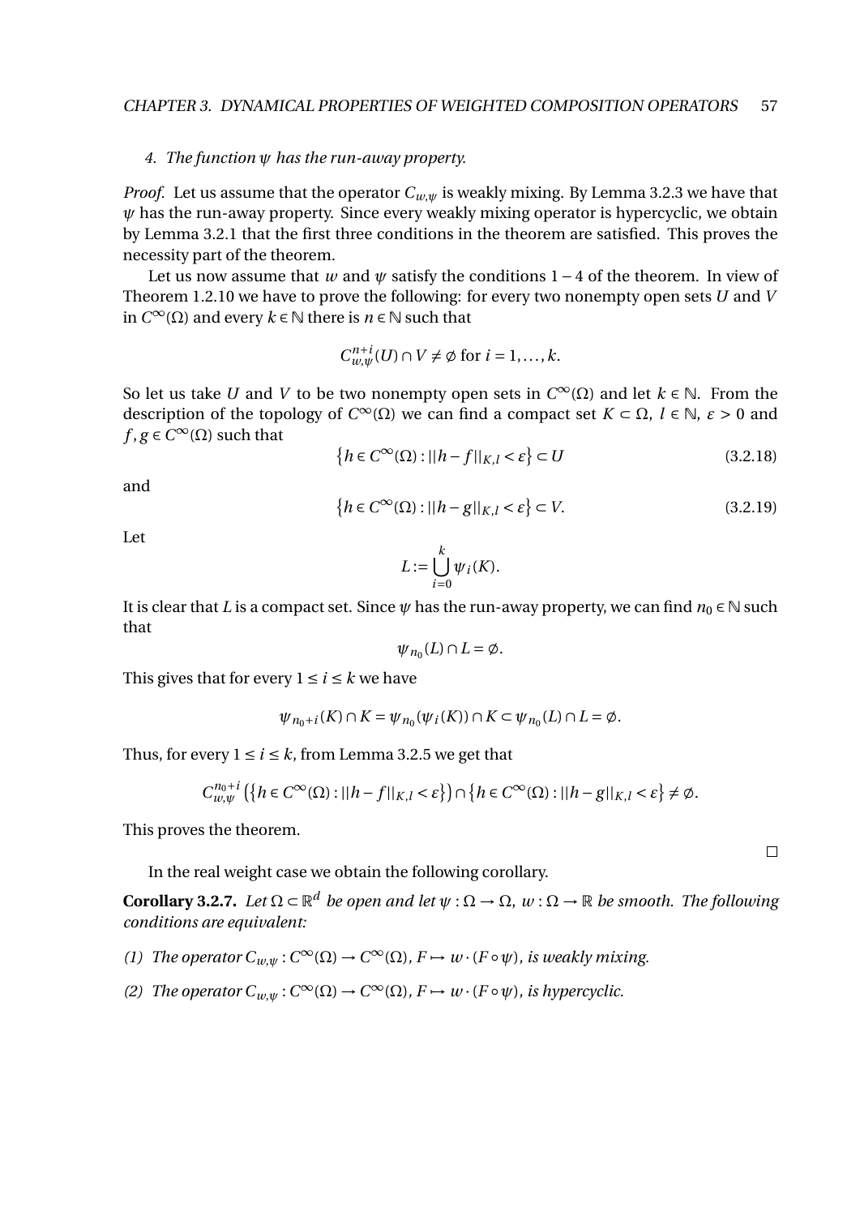4. *The function $\psi$ has the run-away property.*

*Proof.* Let us assume that the operator $C_{w,\psi}$ is weakly mixing. By Lemma 3.2.3 we have that $\psi$ has the run-away property. Since every weakly mixing operator is hypercyclic, we obtain by Lemma 3.2.1 that the first three conditions in the theorem are satisfied. This proves the necessity part of the theorem.

Let us now assume that $w$ and $\psi$ satisfy the conditions $1-4$ of the theorem. In view of Theorem 1.2.10 we have to prove the following: for every two nonempty open sets $U$ and $V$ in $C^\infty(\Omega)$ and every $k \in \mathbb{N}$ there is $n \in \mathbb{N}$ such that

$$C_{w,\psi}^{n+i}(U) \cap V \neq \emptyset \text{ for } i = 1, \ldots, k.$$

So let us take $U$ and $V$ to be two nonempty open sets in $C^\infty(\Omega)$ and let $k \in \mathbb{N}$. From the description of the topology of $C^\infty(\Omega)$ we can find a compact set $K \subset \Omega$, $l \in \mathbb{N}$, $\varepsilon > 0$ and $f, g \in C^\infty(\Omega)$ such that

$$\left\{h \in C^\infty(\Omega) : ||h - f||_{K,l} < \varepsilon\right\} \subset U \tag{3.2.18}$$

and

$$\left\{h \in C^\infty(\Omega) : ||h - g||_{K,l} < \varepsilon\right\} \subset V. \tag{3.2.19}$$

Let

$$L := \bigcup_{i=0}^{k} \psi_i(K).$$

It is clear that $L$ is a compact set. Since $\psi$ has the run-away property, we can find $n_0 \in \mathbb{N}$ such that

$$\psi_{n_0}(L) \cap L = \emptyset.$$

This gives that for every $1 \leq i \leq k$ we have

$$\psi_{n_0+i}(K) \cap K = \psi_{n_0}(\psi_i(K)) \cap K \subset \psi_{n_0}(L) \cap L = \emptyset.$$

Thus, for every $1 \leq i \leq k$, from Lemma 3.2.5 we get that

$$C_{w,\psi}^{n_0+i}\left(\left\{h \in C^\infty(\Omega) : ||h - f||_{K,l} < \varepsilon\right\}\right) \cap \left\{h \in C^\infty(\Omega) : ||h - g||_{K,l} < \varepsilon\right\} \neq \emptyset.$$

This proves the theorem. $\square$

In the real weight case we obtain the following corollary.

**Corollary 3.2.7.** *Let $\Omega \subset \mathbb{R}^d$ be open and let $\psi : \Omega \to \Omega$, $w : \Omega \to \mathbb{R}$ be smooth. The following conditions are equivalent:*

*(1) The operator $C_{w,\psi} : C^\infty(\Omega) \to C^\infty(\Omega)$, $F \mapsto w \cdot (F \circ \psi)$, is weakly mixing.*

*(2) The operator $C_{w,\psi} : C^\infty(\Omega) \to C^\infty(\Omega)$, $F \mapsto w \cdot (F \circ \psi)$, is hypercyclic.*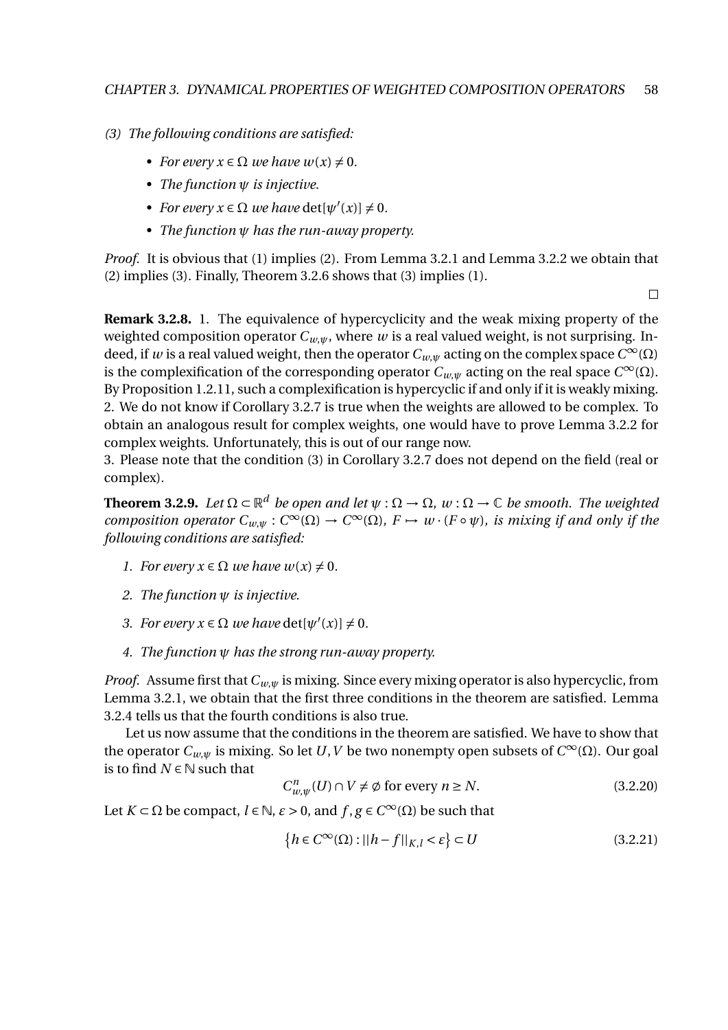*(3) The following conditions are satisfied:*

- *For every $x \in \Omega$ we have $w(x) \neq 0$.*
- *The function $\psi$ is injective.*
- *For every $x \in \Omega$ we have $\det[\psi'(x)] \neq 0$.*
- *The function $\psi$ has the run-away property.*

*Proof.* It is obvious that (1) implies (2). From Lemma 3.2.1 and Lemma 3.2.2 we obtain that (2) implies (3). Finally, Theorem 3.2.6 shows that (3) implies (1).

□

**Remark 3.2.8.** 1. The equivalence of hypercyclicity and the weak mixing property of the weighted composition operator $C_{w,\psi}$, where $w$ is a real valued weight, is not surprising. Indeed, if $w$ is a real valued weight, then the operator $C_{w,\psi}$ acting on the complex space $C^\infty(\Omega)$ is the complexification of the corresponding operator $C_{w,\psi}$ acting on the real space $C^\infty(\Omega)$. By Proposition 1.2.11, such a complexification is hypercyclic if and only if it is weakly mixing.
2. We do not know if Corollary 3.2.7 is true when the weights are allowed to be complex. To obtain an analogous result for complex weights, one would have to prove Lemma 3.2.2 for complex weights. Unfortunately, this is out of our range now.
3. Please note that the condition (3) in Corollary 3.2.7 does not depend on the field (real or complex).

**Theorem 3.2.9.** *Let $\Omega \subset \mathbb{R}^d$ be open and let $\psi : \Omega \to \Omega$, $w : \Omega \to \mathbb{C}$ be smooth. The weighted composition operator $C_{w,\psi} : C^\infty(\Omega) \to C^\infty(\Omega)$, $F \mapsto w \cdot (F \circ \psi)$, is mixing if and only if the following conditions are satisfied:*

1. *For every $x \in \Omega$ we have $w(x) \neq 0$.*
2. *The function $\psi$ is injective.*
3. *For every $x \in \Omega$ we have $\det[\psi'(x)] \neq 0$.*
4. *The function $\psi$ has the strong run-away property.*

*Proof.* Assume first that $C_{w,\psi}$ is mixing. Since every mixing operator is also hypercyclic, from Lemma 3.2.1, we obtain that the first three conditions in the theorem are satisfied. Lemma 3.2.4 tells us that the fourth conditions is also true.

Let us now assume that the conditions in the theorem are satisfied. We have to show that the operator $C_{w,\psi}$ is mixing. So let $U, V$ be two nonempty open subsets of $C^\infty(\Omega)$. Our goal is to find $N \in \mathbb{N}$ such that

$$C^n_{w,\psi}(U) \cap V \neq \emptyset \text{ for every } n \geq N. \tag{3.2.20}$$

Let $K \subset \Omega$ be compact, $l \in \mathbb{N}$, $\varepsilon > 0$, and $f, g \in C^\infty(\Omega)$ be such that

$$\left\{h \in C^\infty(\Omega) : ||h - f||_{K,l} < \varepsilon\right\} \subset U \tag{3.2.21}$$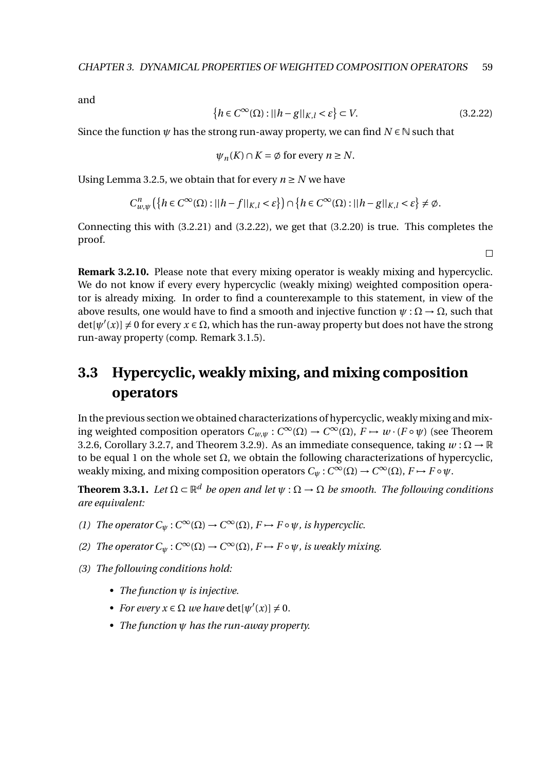and

$$\left\{h \in C^{\infty}(\Omega) : ||h - g||_{K,l} < \varepsilon\right\} \subset V. \tag{3.2.22}$$

Since the function $\psi$ has the strong run-away property, we can find $N \in \mathbb{N}$ such that

$$\psi_n(K) \cap K = \emptyset \text{ for every } n \geq N.$$

Using Lemma 3.2.5, we obtain that for every $n \geq N$ we have

$$C^n_{w,\psi}\left(\left\{h \in C^{\infty}(\Omega) : ||h - f||_{K,l} < \varepsilon\right\}\right) \cap \left\{h \in C^{\infty}(\Omega) : ||h - g||_{K,l} < \varepsilon\right\} \neq \emptyset.$$

Connecting this with (3.2.21) and (3.2.22), we get that (3.2.20) is true. This completes the proof.

□

**Remark 3.2.10.** Please note that every mixing operator is weakly mixing and hypercyclic. We do not know if every every hypercyclic (weakly mixing) weighted composition operator is already mixing. In order to find a counterexample to this statement, in view of the above results, one would have to find a smooth and injective function $\psi : \Omega \to \Omega$, such that $\det[\psi'(x)] \neq 0$ for every $x \in \Omega$, which has the run-away property but does not have the strong run-away property (comp. Remark 3.1.5).

## 3.3 Hypercyclic, weakly mixing, and mixing composition operators

In the previous section we obtained characterizations of hypercyclic, weakly mixing and mixing weighted composition operators $C_{w,\psi} : C^{\infty}(\Omega) \to C^{\infty}(\Omega)$, $F \mapsto w \cdot (F \circ \psi)$ (see Theorem 3.2.6, Corollary 3.2.7, and Theorem 3.2.9). As an immediate consequence, taking $w : \Omega \to \mathbb{R}$ to be equal 1 on the whole set $\Omega$, we obtain the following characterizations of hypercyclic, weakly mixing, and mixing composition operators $C_{\psi} : C^{\infty}(\Omega) \to C^{\infty}(\Omega)$, $F \mapsto F \circ \psi$.

**Theorem 3.3.1.** *Let $\Omega \subset \mathbb{R}^d$ be open and let $\psi : \Omega \to \Omega$ be smooth. The following conditions are equivalent:*

*(1) The operator $C_{\psi} : C^{\infty}(\Omega) \to C^{\infty}(\Omega)$, $F \mapsto F \circ \psi$, is hypercyclic.*

*(2) The operator $C_{\psi} : C^{\infty}(\Omega) \to C^{\infty}(\Omega)$, $F \mapsto F \circ \psi$, is weakly mixing.*

*(3) The following conditions hold:*

- *The function $\psi$ is injective.*
- *For every $x \in \Omega$ we have $\det[\psi'(x)] \neq 0$.*
- *The function $\psi$ has the run-away property.*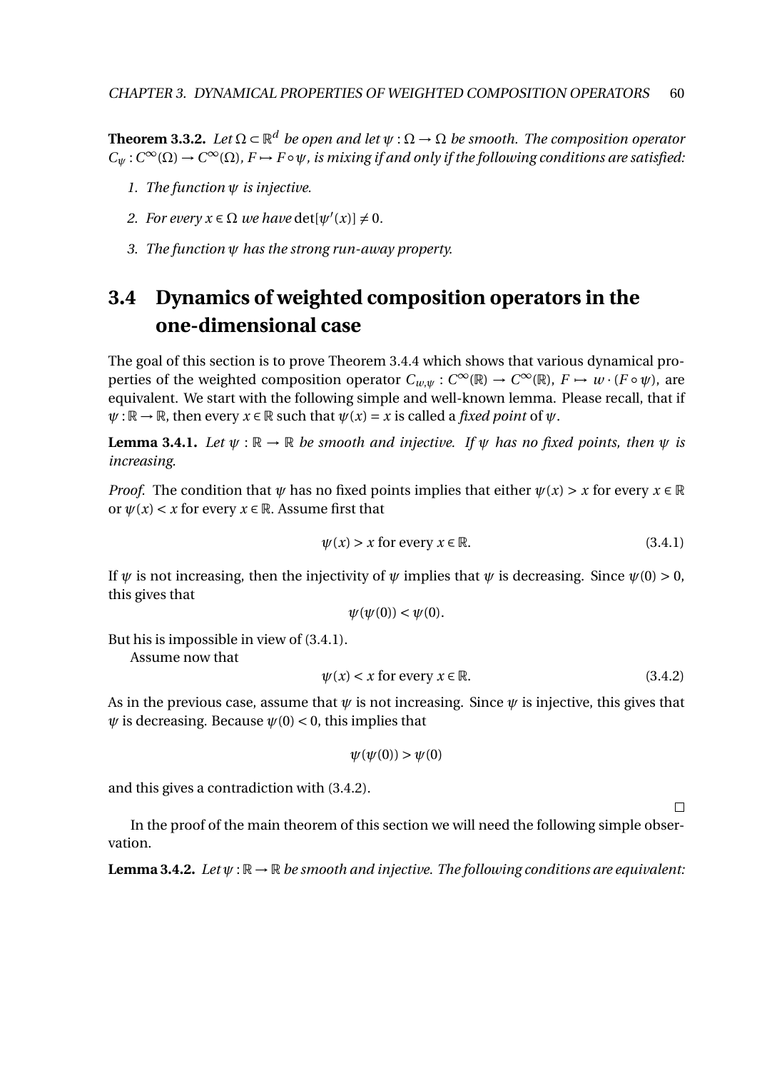**Theorem 3.3.2.** *Let $\Omega \subset \mathbb{R}^d$ be open and let $\psi : \Omega \to \Omega$ be smooth. The composition operator $C_\psi : C^\infty(\Omega) \to C^\infty(\Omega)$, $F \mapsto F \circ \psi$, is mixing if and only if the following conditions are satisfied:*

1. *The function $\psi$ is injective.*
2. *For every $x \in \Omega$ we have $\det[\psi'(x)] \neq 0$.*
3. *The function $\psi$ has the strong run-away property.*

## 3.4 Dynamics of weighted composition operators in the one-dimensional case

The goal of this section is to prove Theorem 3.4.4 which shows that various dynamical properties of the weighted composition operator $C_{w,\psi} : C^\infty(\mathbb{R}) \to C^\infty(\mathbb{R})$, $F \mapsto w \cdot (F \circ \psi)$, are equivalent. We start with the following simple and well-known lemma. Please recall, that if $\psi : \mathbb{R} \to \mathbb{R}$, then every $x \in \mathbb{R}$ such that $\psi(x) = x$ is called a *fixed point* of $\psi$.

**Lemma 3.4.1.** *Let $\psi : \mathbb{R} \to \mathbb{R}$ be smooth and injective. If $\psi$ has no fixed points, then $\psi$ is increasing.*

*Proof.* The condition that $\psi$ has no fixed points implies that either $\psi(x) > x$ for every $x \in \mathbb{R}$ or $\psi(x) < x$ for every $x \in \mathbb{R}$. Assume first that

$$\psi(x) > x \text{ for every } x \in \mathbb{R}. \tag{3.4.1}$$

If $\psi$ is not increasing, then the injectivity of $\psi$ implies that $\psi$ is decreasing. Since $\psi(0) > 0$, this gives that

$$\psi(\psi(0)) < \psi(0).$$

But his is impossible in view of (3.4.1).

Assume now that

$$\psi(x) < x \text{ for every } x \in \mathbb{R}. \tag{3.4.2}$$

As in the previous case, assume that $\psi$ is not increasing. Since $\psi$ is injective, this gives that $\psi$ is decreasing. Because $\psi(0) < 0$, this implies that

$$\psi(\psi(0)) > \psi(0)$$

and this gives a contradiction with (3.4.2).

□

In the proof of the main theorem of this section we will need the following simple observation.

**Lemma 3.4.2.** *Let $\psi : \mathbb{R} \to \mathbb{R}$ be smooth and injective. The following conditions are equivalent:*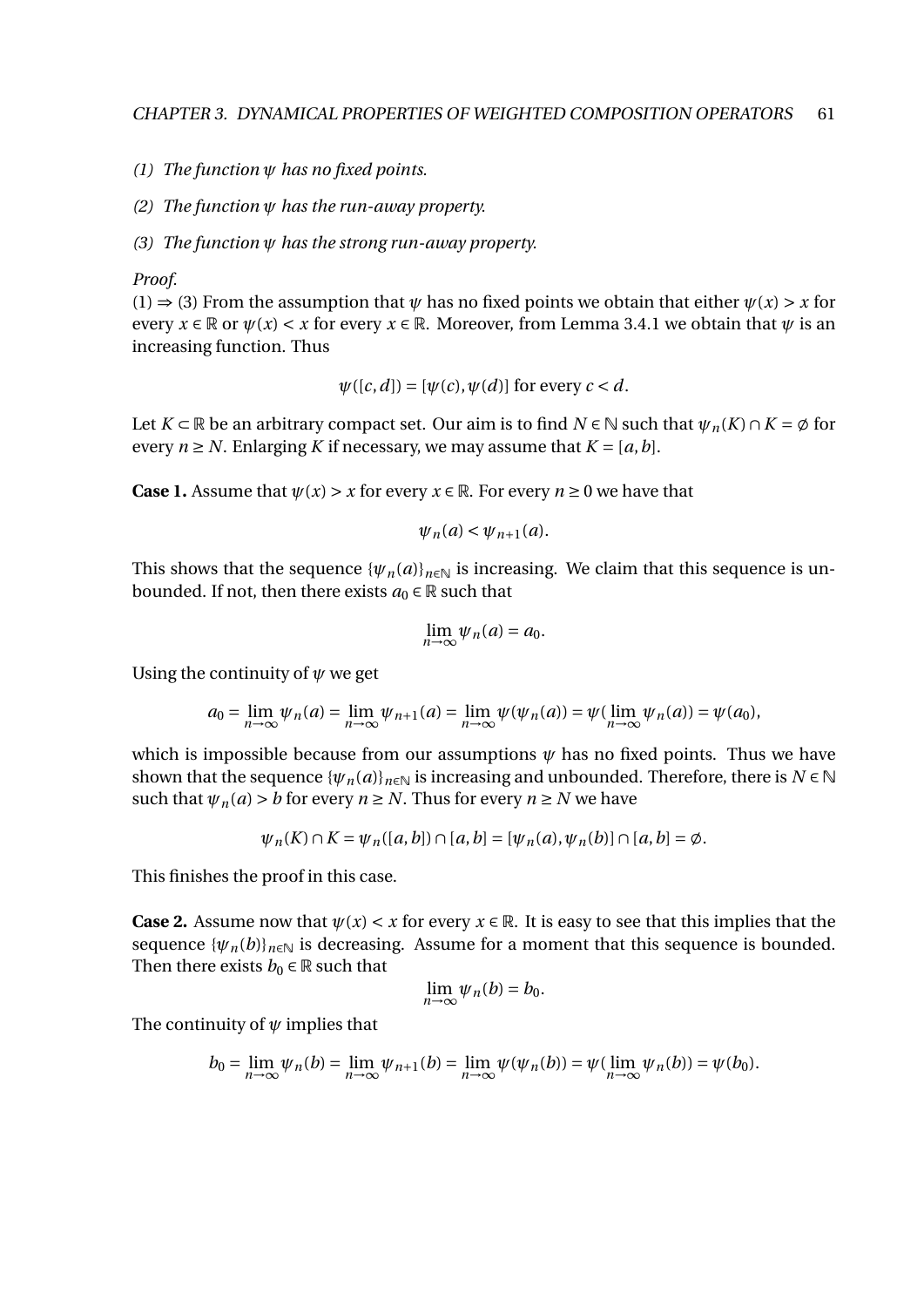*(1) The function $\psi$ has no fixed points.*

*(2) The function $\psi$ has the run-away property.*

*(3) The function $\psi$ has the strong run-away property.*

*Proof.*
(1) ⇒ (3) From the assumption that $\psi$ has no fixed points we obtain that either $\psi(x) > x$ for every $x \in \mathbb{R}$ or $\psi(x) < x$ for every $x \in \mathbb{R}$. Moreover, from Lemma 3.4.1 we obtain that $\psi$ is an increasing function. Thus

$$\psi([c,d]) = [\psi(c), \psi(d)] \text{ for every } c < d.$$

Let $K \subset \mathbb{R}$ be an arbitrary compact set. Our aim is to find $N \in \mathbb{N}$ such that $\psi_n(K) \cap K = \emptyset$ for every $n \geq N$. Enlarging $K$ if necessary, we may assume that $K = [a,b]$.

**Case 1.** Assume that $\psi(x) > x$ for every $x \in \mathbb{R}$. For every $n \geq 0$ we have that

$$\psi_n(a) < \psi_{n+1}(a).$$

This shows that the sequence $\{\psi_n(a)\}_{n\in\mathbb{N}}$ is increasing. We claim that this sequence is unbounded. If not, then there exists $a_0 \in \mathbb{R}$ such that

$$\lim_{n\to\infty} \psi_n(a) = a_0.$$

Using the continuity of $\psi$ we get

$$a_0 = \lim_{n\to\infty} \psi_n(a) = \lim_{n\to\infty} \psi_{n+1}(a) = \lim_{n\to\infty} \psi(\psi_n(a)) = \psi(\lim_{n\to\infty} \psi_n(a)) = \psi(a_0),$$

which is impossible because from our assumptions $\psi$ has no fixed points. Thus we have shown that the sequence $\{\psi_n(a)\}_{n\in\mathbb{N}}$ is increasing and unbounded. Therefore, there is $N \in \mathbb{N}$ such that $\psi_n(a) > b$ for every $n \geq N$. Thus for every $n \geq N$ we have

$$\psi_n(K) \cap K = \psi_n([a,b]) \cap [a,b] = [\psi_n(a), \psi_n(b)] \cap [a,b] = \emptyset.$$

This finishes the proof in this case.

**Case 2.** Assume now that $\psi(x) < x$ for every $x \in \mathbb{R}$. It is easy to see that this implies that the sequence $\{\psi_n(b)\}_{n\in\mathbb{N}}$ is decreasing. Assume for a moment that this sequence is bounded. Then there exists $b_0 \in \mathbb{R}$ such that

$$\lim_{n\to\infty} \psi_n(b) = b_0.$$

The continuity of $\psi$ implies that

$$b_0 = \lim_{n\to\infty} \psi_n(b) = \lim_{n\to\infty} \psi_{n+1}(b) = \lim_{n\to\infty} \psi(\psi_n(b)) = \psi(\lim_{n\to\infty} \psi_n(b)) = \psi(b_0).$$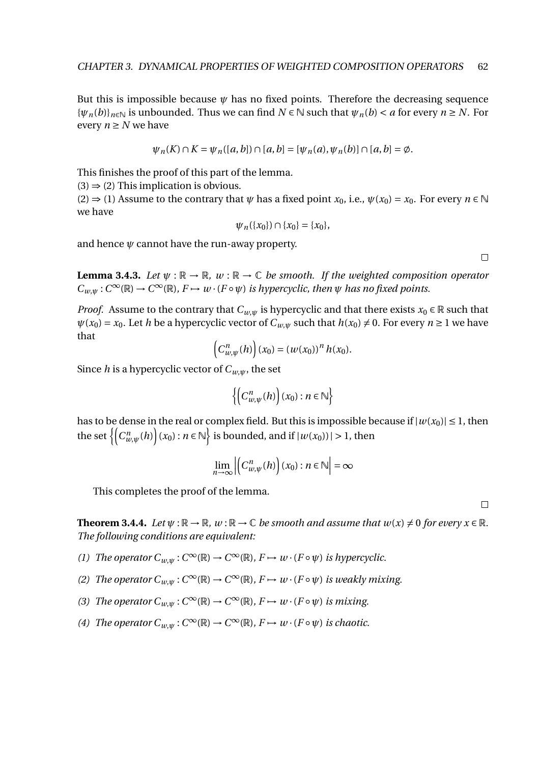But this is impossible because $\psi$ has no fixed points. Therefore the decreasing sequence $\{\psi_n(b)\}_{n\in\mathbb{N}}$ is unbounded. Thus we can find $N \in \mathbb{N}$ such that $\psi_n(b) < a$ for every $n \geq N$. For every $n \geq N$ we have

$$\psi_n(K) \cap K = \psi_n([a,b]) \cap [a,b] = [\psi_n(a), \psi_n(b)] \cap [a,b] = \emptyset.$$

This finishes the proof of this part of the lemma.

(3) $\Rightarrow$ (2) This implication is obvious.

(2) $\Rightarrow$ (1) Assume to the contrary that $\psi$ has a fixed point $x_0$, i.e., $\psi(x_0) = x_0$. For every $n \in \mathbb{N}$ we have

$$\psi_n(\{x_0\}) \cap \{x_0\} = \{x_0\},$$

and hence $\psi$ cannot have the run-away property.

□

**Lemma 3.4.3.** *Let $\psi : \mathbb{R} \to \mathbb{R}$, $w : \mathbb{R} \to \mathbb{C}$ be smooth. If the weighted composition operator $C_{w,\psi} : C^\infty(\mathbb{R}) \to C^\infty(\mathbb{R})$, $F \mapsto w \cdot (F \circ \psi)$ is hypercyclic, then $\psi$ has no fixed points.*

*Proof.* Assume to the contrary that $C_{w,\psi}$ is hypercyclic and that there exists $x_0 \in \mathbb{R}$ such that $\psi(x_0) = x_0$. Let $h$ be a hypercyclic vector of $C_{w,\psi}$ such that $h(x_0) \neq 0$. For every $n \geq 1$ we have that

$$\left(C^n_{w,\psi}(h)\right)(x_0) = (w(x_0))^n\, h(x_0).$$

Since $h$ is a hypercyclic vector of $C_{w,\psi}$, the set

$$\left\{\left(C^n_{w,\psi}(h)\right)(x_0) : n \in \mathbb{N}\right\}$$

has to be dense in the real or complex field. But this is impossible because if $|w(x_0)| \leq 1$, then the set $\left\{\left(C^n_{w,\psi}(h)\right)(x_0) : n \in \mathbb{N}\right\}$ is bounded, and if $|w(x_0))| > 1$, then

$$\lim_{n\to\infty} \left|\left(C^n_{w,\psi}(h)\right)(x_0) : n \in \mathbb{N}\right| = \infty$$

This completes the proof of the lemma.

□

**Theorem 3.4.4.** *Let $\psi : \mathbb{R} \to \mathbb{R}$, $w : \mathbb{R} \to \mathbb{C}$ be smooth and assume that $w(x) \neq 0$ for every $x \in \mathbb{R}$. The following conditions are equivalent:*

*(1) The operator $C_{w,\psi} : C^\infty(\mathbb{R}) \to C^\infty(\mathbb{R})$, $F \mapsto w \cdot (F \circ \psi)$ is hypercyclic.*

*(2) The operator $C_{w,\psi} : C^\infty(\mathbb{R}) \to C^\infty(\mathbb{R})$, $F \mapsto w \cdot (F \circ \psi)$ is weakly mixing.*

*(3) The operator $C_{w,\psi} : C^\infty(\mathbb{R}) \to C^\infty(\mathbb{R})$, $F \mapsto w \cdot (F \circ \psi)$ is mixing.*

*(4) The operator $C_{w,\psi} : C^\infty(\mathbb{R}) \to C^\infty(\mathbb{R})$, $F \mapsto w \cdot (F \circ \psi)$ is chaotic.*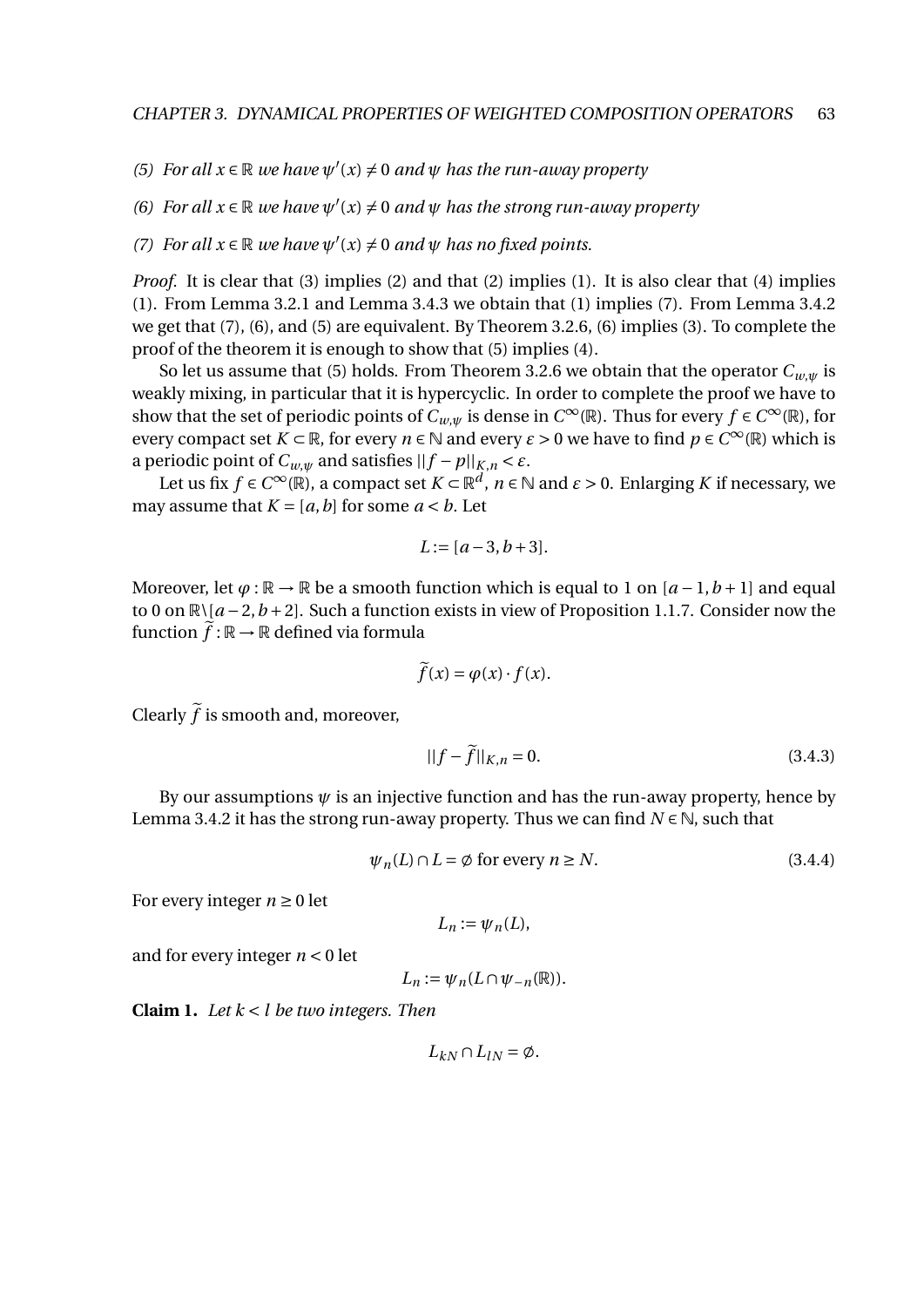*(5) For all $x \in \mathbb{R}$ we have $\psi'(x) \neq 0$ and $\psi$ has the run-away property*

*(6) For all $x \in \mathbb{R}$ we have $\psi'(x) \neq 0$ and $\psi$ has the strong run-away property*

*(7) For all $x \in \mathbb{R}$ we have $\psi'(x) \neq 0$ and $\psi$ has no fixed points.*

*Proof.* It is clear that (3) implies (2) and that (2) implies (1). It is also clear that (4) implies (1). From Lemma 3.2.1 and Lemma 3.4.3 we obtain that (1) implies (7). From Lemma 3.4.2 we get that (7), (6), and (5) are equivalent. By Theorem 3.2.6, (6) implies (3). To complete the proof of the theorem it is enough to show that (5) implies (4).

So let us assume that (5) holds. From Theorem 3.2.6 we obtain that the operator $C_{w,\psi}$ is weakly mixing, in particular that it is hypercyclic. In order to complete the proof we have to show that the set of periodic points of $C_{w,\psi}$ is dense in $C^{\infty}(\mathbb{R})$. Thus for every $f \in C^{\infty}(\mathbb{R})$, for every compact set $K \subset \mathbb{R}$, for every $n \in \mathbb{N}$ and every $\varepsilon > 0$ we have to find $p \in C^{\infty}(\mathbb{R})$ which is a periodic point of $C_{w,\psi}$ and satisfies $||f - p||_{K,n} < \varepsilon$.

Let us fix $f \in C^{\infty}(\mathbb{R})$, a compact set $K \subset \mathbb{R}^d$, $n \in \mathbb{N}$ and $\varepsilon > 0$. Enlarging $K$ if necessary, we may assume that $K = [a, b]$ for some $a < b$. Let

$$L := [a - 3, b + 3].$$

Moreover, let $\varphi : \mathbb{R} \to \mathbb{R}$ be a smooth function which is equal to 1 on $[a-1, b+1]$ and equal to 0 on $\mathbb{R} \setminus [a-2, b+2]$. Such a function exists in view of Proposition 1.1.7. Consider now the function $\widetilde{f} : \mathbb{R} \to \mathbb{R}$ defined via formula

$$\widetilde{f}(x) = \varphi(x) \cdot f(x).$$

Clearly $\widetilde{f}$ is smooth and, moreover,

$$||f - \widetilde{f}||_{K,n} = 0. \tag{3.4.3}$$

By our assumptions $\psi$ is an injective function and has the run-away property, hence by Lemma 3.4.2 it has the strong run-away property. Thus we can find $N \in \mathbb{N}$, such that

$$\psi_n(L) \cap L = \emptyset \text{ for every } n \geq N. \tag{3.4.4}$$

For every integer $n \geq 0$ let

$$L_n := \psi_n(L),$$

and for every integer $n < 0$ let

$$L_n := \psi_n(L \cap \psi_{-n}(\mathbb{R})).$$

**Claim 1.** *Let $k < l$ be two integers. Then*

$$L_{kN} \cap L_{lN} = \emptyset.$$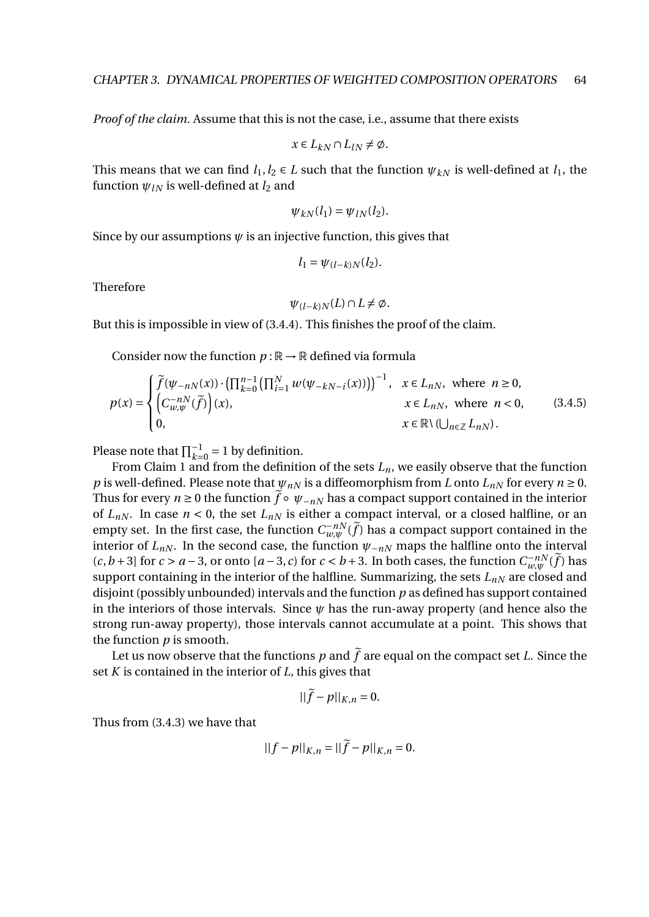*Proof of the claim.* Assume that this is not the case, i.e., assume that there exists

$$x \in L_{kN} \cap L_{lN} \neq \emptyset.$$

This means that we can find $l_1, l_2 \in L$ such that the function $\psi_{kN}$ is well-defined at $l_1$, the function $\psi_{lN}$ is well-defined at $l_2$ and

$$\psi_{kN}(l_1) = \psi_{lN}(l_2).$$

Since by our assumptions $\psi$ is an injective function, this gives that

$$l_1 = \psi_{(l-k)N}(l_2).$$

Therefore

$$\psi_{(l-k)N}(L) \cap L \neq \emptyset.$$

But this is impossible in view of (3.4.4). This finishes the proof of the claim.

Consider now the function $p : \mathbb{R} \to \mathbb{R}$ defined via formula

$$p(x) = \begin{cases} \widetilde{f}(\psi_{-nN}(x)) \cdot \left(\prod_{k=0}^{n-1} \left(\prod_{i=1}^{N} w(\psi_{-kN-i}(x))\right)\right)^{-1}, & x \in L_{nN}, \text{ where } n \geq 0, \\ \left(C_{w,\psi}^{-nN}(\widetilde{f})\right)(x), & x \in L_{nN}, \text{ where } n < 0, \\ 0, & x \in \mathbb{R} \setminus \left(\bigcup_{n \in \mathbb{Z}} L_{nN}\right). \end{cases} \tag{3.4.5}$$

Please note that $\prod_{k=0}^{-1} = 1$ by definition.

From Claim 1 and from the definition of the sets $L_n$, we easily observe that the function $p$ is well-defined. Please note that $\psi_{nN}$ is a diffeomorphism from $L$ onto $L_{nN}$ for every $n \geq 0$. Thus for every $n \geq 0$ the function $\widetilde{f} \circ \psi_{-nN}$ has a compact support contained in the interior of $L_{nN}$. In case $n < 0$, the set $L_{nN}$ is either a compact interval, or a closed halfline, or an empty set. In the first case, the function $C_{w,\psi}^{-nN}(\widetilde{f})$ has a compact support contained in the interior of $L_{nN}$. In the second case, the function $\psi_{-nN}$ maps the halfline onto the interval $(c, b+3]$ for $c > a-3$, or onto $[a-3, c)$ for $c < b+3$. In both cases, the function $C_{w,\psi}^{-nN}(\widetilde{f})$ has support containing in the interior of the halfline. Summarizing, the sets $L_{nN}$ are closed and disjoint (possibly unbounded) intervals and the function $p$ as defined has support contained in the interiors of those intervals. Since $\psi$ has the run-away property (and hence also the strong run-away property), those intervals cannot accumulate at a point. This shows that the function $p$ is smooth.

Let us now observe that the functions $p$ and $\widetilde{f}$ are equal on the compact set $L$. Since the set $K$ is contained in the interior of $L$, this gives that

$$||\widetilde{f} - p||_{K,n} = 0.$$

Thus from (3.4.3) we have that

$$||f - p||_{K,n} = ||\widetilde{f} - p||_{K,n} = 0.$$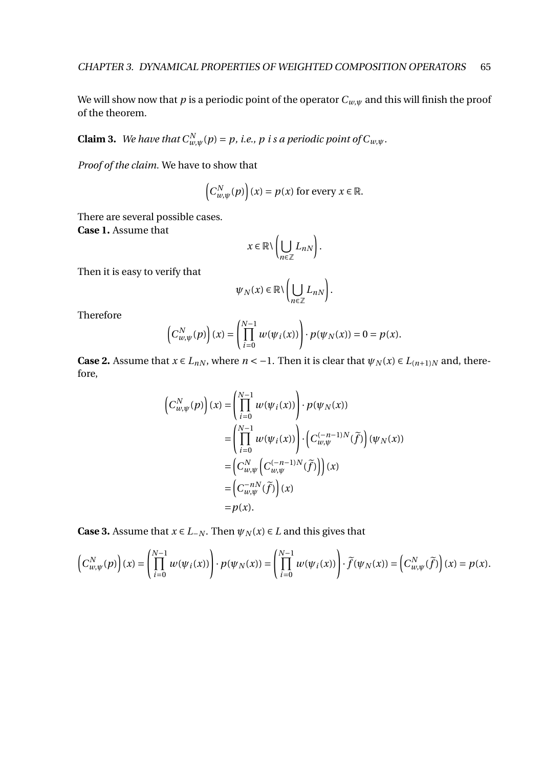We will show now that $p$ is a periodic point of the operator $C_{w,\psi}$ and this will finish the proof of the theorem.

**Claim 3.** *We have that $C^N_{w,\psi}(p) = p$, i.e., $p$ is a periodic point of $C_{w,\psi}$.*

*Proof of the claim.* We have to show that

$$\left(C^N_{w,\psi}(p)\right)(x) = p(x) \text{ for every } x \in \mathbb{R}.$$

There are several possible cases.

**Case 1.** Assume that

$$x \in \mathbb{R} \setminus \left(\bigcup_{n \in \mathbb{Z}} L_{nN}\right).$$

Then it is easy to verify that

$$\psi_N(x) \in \mathbb{R} \setminus \left(\bigcup_{n \in \mathbb{Z}} L_{nN}\right).$$

Therefore

$$\left(C^N_{w,\psi}(p)\right)(x) = \left(\prod_{i=0}^{N-1} w(\psi_i(x))\right) \cdot p(\psi_N(x)) = 0 = p(x).$$

**Case 2.** Assume that $x \in L_{nN}$, where $n < -1$. Then it is clear that $\psi_N(x) \in L_{(n+1)N}$ and, therefore,

$$\begin{aligned}
\left(C^N_{w,\psi}(p)\right)(x) &= \left(\prod_{i=0}^{N-1} w(\psi_i(x))\right) \cdot p(\psi_N(x)) \\
&= \left(\prod_{i=0}^{N-1} w(\psi_i(x))\right) \cdot \left(C^{(-n-1)N}_{w,\psi}(\widetilde{f})\right)(\psi_N(x)) \\
&= \left(C^N_{w,\psi}\left(C^{(-n-1)N}_{w,\psi}(\widetilde{f})\right)\right)(x) \\
&= \left(C^{-nN}_{w,\psi}(\widetilde{f})\right)(x) \\
&= p(x).
\end{aligned}$$

**Case 3.** Assume that $x \in L_{-N}$. Then $\psi_N(x) \in L$ and this gives that

$$\left(C^N_{w,\psi}(p)\right)(x) = \left(\prod_{i=0}^{N-1} w(\psi_i(x))\right) \cdot p(\psi_N(x)) = \left(\prod_{i=0}^{N-1} w(\psi_i(x))\right) \cdot \widetilde{f}(\psi_N(x)) = \left(C^N_{w,\psi}(\widetilde{f})\right)(x) = p(x).$$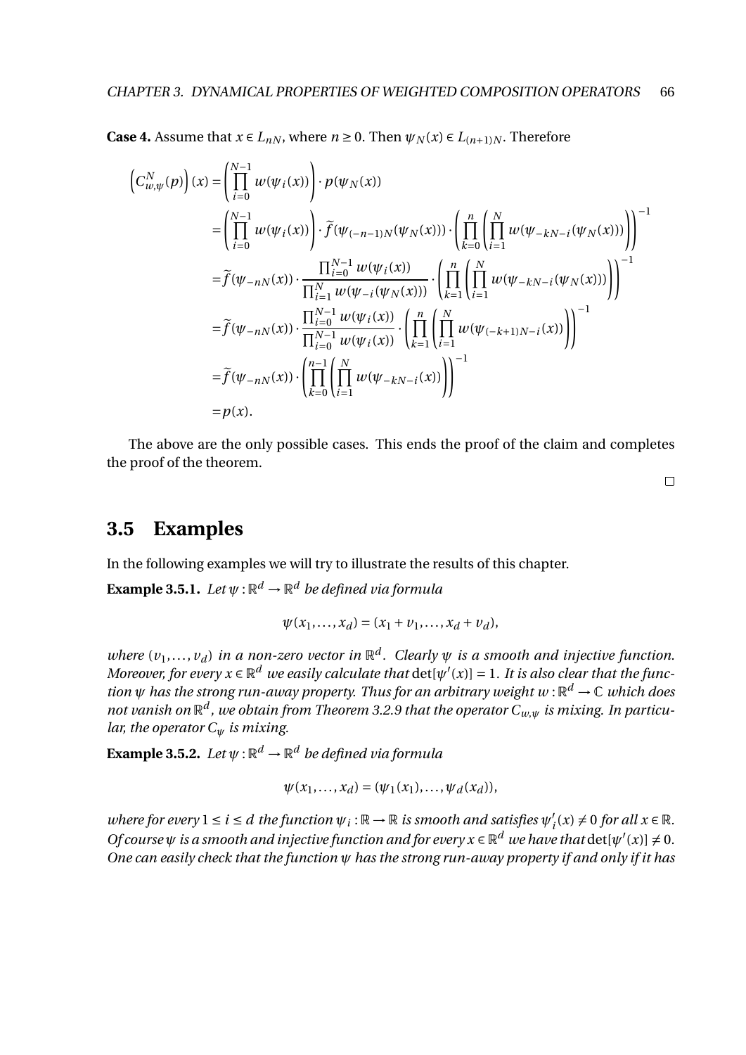**Case 4.** Assume that $x \in L_{nN}$, where $n \geq 0$. Then $\psi_N(x) \in L_{(n+1)N}$. Therefore

$$
\begin{aligned}
\left(C^N_{w,\psi}(p)\right)(x) &= \left(\prod_{i=0}^{N-1} w(\psi_i(x))\right) \cdot p(\psi_N(x)) \\
&= \left(\prod_{i=0}^{N-1} w(\psi_i(x))\right) \cdot \widetilde{f}(\psi_{(-n-1)N}(\psi_N(x))) \cdot \left(\prod_{k=0}^{n}\left(\prod_{i=1}^{N} w(\psi_{-kN-i}(\psi_N(x)))\right)\right)^{-1} \\
&= \widetilde{f}(\psi_{-nN}(x)) \cdot \frac{\prod_{i=0}^{N-1} w(\psi_i(x))}{\prod_{i=1}^{N} w(\psi_{-i}(\psi_N(x)))} \cdot \left(\prod_{k=1}^{n}\left(\prod_{i=1}^{N} w(\psi_{-kN-i}(\psi_N(x)))\right)\right)^{-1} \\
&= \widetilde{f}(\psi_{-nN}(x)) \cdot \frac{\prod_{i=0}^{N-1} w(\psi_i(x))}{\prod_{i=0}^{N-1} w(\psi_i(x))} \cdot \left(\prod_{k=1}^{n}\left(\prod_{i=1}^{N} w(\psi_{(-k+1)N-i}(x))\right)\right)^{-1} \\
&= \widetilde{f}(\psi_{-nN}(x)) \cdot \left(\prod_{k=0}^{n-1}\left(\prod_{i=1}^{N} w(\psi_{-kN-i}(x))\right)\right)^{-1} \\
&= p(x).
\end{aligned}
$$

The above are the only possible cases. This ends the proof of the claim and completes the proof of the theorem.

□

## 3.5 Examples

In the following examples we will try to illustrate the results of this chapter.

**Example 3.5.1.** *Let $\psi : \mathbb{R}^d \to \mathbb{R}^d$ be defined via formula*

$$\psi(x_1, \ldots, x_d) = (x_1 + v_1, \ldots, x_d + v_d),$$

*where $(v_1, \ldots, v_d)$ in a non-zero vector in $\mathbb{R}^d$. Clearly $\psi$ is a smooth and injective function. Moreover, for every $x \in \mathbb{R}^d$ we easily calculate that $\det[\psi'(x)] = 1$. It is also clear that the function $\psi$ has the strong run-away property. Thus for an arbitrary weight $w : \mathbb{R}^d \to \mathbb{C}$ which does not vanish on $\mathbb{R}^d$, we obtain from Theorem 3.2.9 that the operator $C_{w,\psi}$ is mixing. In particular, the operator $C_\psi$ is mixing.*

**Example 3.5.2.** *Let $\psi : \mathbb{R}^d \to \mathbb{R}^d$ be defined via formula*

$$\psi(x_1, \ldots, x_d) = (\psi_1(x_1), \ldots, \psi_d(x_d)),$$

*where for every $1 \leq i \leq d$ the function $\psi_i : \mathbb{R} \to \mathbb{R}$ is smooth and satisfies $\psi_i'(x) \neq 0$ for all $x \in \mathbb{R}$. Of course $\psi$ is a smooth and injective function and for every $x \in \mathbb{R}^d$ we have that $\det[\psi'(x)] \neq 0$. One can easily check that the function $\psi$ has the strong run-away property if and only if it has*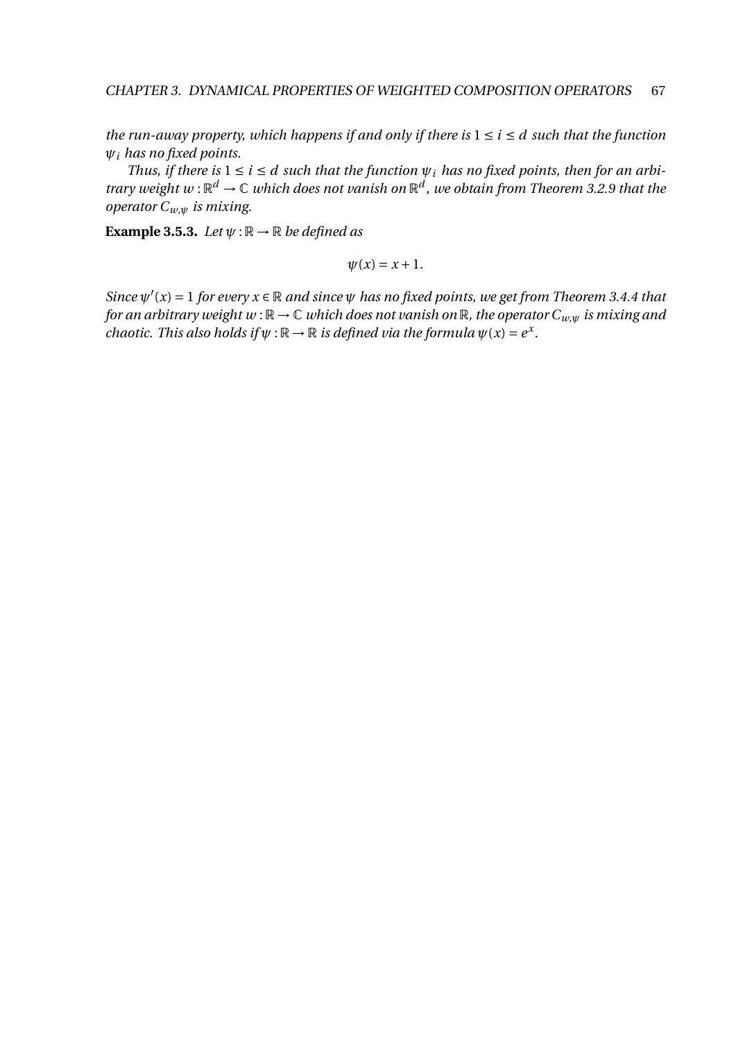*the run-away property, which happens if and only if there is $1 \le i \le d$ such that the function $\psi_i$ has no fixed points.*

*Thus, if there is $1 \le i \le d$ such that the function $\psi_i$ has no fixed points, then for an arbitrary weight $w : \mathbb{R}^d \to \mathbb{C}$ which does not vanish on $\mathbb{R}^d$, we obtain from Theorem 3.2.9 that the operator $C_{w,\psi}$ is mixing.*

**Example 3.5.3.** *Let $\psi : \mathbb{R} \to \mathbb{R}$ be defined as*

$$\psi(x) = x + 1.$$

*Since $\psi'(x) = 1$ for every $x \in \mathbb{R}$ and since $\psi$ has no fixed points, we get from Theorem 3.4.4 that for an arbitrary weight $w : \mathbb{R} \to \mathbb{C}$ which does not vanish on $\mathbb{R}$, the operator $C_{w,\psi}$ is mixing and chaotic. This also holds if $\psi : \mathbb{R} \to \mathbb{R}$ is defined via the formula $\psi(x) = e^x$.*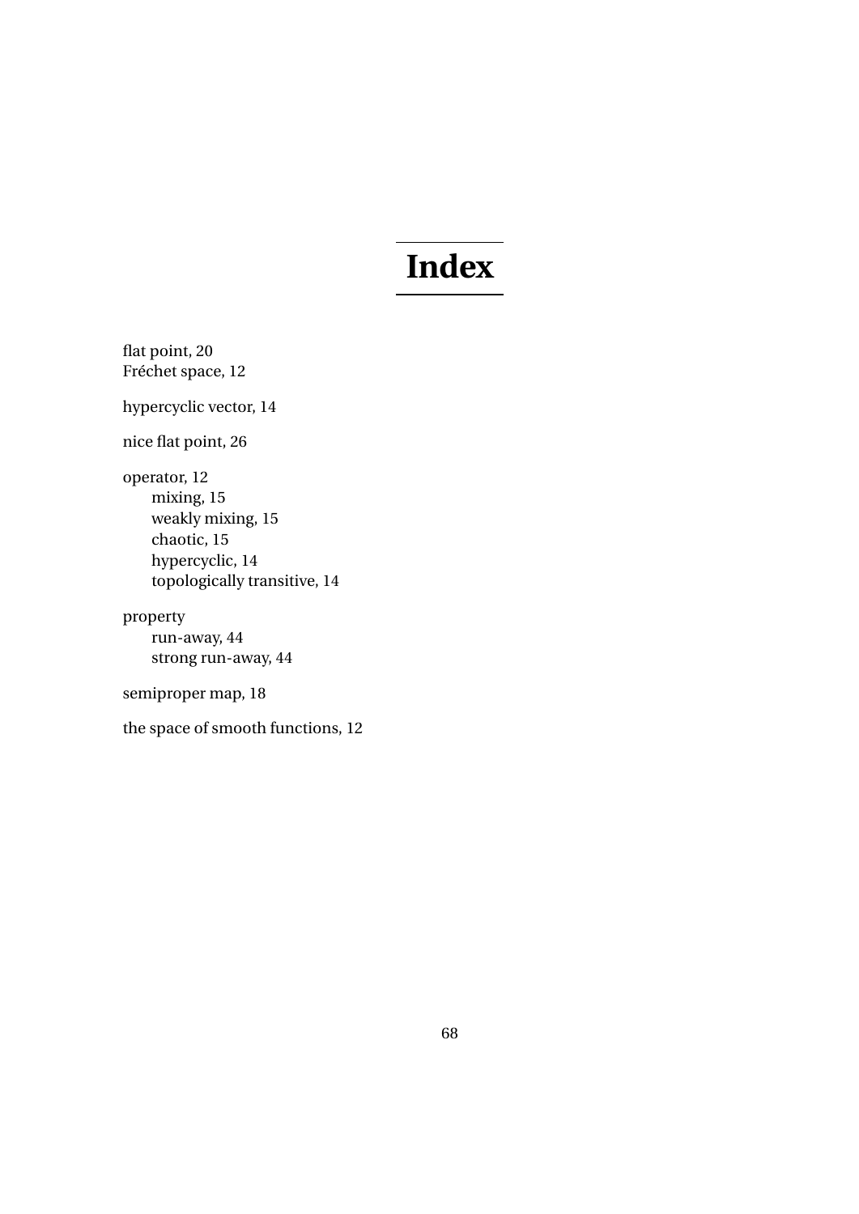# Index

flat point, 20
Fréchet space, 12

hypercyclic vector, 14

nice flat point, 26

operator, 12
- mixing, 15
- weakly mixing, 15
- chaotic, 15
- hypercyclic, 14
- topologically transitive, 14

property
- run-away, 44
- strong run-away, 44

semiproper map, 18

the space of smooth functions, 12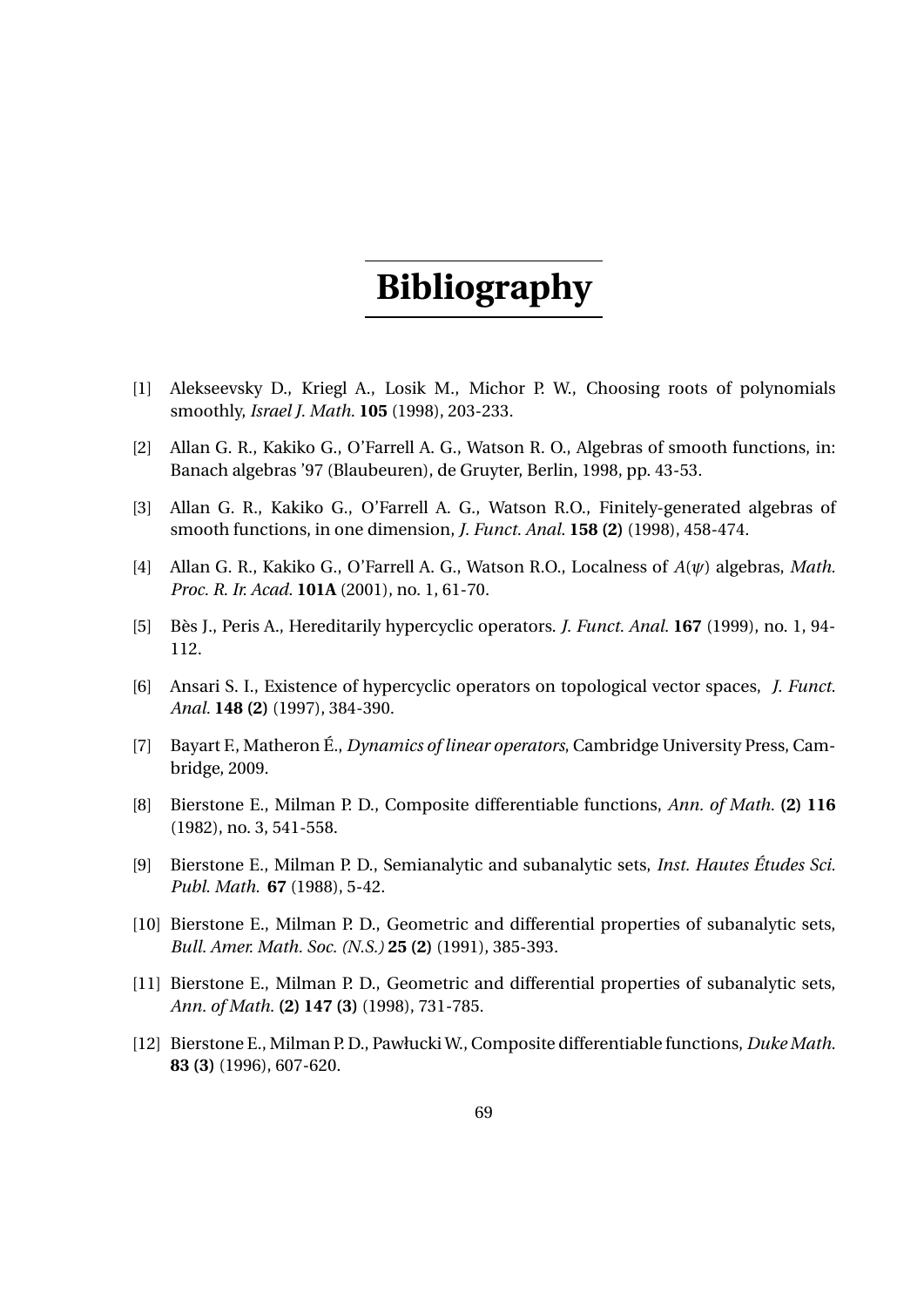# Bibliography

[1] Alekseevsky D., Kriegl A., Losik M., Michor P. W., Choosing roots of polynomials smoothly, *Israel J. Math.* **105** (1998), 203-233.

[2] Allan G. R., Kakiko G., O'Farrell A. G., Watson R. O., Algebras of smooth functions, in: Banach algebras '97 (Blaubeuren), de Gruyter, Berlin, 1998, pp. 43-53.

[3] Allan G. R., Kakiko G., O'Farrell A. G., Watson R.O., Finitely-generated algebras of smooth functions, in one dimension, *J. Funct. Anal.* **158 (2)** (1998), 458-474.

[4] Allan G. R., Kakiko G., O'Farrell A. G., Watson R.O., Localness of $A(\psi)$ algebras, *Math. Proc. R. Ir. Acad.* **101A** (2001), no. 1, 61-70.

[5] Bès J., Peris A., Hereditarily hypercyclic operators. *J. Funct. Anal.* **167** (1999), no. 1, 94-112.

[6] Ansari S. I., Existence of hypercyclic operators on topological vector spaces, *J. Funct. Anal.* **148 (2)** (1997), 384-390.

[7] Bayart F., Matheron É., *Dynamics of linear operators*, Cambridge University Press, Cambridge, 2009.

[8] Bierstone E., Milman P. D., Composite differentiable functions, *Ann. of Math.* **(2) 116** (1982), no. 3, 541-558.

[9] Bierstone E., Milman P. D., Semianalytic and subanalytic sets, *Inst. Hautes Études Sci. Publ. Math.* **67** (1988), 5-42.

[10] Bierstone E., Milman P. D., Geometric and differential properties of subanalytic sets, *Bull. Amer. Math. Soc. (N.S.)* **25 (2)** (1991), 385-393.

[11] Bierstone E., Milman P. D., Geometric and differential properties of subanalytic sets, *Ann. of Math.* **(2) 147 (3)** (1998), 731-785.

[12] Bierstone E., Milman P. D., Pawłucki W., Composite differentiable functions, *Duke Math.* **83 (3)** (1996), 607-620.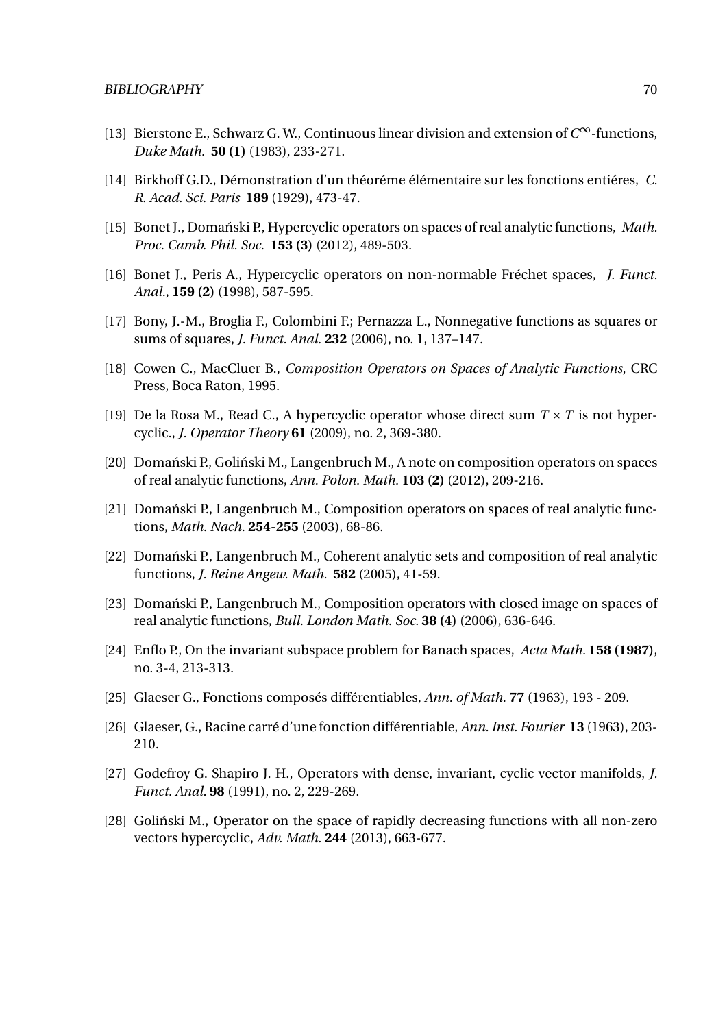[13] Bierstone E., Schwarz G. W., Continuous linear division and extension of $C^\infty$-functions, *Duke Math.* **50 (1)** (1983), 233-271.

[14] Birkhoff G.D., Démonstration d'un théoréme élémentaire sur les fonctions entiéres, *C. R. Acad. Sci. Paris* **189** (1929), 473-47.

[15] Bonet J., Domański P., Hypercyclic operators on spaces of real analytic functions, *Math. Proc. Camb. Phil. Soc.* **153 (3)** (2012), 489-503.

[16] Bonet J., Peris A., Hypercyclic operators on non-normable Fréchet spaces, *J. Funct. Anal.*, **159 (2)** (1998), 587-595.

[17] Bony, J.-M., Broglia F., Colombini F.; Pernazza L., Nonnegative functions as squares or sums of squares, *J. Funct. Anal.* **232** (2006), no. 1, 137–147.

[18] Cowen C., MacCluer B., *Composition Operators on Spaces of Analytic Functions*, CRC Press, Boca Raton, 1995.

[19] De la Rosa M., Read C., A hypercyclic operator whose direct sum $T \times T$ is not hypercyclic., *J. Operator Theory* **61** (2009), no. 2, 369-380.

[20] Domański P., Goliński M., Langenbruch M., A note on composition operators on spaces of real analytic functions, *Ann. Polon. Math.* **103 (2)** (2012), 209-216.

[21] Domański P., Langenbruch M., Composition operators on spaces of real analytic functions, *Math. Nach.* **254-255** (2003), 68-86.

[22] Domański P., Langenbruch M., Coherent analytic sets and composition of real analytic functions, *J. Reine Angew. Math.* **582** (2005), 41-59.

[23] Domański P., Langenbruch M., Composition operators with closed image on spaces of real analytic functions, *Bull. London Math. Soc.* **38 (4)** (2006), 636-646.

[24] Enflo P., On the invariant subspace problem for Banach spaces, *Acta Math.* **158 (1987)**, no. 3-4, 213-313.

[25] Glaeser G., Fonctions composés différentiables, *Ann. of Math.* **77** (1963), 193 - 209.

[26] Glaeser, G., Racine carré d'une fonction différentiable, *Ann. Inst. Fourier* **13** (1963), 203-210.

[27] Godefroy G. Shapiro J. H., Operators with dense, invariant, cyclic vector manifolds, *J. Funct. Anal.* **98** (1991), no. 2, 229-269.

[28] Goliński M., Operator on the space of rapidly decreasing functions with all non-zero vectors hypercyclic, *Adv. Math.* **244** (2013), 663-677.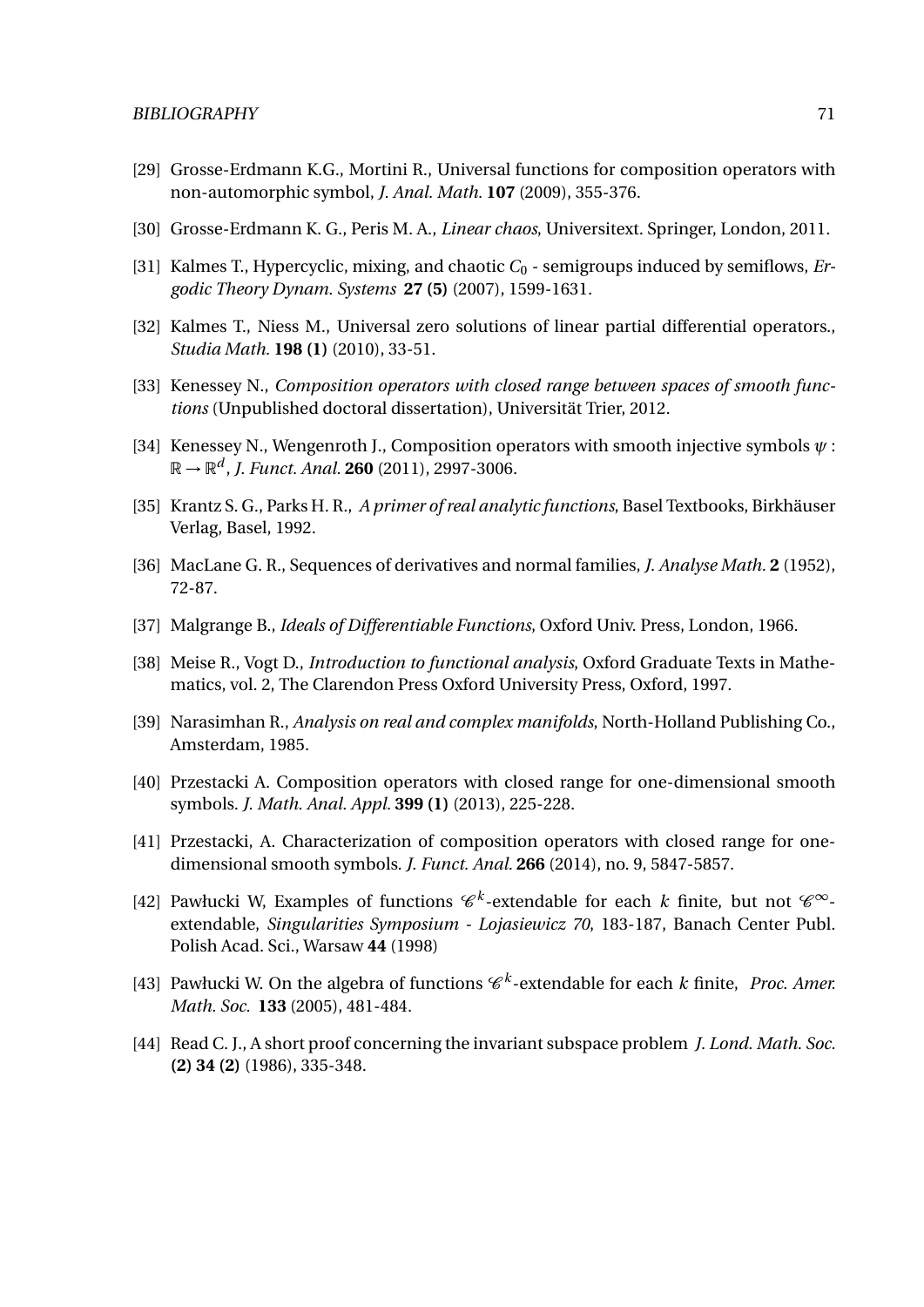[29] Grosse-Erdmann K.G., Mortini R., Universal functions for composition operators with non-automorphic symbol, *J. Anal. Math.* **107** (2009), 355-376.

[30] Grosse-Erdmann K. G., Peris M. A., *Linear chaos*, Universitext. Springer, London, 2011.

[31] Kalmes T., Hypercyclic, mixing, and chaotic $C_0$ - semigroups induced by semiflows, *Ergodic Theory Dynam. Systems* **27 (5)** (2007), 1599-1631.

[32] Kalmes T., Niess M., Universal zero solutions of linear partial differential operators., *Studia Math.* **198 (1)** (2010), 33-51.

[33] Kenessey N., *Composition operators with closed range between spaces of smooth functions* (Unpublished doctoral dissertation), Universität Trier, 2012.

[34] Kenessey N., Wengenroth J., Composition operators with smooth injective symbols $\psi : \mathbb{R} \to \mathbb{R}^d$, *J. Funct. Anal.* **260** (2011), 2997-3006.

[35] Krantz S. G., Parks H. R., *A primer of real analytic functions*, Basel Textbooks, Birkhäuser Verlag, Basel, 1992.

[36] MacLane G. R., Sequences of derivatives and normal families, *J. Analyse Math.* **2** (1952), 72-87.

[37] Malgrange B., *Ideals of Differentiable Functions*, Oxford Univ. Press, London, 1966.

[38] Meise R., Vogt D., *Introduction to functional analysis*, Oxford Graduate Texts in Mathematics, vol. 2, The Clarendon Press Oxford University Press, Oxford, 1997.

[39] Narasimhan R., *Analysis on real and complex manifolds*, North-Holland Publishing Co., Amsterdam, 1985.

[40] Przestacki A. Composition operators with closed range for one-dimensional smooth symbols. *J. Math. Anal. Appl.* **399 (1)** (2013), 225-228.

[41] Przestacki, A. Characterization of composition operators with closed range for one-dimensional smooth symbols. *J. Funct. Anal.* **266** (2014), no. 9, 5847-5857.

[42] Pawłucki W, Examples of functions $\mathscr{C}^k$-extendable for each $k$ finite, but not $\mathscr{C}^\infty$-extendable, *Singularities Symposium - Lojasiewicz 70*, 183-187, Banach Center Publ. Polish Acad. Sci., Warsaw **44** (1998)

[43] Pawłucki W. On the algebra of functions $\mathscr{C}^k$-extendable for each $k$ finite, *Proc. Amer. Math. Soc.* **133** (2005), 481-484.

[44] Read C. J., A short proof concerning the invariant subspace problem *J. Lond. Math. Soc.* **(2) 34 (2)** (1986), 335-348.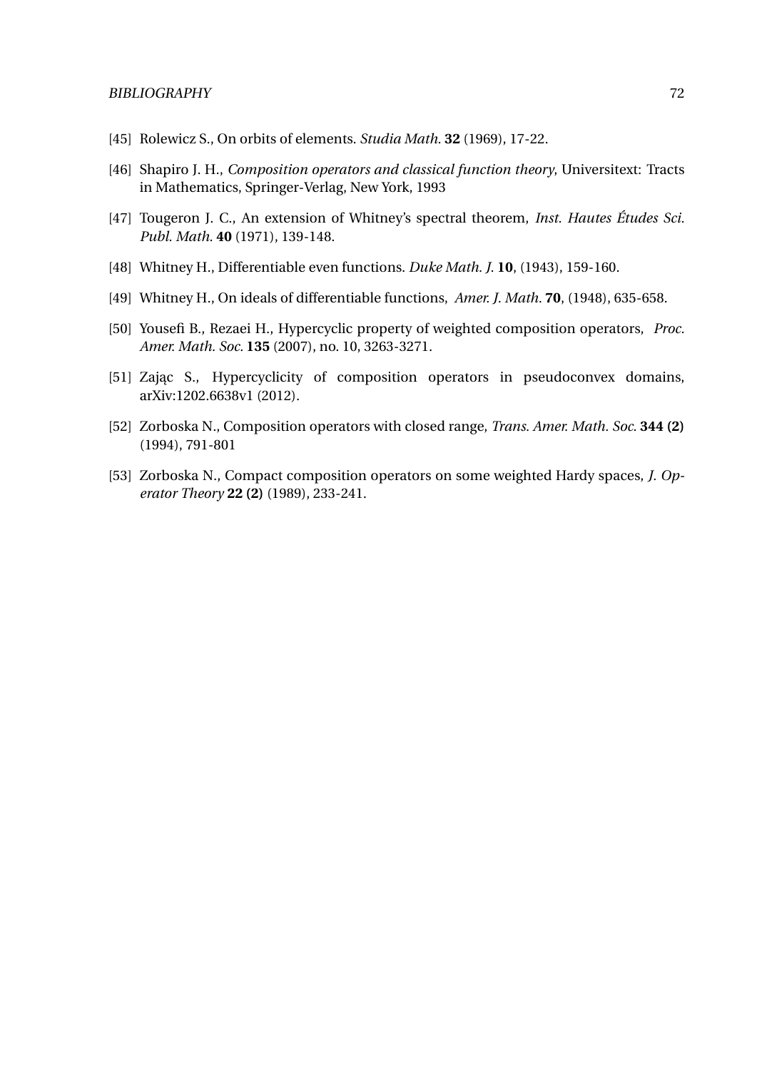[45] Rolewicz S., On orbits of elements. *Studia Math.* **32** (1969), 17-22.

[46] Shapiro J. H., *Composition operators and classical function theory*, Universitext: Tracts in Mathematics, Springer-Verlag, New York, 1993

[47] Tougeron J. C., An extension of Whitney's spectral theorem, *Inst. Hautes Études Sci. Publ. Math.* **40** (1971), 139-148.

[48] Whitney H., Differentiable even functions. *Duke Math. J.* **10**, (1943), 159-160.

[49] Whitney H., On ideals of differentiable functions, *Amer. J. Math.* **70**, (1948), 635-658.

[50] Yousefi B., Rezaei H., Hypercyclic property of weighted composition operators, *Proc. Amer. Math. Soc.* **135** (2007), no. 10, 3263-3271.

[51] Zając S., Hypercyclicity of composition operators in pseudoconvex domains, arXiv:1202.6638v1 (2012).

[52] Zorboska N., Composition operators with closed range, *Trans. Amer. Math. Soc.* **344 (2)** (1994), 791-801

[53] Zorboska N., Compact composition operators on some weighted Hardy spaces, *J. Operator Theory* **22 (2)** (1989), 233-241.